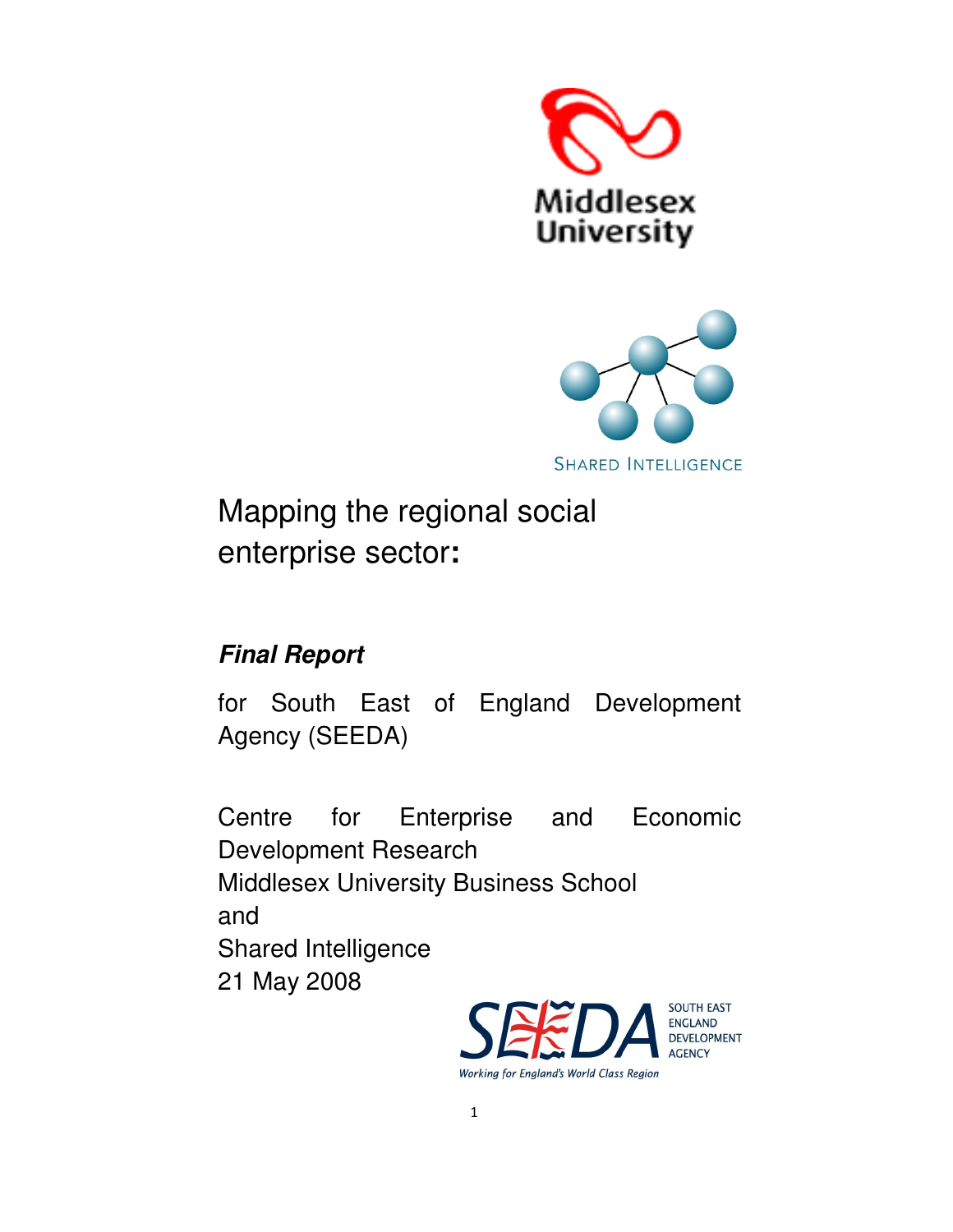Middlesex University

SHARED INTELLIGENCE

# Mapping the regional social enterprise sector:

## *Final Report*

for South East of England Development Agency (SEEDA)

Centre for Enterprise and Economic Development Research
Middlesex University Business School
and
Shared Intelligence
21 May 2008

SEEDA SOUTH EAST ENGLAND DEVELOPMENT AGENCY
Working for England's World Class Region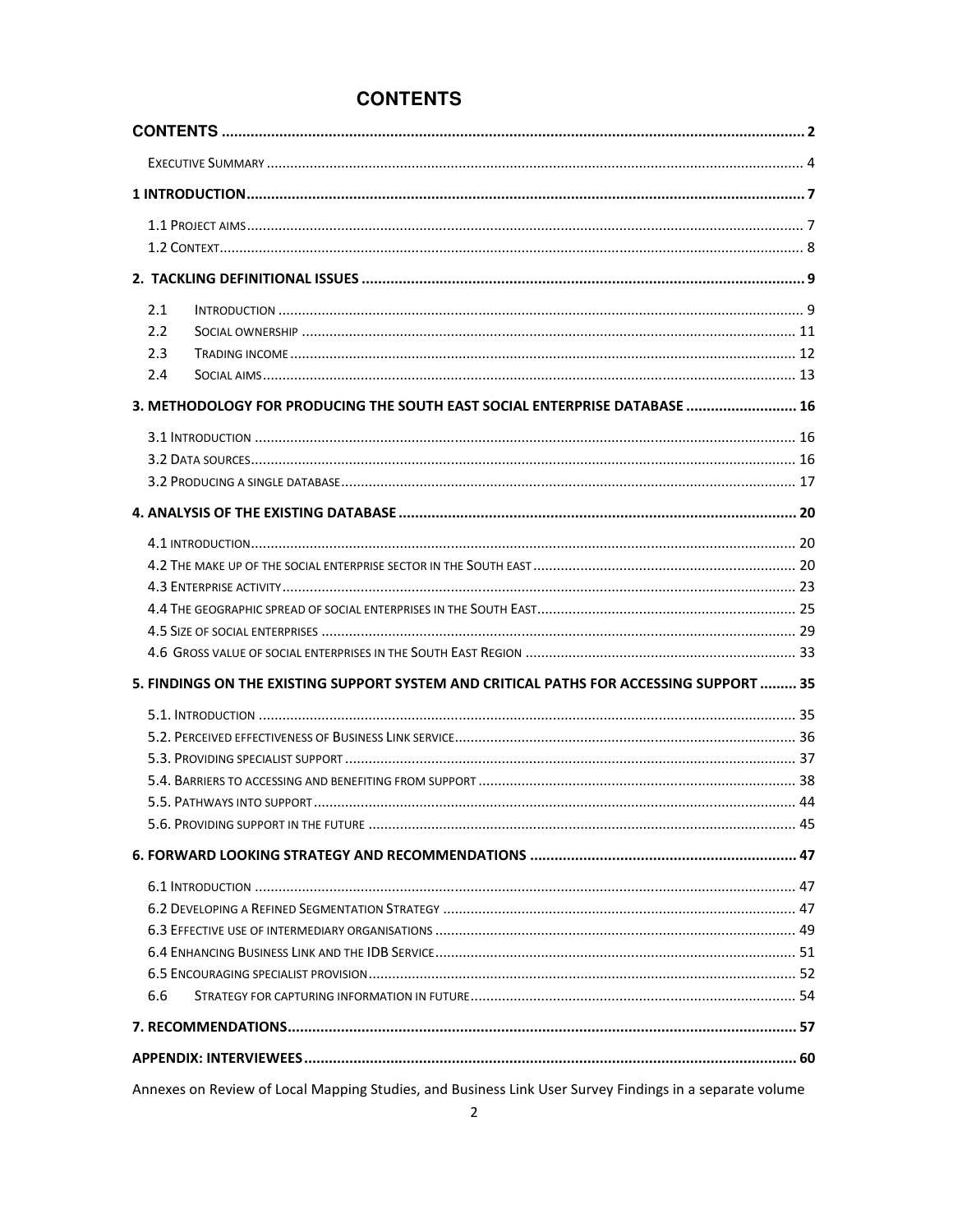# CONTENTS

**CONTENTS** ........................................................................................................................................... **2**

EXECUTIVE SUMMARY ........................................................................................................................ 4

**1 INTRODUCTION** .................................................................................................................................. **7**

1.1 PROJECT AIMS ................................................................................................................................... 7
1.2 CONTEXT .......................................................................................................................................... 8

**2. TACKLING DEFINITIONAL ISSUES** ....................................................................................................... **9**

2.1 INTRODUCTION ................................................................................................................................ 9
2.2 SOCIAL OWNERSHIP ....................................................................................................................... 11
2.3 TRADING INCOME ........................................................................................................................... 12
2.4 SOCIAL AIMS ................................................................................................................................... 13

**3. METHODOLOGY FOR PRODUCING THE SOUTH EAST SOCIAL ENTERPRISE DATABASE** ........................... **16**

3.1 INTRODUCTION .............................................................................................................................. 16
3.2 DATA SOURCES ............................................................................................................................... 16
3.2 PRODUCING A SINGLE DATABASE ................................................................................................... 17

**4. ANALYSIS OF THE EXISTING DATABASE** ............................................................................................ **20**

4.1 INTRODUCTION ............................................................................................................................... 20
4.2 THE MAKE UP OF THE SOCIAL ENTERPRISE SECTOR IN THE SOUTH EAST ......................................... 20
4.3 ENTERPRISE ACTIVITY ..................................................................................................................... 23
4.4 THE GEOGRAPHIC SPREAD OF SOCIAL ENTERPRISES IN THE SOUTH EAST ....................................... 25
4.5 SIZE OF SOCIAL ENTERPRISES ......................................................................................................... 29
4.6 GROSS VALUE OF SOCIAL ENTERPRISES IN THE SOUTH EAST REGION ............................................. 33

**5. FINDINGS ON THE EXISTING SUPPORT SYSTEM AND CRITICAL PATHS FOR ACCESSING SUPPORT** ......... **35**

5.1. INTRODUCTION ............................................................................................................................. 35
5.2. PERCEIVED EFFECTIVENESS OF BUSINESS LINK SERVICE ................................................................. 36
5.3. PROVIDING SPECIALIST SUPPORT ................................................................................................... 37
5.4. BARRIERS TO ACCESSING AND BENEFITING FROM SUPPORT .......................................................... 38
5.5. PATHWAYS INTO SUPPORT ............................................................................................................ 44
5.6. PROVIDING SUPPORT IN THE FUTURE ............................................................................................ 45

**6. FORWARD LOOKING STRATEGY AND RECOMMENDATIONS** ............................................................... **47**

6.1 INTRODUCTION ............................................................................................................................... 47
6.2 DEVELOPING A REFINED SEGMENTATION STRATEGY ...................................................................... 47
6.3 EFFECTIVE USE OF INTERMEDIARY ORGANISATIONS ....................................................................... 49
6.4 ENHANCING BUSINESS LINK AND THE IDB SERVICE ......................................................................... 51
6.5 ENCOURAGING SPECIALIST PROVISION ........................................................................................... 52
6.6 STRATEGY FOR CAPTURING INFORMATION IN FUTURE ................................................................... 54

**7. RECOMMENDATIONS** ....................................................................................................................... **57**

**APPENDIX: INTERVIEWEES** .................................................................................................................. **60**

Annexes on Review of Local Mapping Studies, and Business Link User Survey Findings in a separate volume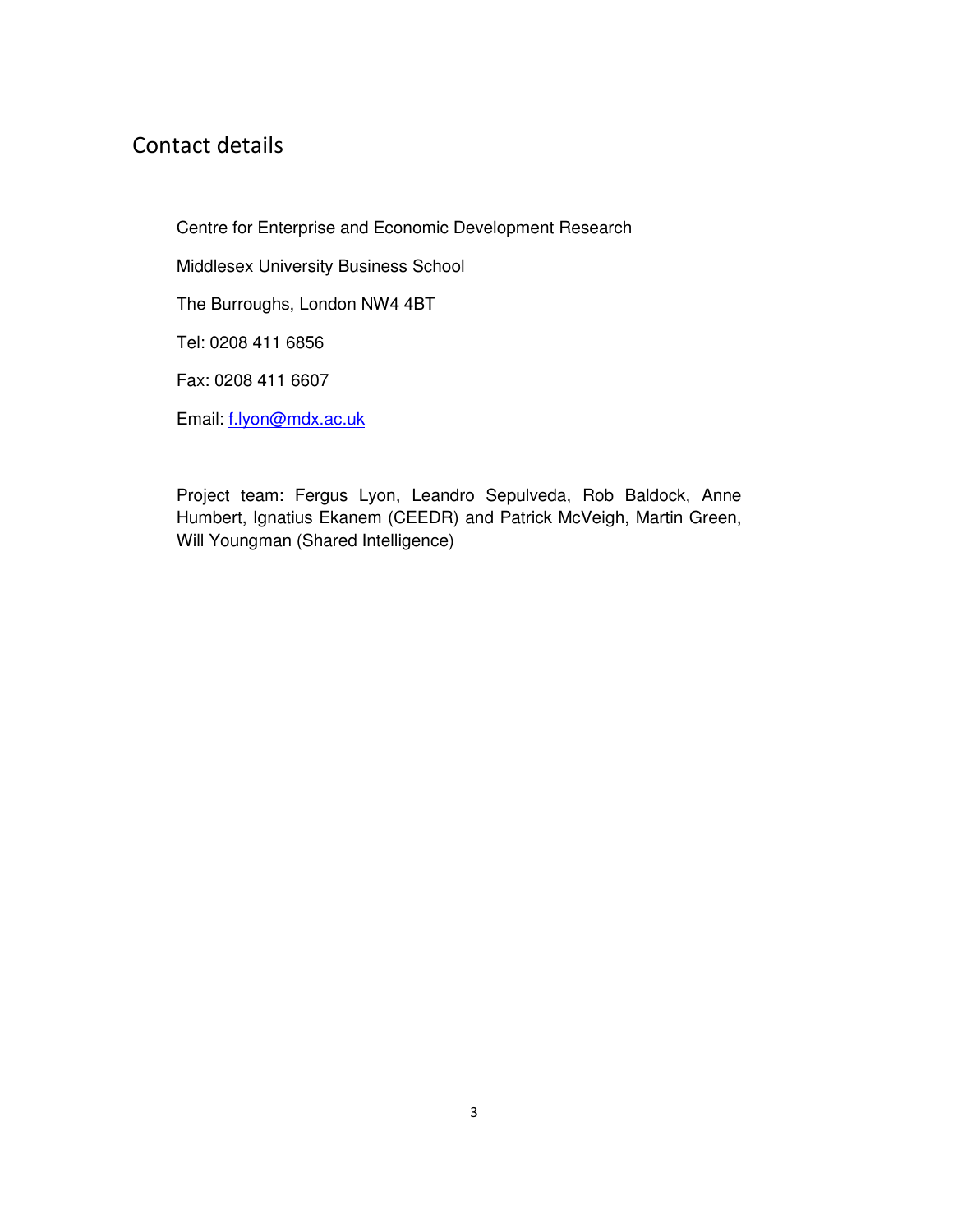## Contact details

Centre for Enterprise and Economic Development Research

Middlesex University Business School

The Burroughs, London NW4 4BT

Tel: 0208 411 6856

Fax: 0208 411 6607

Email: f.lyon@mdx.ac.uk

Project team: Fergus Lyon, Leandro Sepulveda, Rob Baldock, Anne Humbert, Ignatius Ekanem (CEEDR) and Patrick McVeigh, Martin Green, Will Youngman (Shared Intelligence)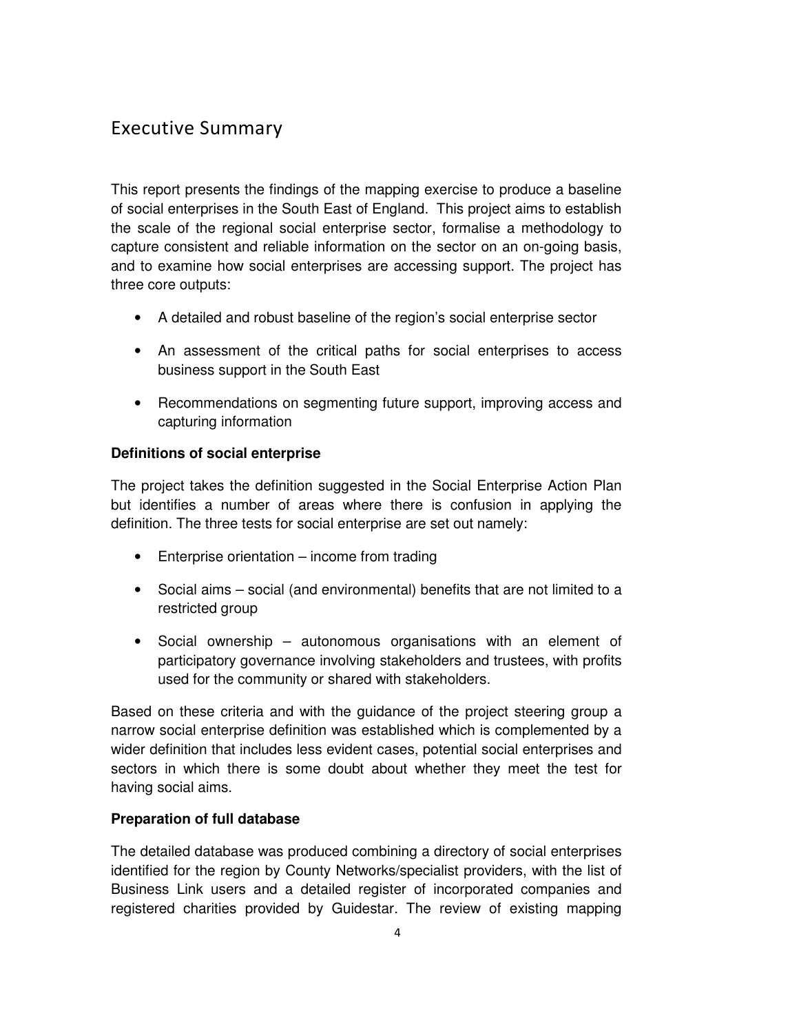## Executive Summary

This report presents the findings of the mapping exercise to produce a baseline of social enterprises in the South East of England. This project aims to establish the scale of the regional social enterprise sector, formalise a methodology to capture consistent and reliable information on the sector on an on-going basis, and to examine how social enterprises are accessing support. The project has three core outputs:

- A detailed and robust baseline of the region's social enterprise sector
- An assessment of the critical paths for social enterprises to access business support in the South East
- Recommendations on segmenting future support, improving access and capturing information

**Definitions of social enterprise**

The project takes the definition suggested in the Social Enterprise Action Plan but identifies a number of areas where there is confusion in applying the definition. The three tests for social enterprise are set out namely:

- Enterprise orientation – income from trading
- Social aims – social (and environmental) benefits that are not limited to a restricted group
- Social ownership – autonomous organisations with an element of participatory governance involving stakeholders and trustees, with profits used for the community or shared with stakeholders.

Based on these criteria and with the guidance of the project steering group a narrow social enterprise definition was established which is complemented by a wider definition that includes less evident cases, potential social enterprises and sectors in which there is some doubt about whether they meet the test for having social aims.

**Preparation of full database**

The detailed database was produced combining a directory of social enterprises identified for the region by County Networks/specialist providers, with the list of Business Link users and a detailed register of incorporated companies and registered charities provided by Guidestar. The review of existing mapping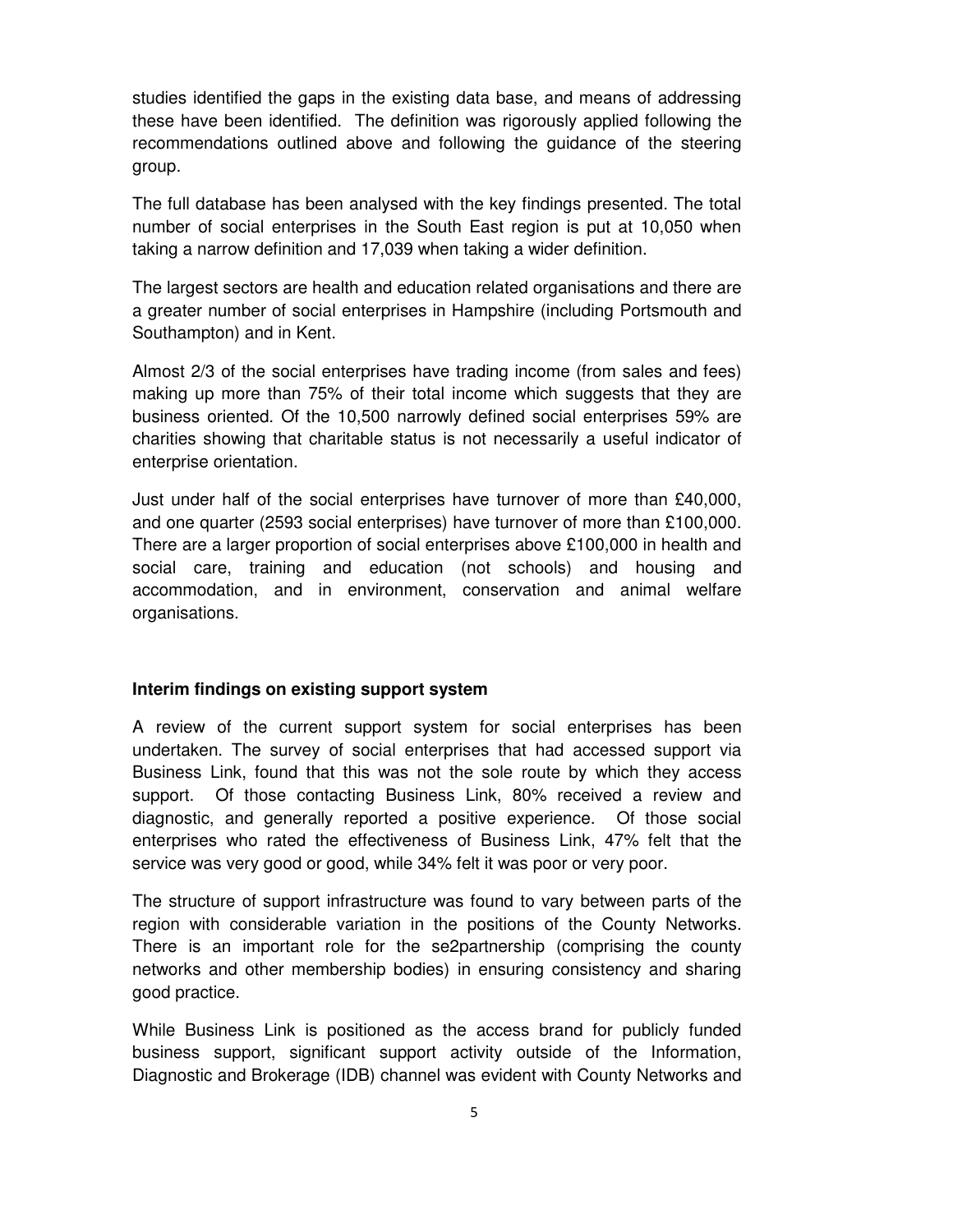studies identified the gaps in the existing data base, and means of addressing these have been identified. The definition was rigorously applied following the recommendations outlined above and following the guidance of the steering group.

The full database has been analysed with the key findings presented. The total number of social enterprises in the South East region is put at 10,050 when taking a narrow definition and 17,039 when taking a wider definition.

The largest sectors are health and education related organisations and there are a greater number of social enterprises in Hampshire (including Portsmouth and Southampton) and in Kent.

Almost 2/3 of the social enterprises have trading income (from sales and fees) making up more than 75% of their total income which suggests that they are business oriented. Of the 10,500 narrowly defined social enterprises 59% are charities showing that charitable status is not necessarily a useful indicator of enterprise orientation.

Just under half of the social enterprises have turnover of more than £40,000, and one quarter (2593 social enterprises) have turnover of more than £100,000. There are a larger proportion of social enterprises above £100,000 in health and social care, training and education (not schools) and housing and accommodation, and in environment, conservation and animal welfare organisations.

**Interim findings on existing support system**

A review of the current support system for social enterprises has been undertaken. The survey of social enterprises that had accessed support via Business Link, found that this was not the sole route by which they access support. Of those contacting Business Link, 80% received a review and diagnostic, and generally reported a positive experience. Of those social enterprises who rated the effectiveness of Business Link, 47% felt that the service was very good or good, while 34% felt it was poor or very poor.

The structure of support infrastructure was found to vary between parts of the region with considerable variation in the positions of the County Networks. There is an important role for the se2partnership (comprising the county networks and other membership bodies) in ensuring consistency and sharing good practice.

While Business Link is positioned as the access brand for publicly funded business support, significant support activity outside of the Information, Diagnostic and Brokerage (IDB) channel was evident with County Networks and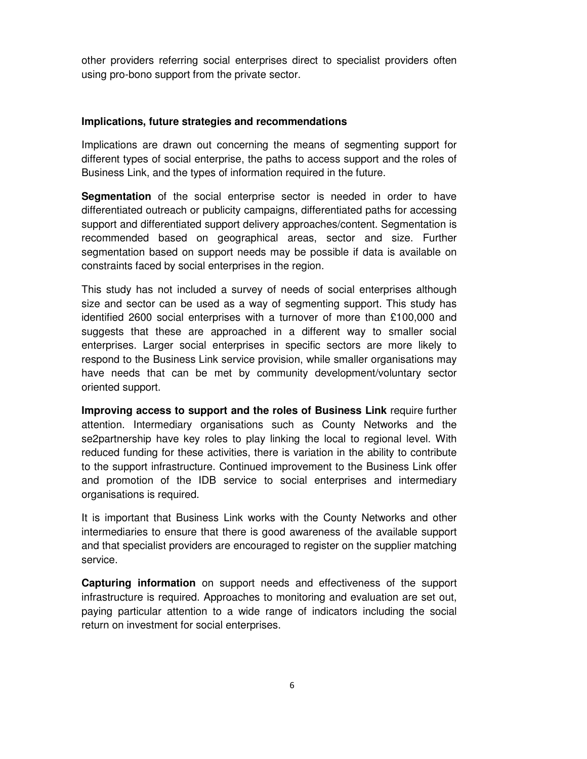other providers referring social enterprises direct to specialist providers often using pro-bono support from the private sector.

**Implications, future strategies and recommendations**

Implications are drawn out concerning the means of segmenting support for different types of social enterprise, the paths to access support and the roles of Business Link, and the types of information required in the future.

**Segmentation** of the social enterprise sector is needed in order to have differentiated outreach or publicity campaigns, differentiated paths for accessing support and differentiated support delivery approaches/content. Segmentation is recommended based on geographical areas, sector and size. Further segmentation based on support needs may be possible if data is available on constraints faced by social enterprises in the region.

This study has not included a survey of needs of social enterprises although size and sector can be used as a way of segmenting support. This study has identified 2600 social enterprises with a turnover of more than £100,000 and suggests that these are approached in a different way to smaller social enterprises. Larger social enterprises in specific sectors are more likely to respond to the Business Link service provision, while smaller organisations may have needs that can be met by community development/voluntary sector oriented support.

**Improving access to support and the roles of Business Link** require further attention. Intermediary organisations such as County Networks and the se2partnership have key roles to play linking the local to regional level. With reduced funding for these activities, there is variation in the ability to contribute to the support infrastructure. Continued improvement to the Business Link offer and promotion of the IDB service to social enterprises and intermediary organisations is required.

It is important that Business Link works with the County Networks and other intermediaries to ensure that there is good awareness of the available support and that specialist providers are encouraged to register on the supplier matching service.

**Capturing information** on support needs and effectiveness of the support infrastructure is required. Approaches to monitoring and evaluation are set out, paying particular attention to a wide range of indicators including the social return on investment for social enterprises.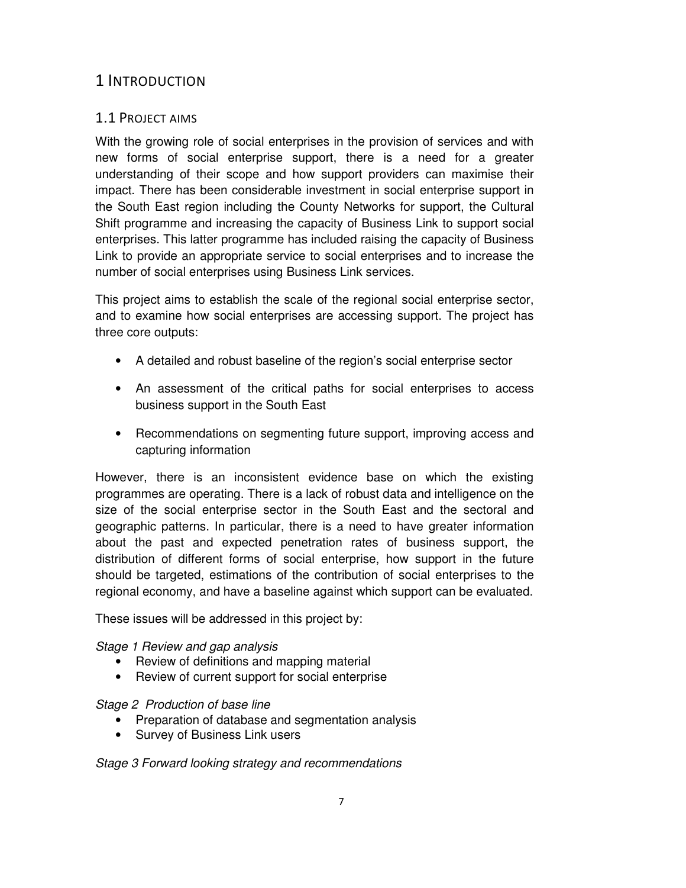# 1 Introduction

## 1.1 Project aims

With the growing role of social enterprises in the provision of services and with new forms of social enterprise support, there is a need for a greater understanding of their scope and how support providers can maximise their impact. There has been considerable investment in social enterprise support in the South East region including the County Networks for support, the Cultural Shift programme and increasing the capacity of Business Link to support social enterprises. This latter programme has included raising the capacity of Business Link to provide an appropriate service to social enterprises and to increase the number of social enterprises using Business Link services.

This project aims to establish the scale of the regional social enterprise sector, and to examine how social enterprises are accessing support. The project has three core outputs:

- A detailed and robust baseline of the region's social enterprise sector
- An assessment of the critical paths for social enterprises to access business support in the South East
- Recommendations on segmenting future support, improving access and capturing information

However, there is an inconsistent evidence base on which the existing programmes are operating. There is a lack of robust data and intelligence on the size of the social enterprise sector in the South East and the sectoral and geographic patterns. In particular, there is a need to have greater information about the past and expected penetration rates of business support, the distribution of different forms of social enterprise, how support in the future should be targeted, estimations of the contribution of social enterprises to the regional economy, and have a baseline against which support can be evaluated.

These issues will be addressed in this project by:

*Stage 1 Review and gap analysis*

- Review of definitions and mapping material
- Review of current support for social enterprise

*Stage 2 Production of base line*

- Preparation of database and segmentation analysis
- Survey of Business Link users

*Stage 3 Forward looking strategy and recommendations*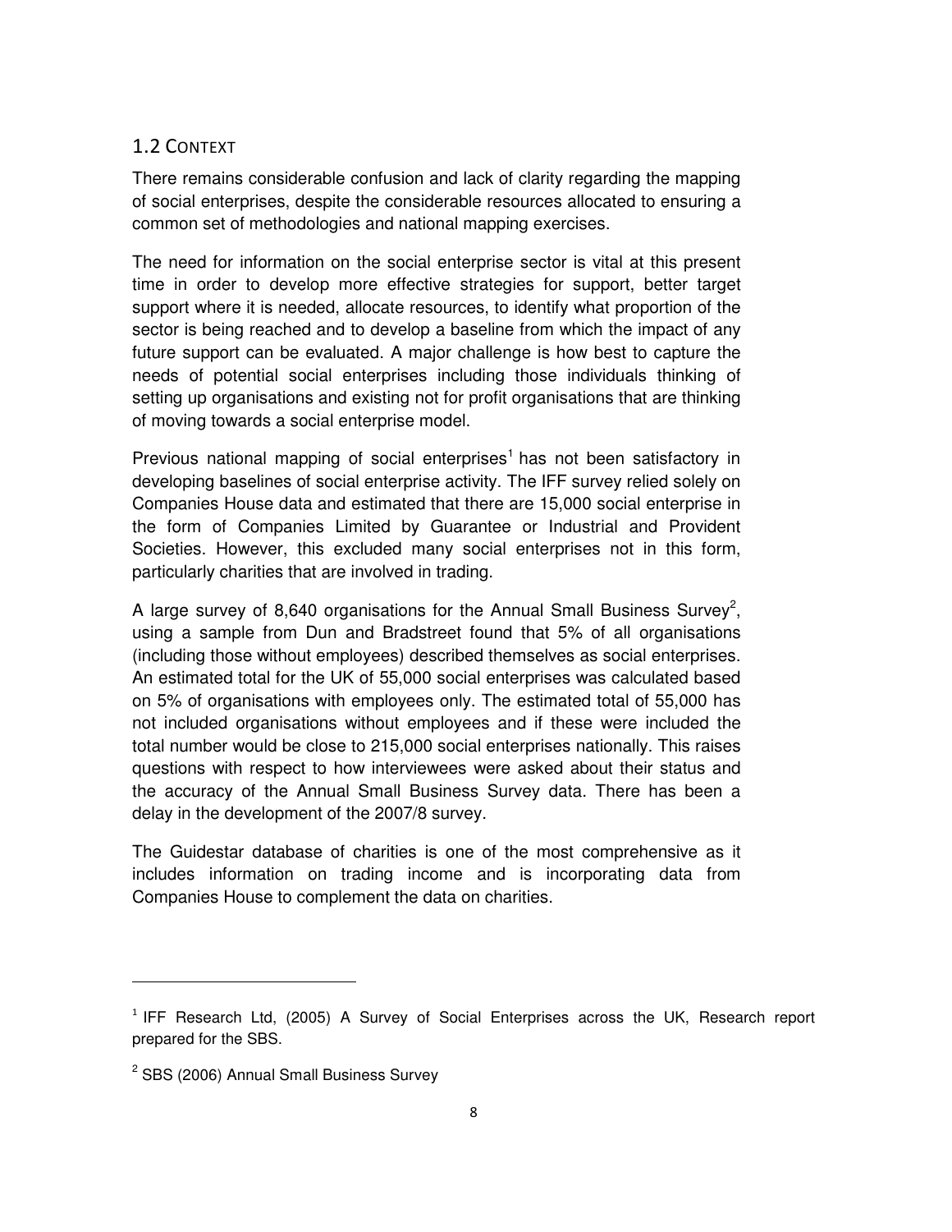## 1.2 Context

There remains considerable confusion and lack of clarity regarding the mapping of social enterprises, despite the considerable resources allocated to ensuring a common set of methodologies and national mapping exercises.

The need for information on the social enterprise sector is vital at this present time in order to develop more effective strategies for support, better target support where it is needed, allocate resources, to identify what proportion of the sector is being reached and to develop a baseline from which the impact of any future support can be evaluated. A major challenge is how best to capture the needs of potential social enterprises including those individuals thinking of setting up organisations and existing not for profit organisations that are thinking of moving towards a social enterprise model.

Previous national mapping of social enterprises[1] has not been satisfactory in developing baselines of social enterprise activity. The IFF survey relied solely on Companies House data and estimated that there are 15,000 social enterprise in the form of Companies Limited by Guarantee or Industrial and Provident Societies. However, this excluded many social enterprises not in this form, particularly charities that are involved in trading.

A large survey of 8,640 organisations for the Annual Small Business Survey[2], using a sample from Dun and Bradstreet found that 5% of all organisations (including those without employees) described themselves as social enterprises. An estimated total for the UK of 55,000 social enterprises was calculated based on 5% of organisations with employees only. The estimated total of 55,000 has not included organisations without employees and if these were included the total number would be close to 215,000 social enterprises nationally. This raises questions with respect to how interviewees were asked about their status and the accuracy of the Annual Small Business Survey data. There has been a delay in the development of the 2007/8 survey.

The Guidestar database of charities is one of the most comprehensive as it includes information on trading income and is incorporating data from Companies House to complement the data on charities.

---

[1] IFF Research Ltd, (2005) A Survey of Social Enterprises across the UK, Research report prepared for the SBS.

[2] SBS (2006) Annual Small Business Survey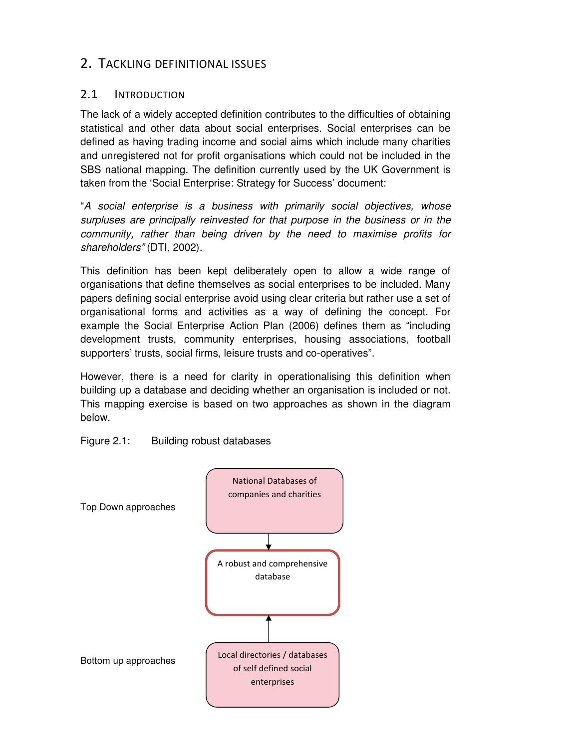## 2. TACKLING DEFINITIONAL ISSUES

### 2.1 INTRODUCTION

The lack of a widely accepted definition contributes to the difficulties of obtaining statistical and other data about social enterprises. Social enterprises can be defined as having trading income and social aims which include many charities and unregistered not for profit organisations which could not be included in the SBS national mapping. The definition currently used by the UK Government is taken from the 'Social Enterprise: Strategy for Success' document:

"*A social enterprise is a business with primarily social objectives, whose surpluses are principally reinvested for that purpose in the business or in the community, rather than being driven by the need to maximise profits for shareholders"* (DTI, 2002).

This definition has been kept deliberately open to allow a wide range of organisations that define themselves as social enterprises to be included. Many papers defining social enterprise avoid using clear criteria but rather use a set of organisational forms and activities as a way of defining the concept. For example the Social Enterprise Action Plan (2006) defines them as "including development trusts, community enterprises, housing associations, football supporters' trusts, social firms, leisure trusts and co-operatives".

However, there is a need for clarity in operationalising this definition when building up a database and deciding whether an organisation is included or not. This mapping exercise is based on two approaches as shown in the diagram below.

Figure 2.1: Building robust databases

Top Down approaches

National Databases of companies and charities

↓

A robust and comprehensive database

↑

Local directories / databases of self defined social enterprises

Bottom up approaches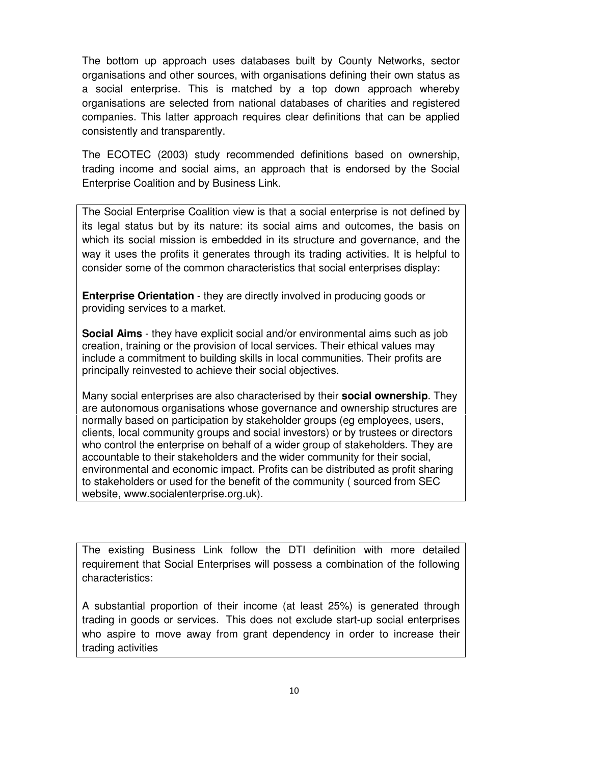The bottom up approach uses databases built by County Networks, sector organisations and other sources, with organisations defining their own status as a social enterprise. This is matched by a top down approach whereby organisations are selected from national databases of charities and registered companies. This latter approach requires clear definitions that can be applied consistently and transparently.

The ECOTEC (2003) study recommended definitions based on ownership, trading income and social aims, an approach that is endorsed by the Social Enterprise Coalition and by Business Link.

The Social Enterprise Coalition view is that a social enterprise is not defined by its legal status but by its nature: its social aims and outcomes, the basis on which its social mission is embedded in its structure and governance, and the way it uses the profits it generates through its trading activities. It is helpful to consider some of the common characteristics that social enterprises display:

**Enterprise Orientation** - they are directly involved in producing goods or providing services to a market.

**Social Aims** - they have explicit social and/or environmental aims such as job creation, training or the provision of local services. Their ethical values may include a commitment to building skills in local communities. Their profits are principally reinvested to achieve their social objectives.

Many social enterprises are also characterised by their **social ownership**. They are autonomous organisations whose governance and ownership structures are normally based on participation by stakeholder groups (eg employees, users, clients, local community groups and social investors) or by trustees or directors who control the enterprise on behalf of a wider group of stakeholders. They are accountable to their stakeholders and the wider community for their social, environmental and economic impact. Profits can be distributed as profit sharing to stakeholders or used for the benefit of the community ( sourced from SEC website, www.socialenterprise.org.uk).

The existing Business Link follow the DTI definition with more detailed requirement that Social Enterprises will possess a combination of the following characteristics:

A substantial proportion of their income (at least 25%) is generated through trading in goods or services. This does not exclude start-up social enterprises who aspire to move away from grant dependency in order to increase their trading activities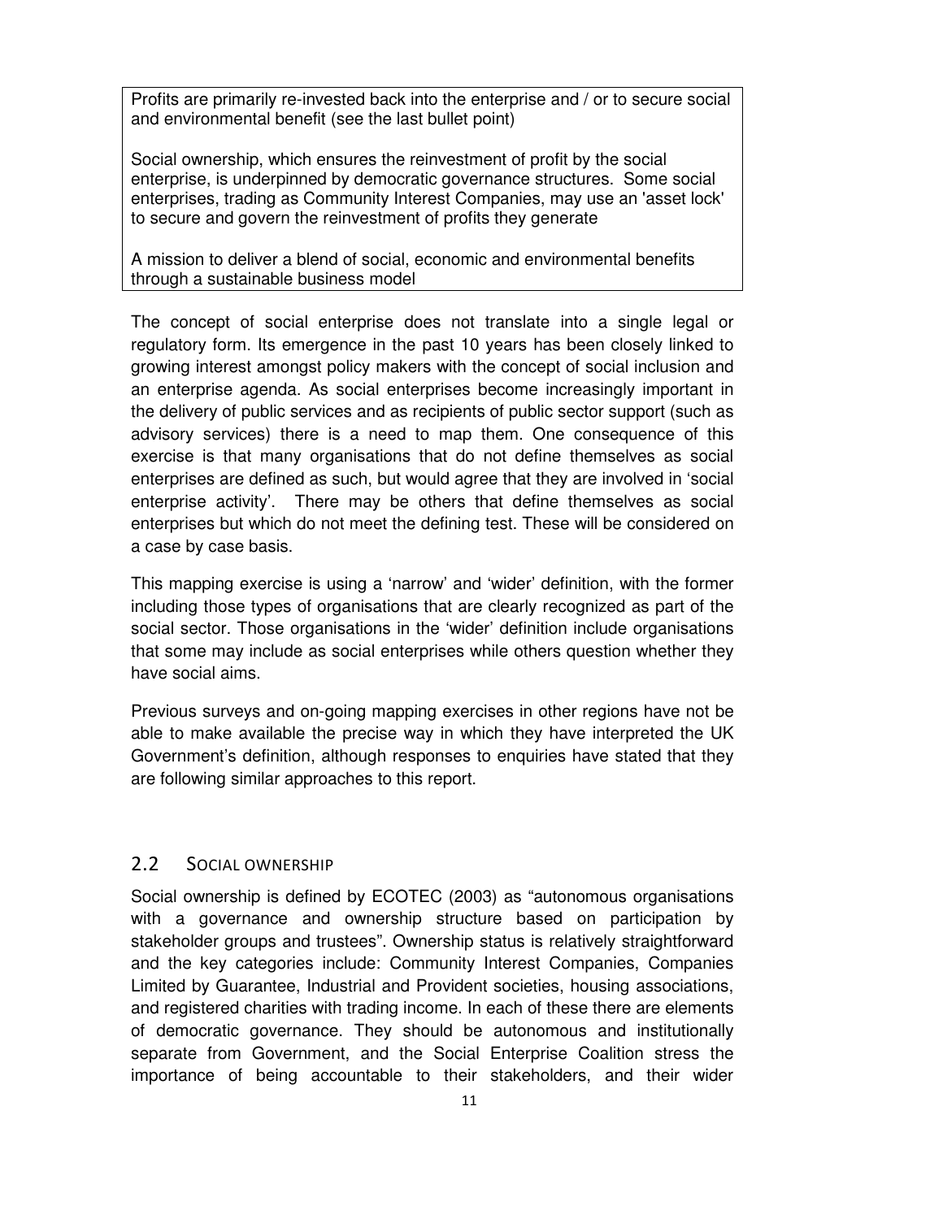Profits are primarily re-invested back into the enterprise and / or to secure social and environmental benefit (see the last bullet point)

Social ownership, which ensures the reinvestment of profit by the social enterprise, is underpinned by democratic governance structures. Some social enterprises, trading as Community Interest Companies, may use an 'asset lock' to secure and govern the reinvestment of profits they generate

A mission to deliver a blend of social, economic and environmental benefits through a sustainable business model

The concept of social enterprise does not translate into a single legal or regulatory form. Its emergence in the past 10 years has been closely linked to growing interest amongst policy makers with the concept of social inclusion and an enterprise agenda. As social enterprises become increasingly important in the delivery of public services and as recipients of public sector support (such as advisory services) there is a need to map them. One consequence of this exercise is that many organisations that do not define themselves as social enterprises are defined as such, but would agree that they are involved in 'social enterprise activity'. There may be others that define themselves as social enterprises but which do not meet the defining test. These will be considered on a case by case basis.

This mapping exercise is using a 'narrow' and 'wider' definition, with the former including those types of organisations that are clearly recognized as part of the social sector. Those organisations in the 'wider' definition include organisations that some may include as social enterprises while others question whether they have social aims.

Previous surveys and on-going mapping exercises in other regions have not be able to make available the precise way in which they have interpreted the UK Government's definition, although responses to enquiries have stated that they are following similar approaches to this report.

## 2.2 Social ownership

Social ownership is defined by ECOTEC (2003) as "autonomous organisations with a governance and ownership structure based on participation by stakeholder groups and trustees". Ownership status is relatively straightforward and the key categories include: Community Interest Companies, Companies Limited by Guarantee, Industrial and Provident societies, housing associations, and registered charities with trading income. In each of these there are elements of democratic governance. They should be autonomous and institutionally separate from Government, and the Social Enterprise Coalition stress the importance of being accountable to their stakeholders, and their wider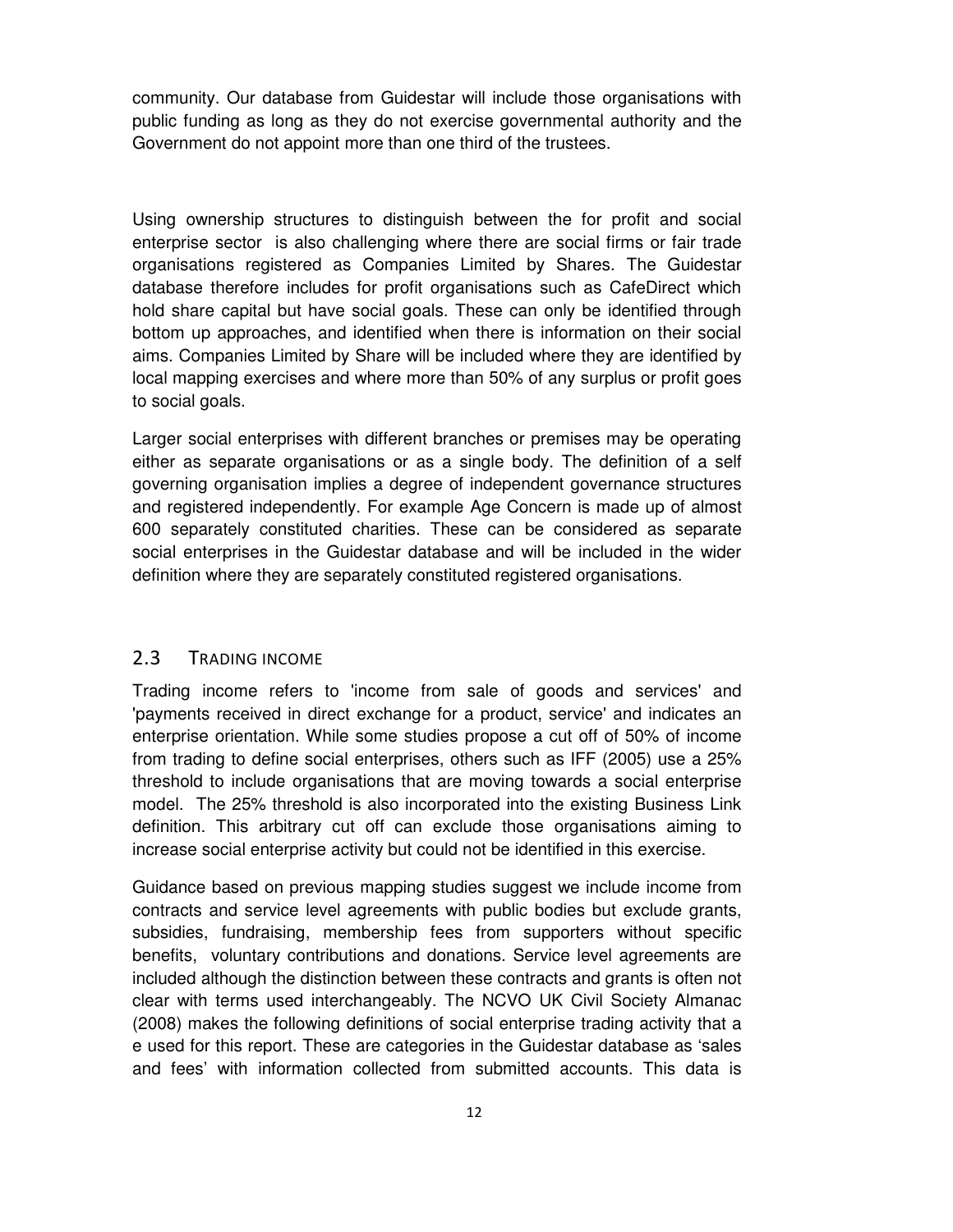community. Our database from Guidestar will include those organisations with public funding as long as they do not exercise governmental authority and the Government do not appoint more than one third of the trustees.

Using ownership structures to distinguish between the for profit and social enterprise sector is also challenging where there are social firms or fair trade organisations registered as Companies Limited by Shares. The Guidestar database therefore includes for profit organisations such as CafeDirect which hold share capital but have social goals. These can only be identified through bottom up approaches, and identified when there is information on their social aims. Companies Limited by Share will be included where they are identified by local mapping exercises and where more than 50% of any surplus or profit goes to social goals.

Larger social enterprises with different branches or premises may be operating either as separate organisations or as a single body. The definition of a self governing organisation implies a degree of independent governance structures and registered independently. For example Age Concern is made up of almost 600 separately constituted charities. These can be considered as separate social enterprises in the Guidestar database and will be included in the wider definition where they are separately constituted registered organisations.

## 2.3 Trading income

Trading income refers to 'income from sale of goods and services' and 'payments received in direct exchange for a product, service' and indicates an enterprise orientation. While some studies propose a cut off of 50% of income from trading to define social enterprises, others such as IFF (2005) use a 25% threshold to include organisations that are moving towards a social enterprise model. The 25% threshold is also incorporated into the existing Business Link definition. This arbitrary cut off can exclude those organisations aiming to increase social enterprise activity but could not be identified in this exercise.

Guidance based on previous mapping studies suggest we include income from contracts and service level agreements with public bodies but exclude grants, subsidies, fundraising, membership fees from supporters without specific benefits, voluntary contributions and donations. Service level agreements are included although the distinction between these contracts and grants is often not clear with terms used interchangeably. The NCVO UK Civil Society Almanac (2008) makes the following definitions of social enterprise trading activity that a e used for this report. These are categories in the Guidestar database as 'sales and fees' with information collected from submitted accounts. This data is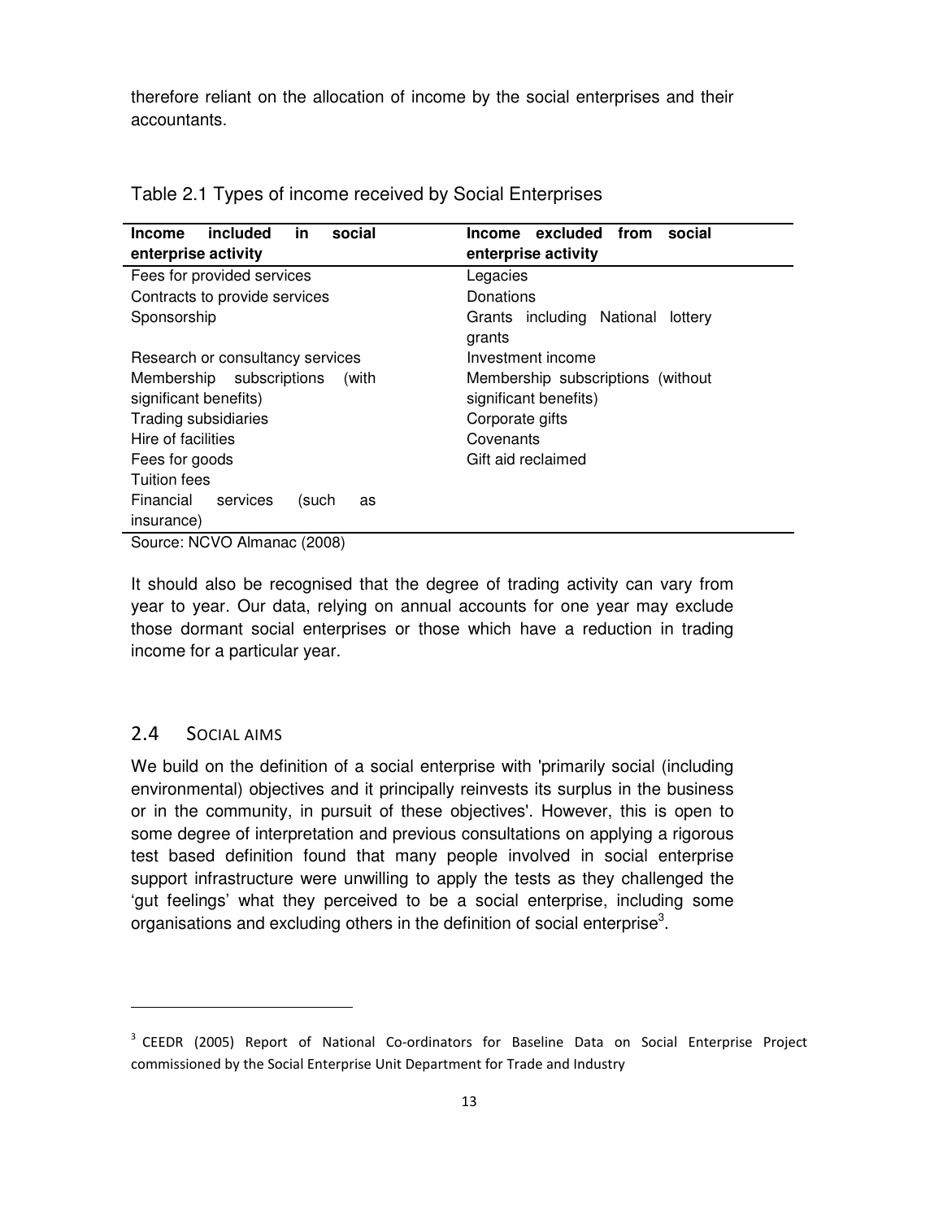therefore reliant on the allocation of income by the social enterprises and their accountants.

Table 2.1 Types of income received by Social Enterprises

| **Income included in social enterprise activity** | **Income excluded from social enterprise activity** |
|---|---|
| Fees for provided services | Legacies |
| Contracts to provide services | Donations |
| Sponsorship | Grants including National lottery grants |
| Research or consultancy services | Investment income |
| Membership subscriptions (with significant benefits) | Membership subscriptions (without significant benefits) |
| Trading subsidiaries | Corporate gifts |
| Hire of facilities | Covenants |
| Fees for goods | Gift aid reclaimed |
| Tuition fees | |
| Financial services (such as insurance) | |

Source: NCVO Almanac (2008)

It should also be recognised that the degree of trading activity can vary from year to year. Our data, relying on annual accounts for one year may exclude those dormant social enterprises or those which have a reduction in trading income for a particular year.

## 2.4 Social Aims

We build on the definition of a social enterprise with 'primarily social (including environmental) objectives and it principally reinvests its surplus in the business or in the community, in pursuit of these objectives'. However, this is open to some degree of interpretation and previous consultations on applying a rigorous test based definition found that many people involved in social enterprise support infrastructure were unwilling to apply the tests as they challenged the 'gut feelings' what they perceived to be a social enterprise, including some organisations and excluding others in the definition of social enterprise[3].

[3] CEEDR (2005) Report of National Co-ordinators for Baseline Data on Social Enterprise Project commissioned by the Social Enterprise Unit Department for Trade and Industry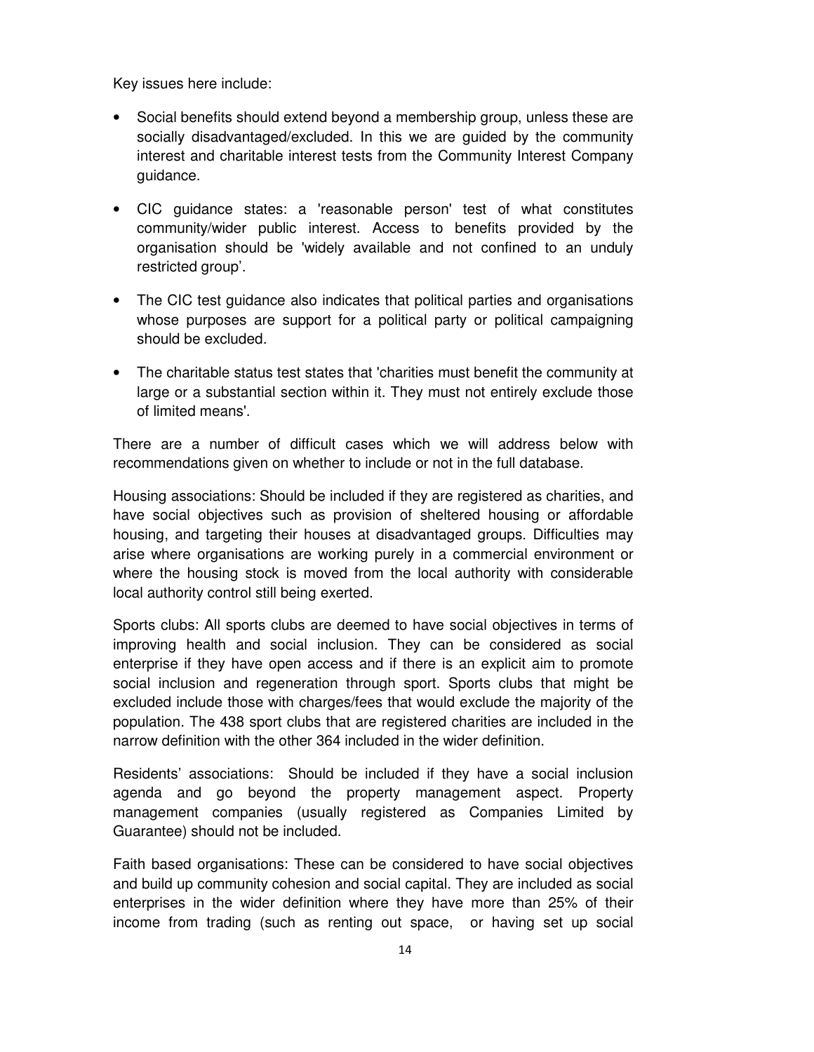Key issues here include:

- Social benefits should extend beyond a membership group, unless these are socially disadvantaged/excluded. In this we are guided by the community interest and charitable interest tests from the Community Interest Company guidance.
- CIC guidance states: a 'reasonable person' test of what constitutes community/wider public interest. Access to benefits provided by the organisation should be 'widely available and not confined to an unduly restricted group'.
- The CIC test guidance also indicates that political parties and organisations whose purposes are support for a political party or political campaigning should be excluded.
- The charitable status test states that 'charities must benefit the community at large or a substantial section within it. They must not entirely exclude those of limited means'.

There are a number of difficult cases which we will address below with recommendations given on whether to include or not in the full database.

Housing associations: Should be included if they are registered as charities, and have social objectives such as provision of sheltered housing or affordable housing, and targeting their houses at disadvantaged groups. Difficulties may arise where organisations are working purely in a commercial environment or where the housing stock is moved from the local authority with considerable local authority control still being exerted.

Sports clubs: All sports clubs are deemed to have social objectives in terms of improving health and social inclusion. They can be considered as social enterprise if they have open access and if there is an explicit aim to promote social inclusion and regeneration through sport. Sports clubs that might be excluded include those with charges/fees that would exclude the majority of the population. The 438 sport clubs that are registered charities are included in the narrow definition with the other 364 included in the wider definition.

Residents' associations: Should be included if they have a social inclusion agenda and go beyond the property management aspect. Property management companies (usually registered as Companies Limited by Guarantee) should not be included.

Faith based organisations: These can be considered to have social objectives and build up community cohesion and social capital. They are included as social enterprises in the wider definition where they have more than 25% of their income from trading (such as renting out space, or having set up social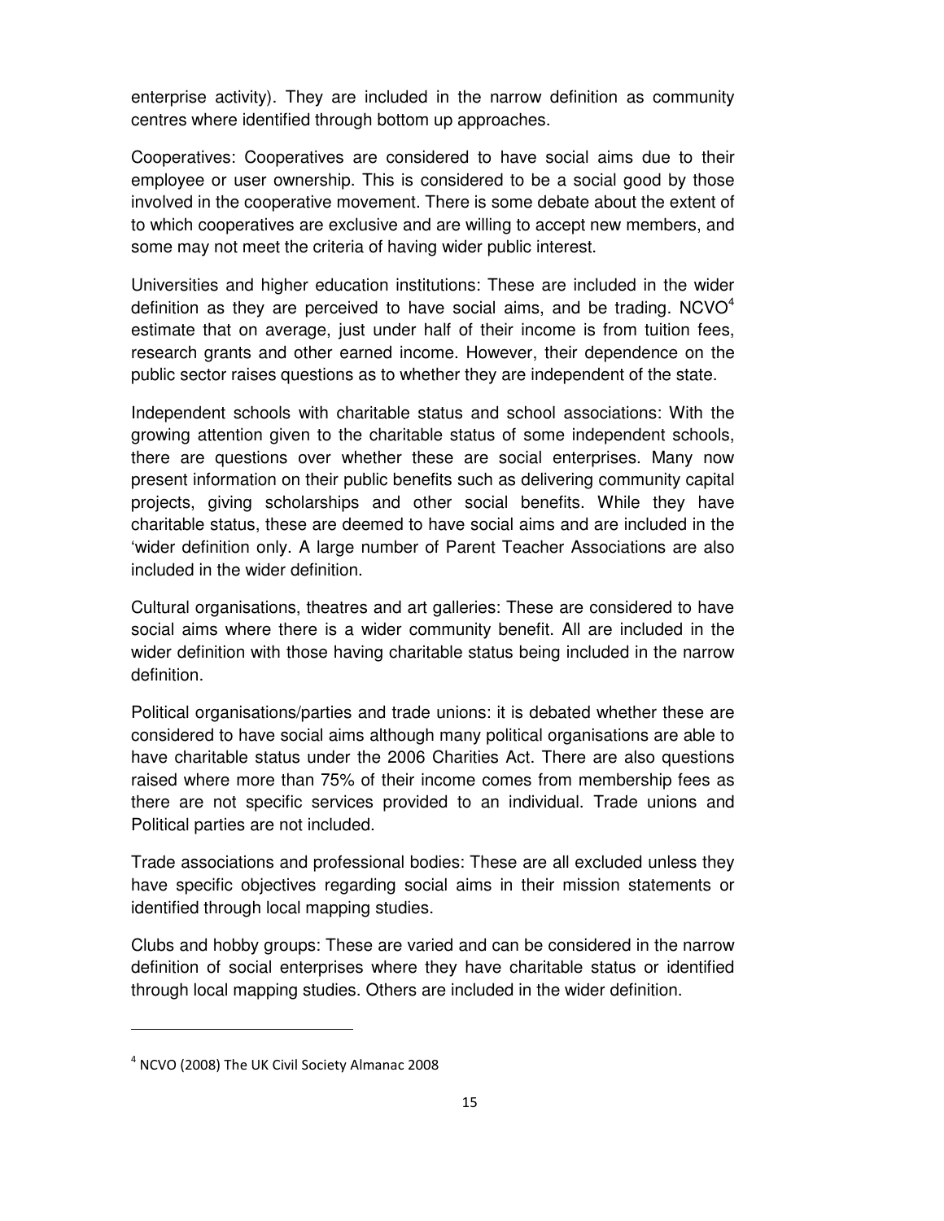enterprise activity). They are included in the narrow definition as community centres where identified through bottom up approaches.

Cooperatives: Cooperatives are considered to have social aims due to their employee or user ownership. This is considered to be a social good by those involved in the cooperative movement. There is some debate about the extent of to which cooperatives are exclusive and are willing to accept new members, and some may not meet the criteria of having wider public interest.

Universities and higher education institutions: These are included in the wider definition as they are perceived to have social aims, and be trading. NCVO[4] estimate that on average, just under half of their income is from tuition fees, research grants and other earned income. However, their dependence on the public sector raises questions as to whether they are independent of the state.

Independent schools with charitable status and school associations: With the growing attention given to the charitable status of some independent schools, there are questions over whether these are social enterprises. Many now present information on their public benefits such as delivering community capital projects, giving scholarships and other social benefits. While they have charitable status, these are deemed to have social aims and are included in the 'wider definition only. A large number of Parent Teacher Associations are also included in the wider definition.

Cultural organisations, theatres and art galleries: These are considered to have social aims where there is a wider community benefit. All are included in the wider definition with those having charitable status being included in the narrow definition.

Political organisations/parties and trade unions: it is debated whether these are considered to have social aims although many political organisations are able to have charitable status under the 2006 Charities Act. There are also questions raised where more than 75% of their income comes from membership fees as there are not specific services provided to an individual. Trade unions and Political parties are not included.

Trade associations and professional bodies: These are all excluded unless they have specific objectives regarding social aims in their mission statements or identified through local mapping studies.

Clubs and hobby groups: These are varied and can be considered in the narrow definition of social enterprises where they have charitable status or identified through local mapping studies. Others are included in the wider definition.

---

[4] NCVO (2008) The UK Civil Society Almanac 2008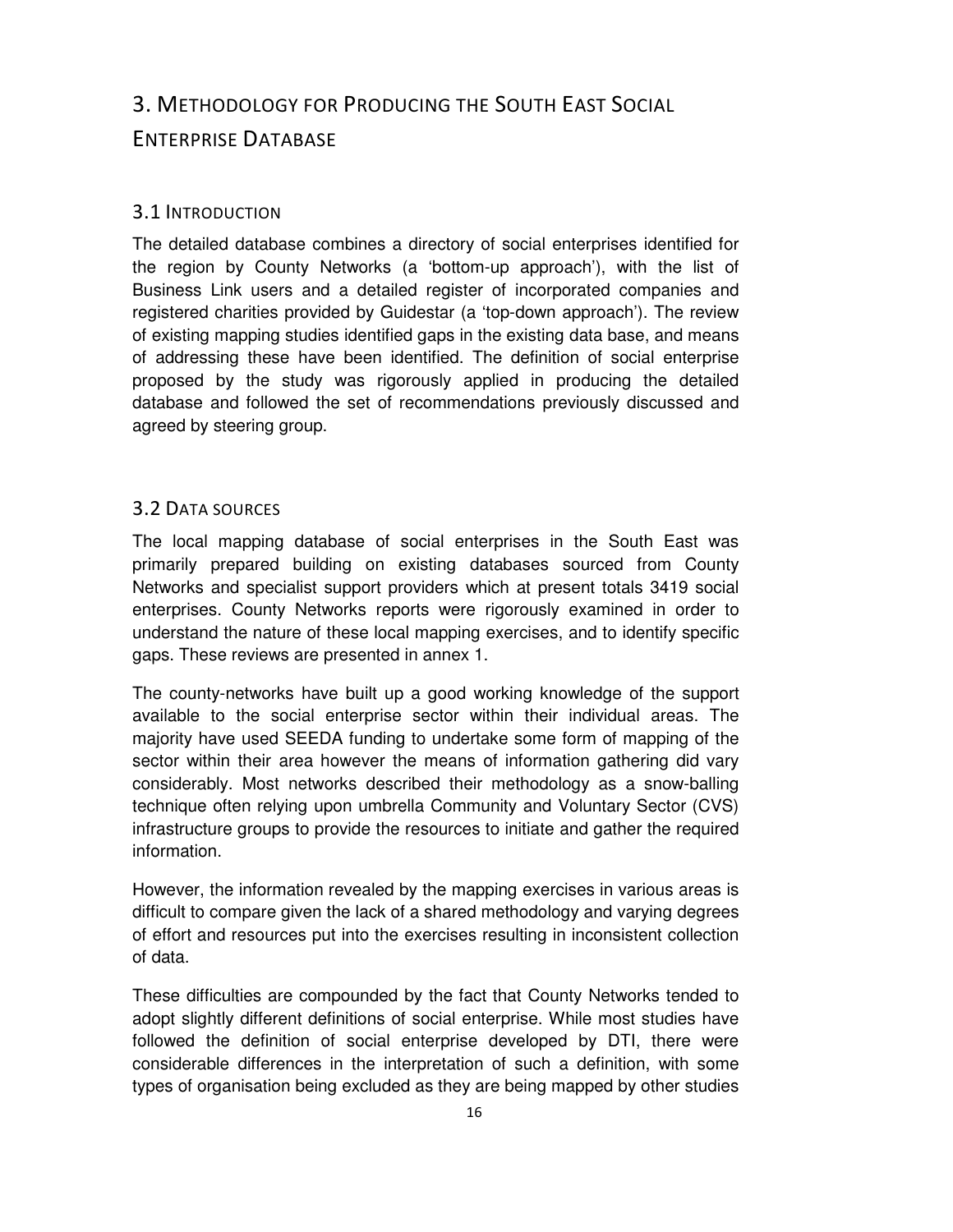# 3. Methodology for Producing the South East Social Enterprise Database

## 3.1 Introduction

The detailed database combines a directory of social enterprises identified for the region by County Networks (a 'bottom-up approach'), with the list of Business Link users and a detailed register of incorporated companies and registered charities provided by Guidestar (a 'top-down approach'). The review of existing mapping studies identified gaps in the existing data base, and means of addressing these have been identified. The definition of social enterprise proposed by the study was rigorously applied in producing the detailed database and followed the set of recommendations previously discussed and agreed by steering group.

## 3.2 Data sources

The local mapping database of social enterprises in the South East was primarily prepared building on existing databases sourced from County Networks and specialist support providers which at present totals 3419 social enterprises. County Networks reports were rigorously examined in order to understand the nature of these local mapping exercises, and to identify specific gaps. These reviews are presented in annex 1.

The county-networks have built up a good working knowledge of the support available to the social enterprise sector within their individual areas. The majority have used SEEDA funding to undertake some form of mapping of the sector within their area however the means of information gathering did vary considerably. Most networks described their methodology as a snow-balling technique often relying upon umbrella Community and Voluntary Sector (CVS) infrastructure groups to provide the resources to initiate and gather the required information.

However, the information revealed by the mapping exercises in various areas is difficult to compare given the lack of a shared methodology and varying degrees of effort and resources put into the exercises resulting in inconsistent collection of data.

These difficulties are compounded by the fact that County Networks tended to adopt slightly different definitions of social enterprise. While most studies have followed the definition of social enterprise developed by DTI, there were considerable differences in the interpretation of such a definition, with some types of organisation being excluded as they are being mapped by other studies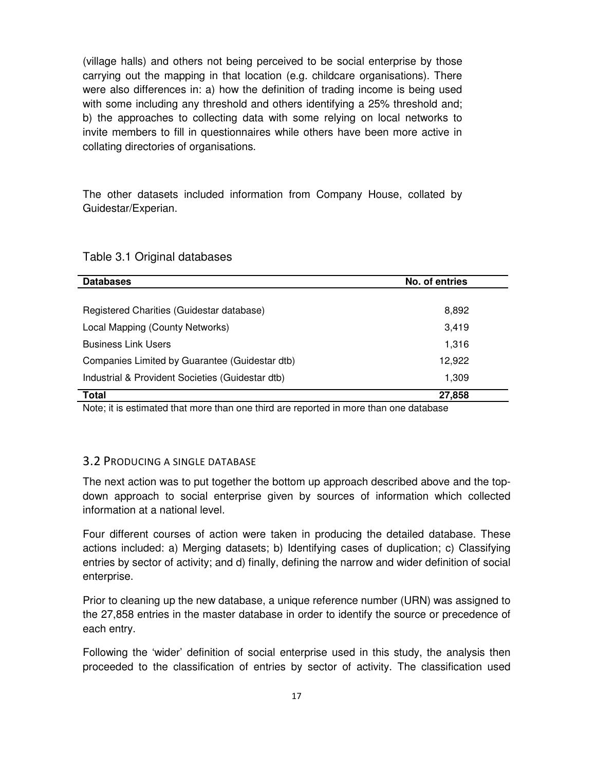(village halls) and others not being perceived to be social enterprise by those carrying out the mapping in that location (e.g. childcare organisations). There were also differences in: a) how the definition of trading income is being used with some including any threshold and others identifying a 25% threshold and; b) the approaches to collecting data with some relying on local networks to invite members to fill in questionnaires while others have been more active in collating directories of organisations.

The other datasets included information from Company House, collated by Guidestar/Experian.

Table 3.1 Original databases

| **Databases** | **No. of entries** |
|---|---|
| Registered Charities (Guidestar database) | 8,892 |
| Local Mapping (County Networks) | 3,419 |
| Business Link Users | 1,316 |
| Companies Limited by Guarantee (Guidestar dtb) | 12,922 |
| Industrial & Provident Societies (Guidestar dtb) | 1,309 |
| **Total** | **27,858** |

Note; it is estimated that more than one third are reported in more than one database

### 3.2 Producing a single database

The next action was to put together the bottom up approach described above and the top-down approach to social enterprise given by sources of information which collected information at a national level.

Four different courses of action were taken in producing the detailed database. These actions included: a) Merging datasets; b) Identifying cases of duplication; c) Classifying entries by sector of activity; and d) finally, defining the narrow and wider definition of social enterprise.

Prior to cleaning up the new database, a unique reference number (URN) was assigned to the 27,858 entries in the master database in order to identify the source or precedence of each entry.

Following the 'wider' definition of social enterprise used in this study, the analysis then proceeded to the classification of entries by sector of activity. The classification used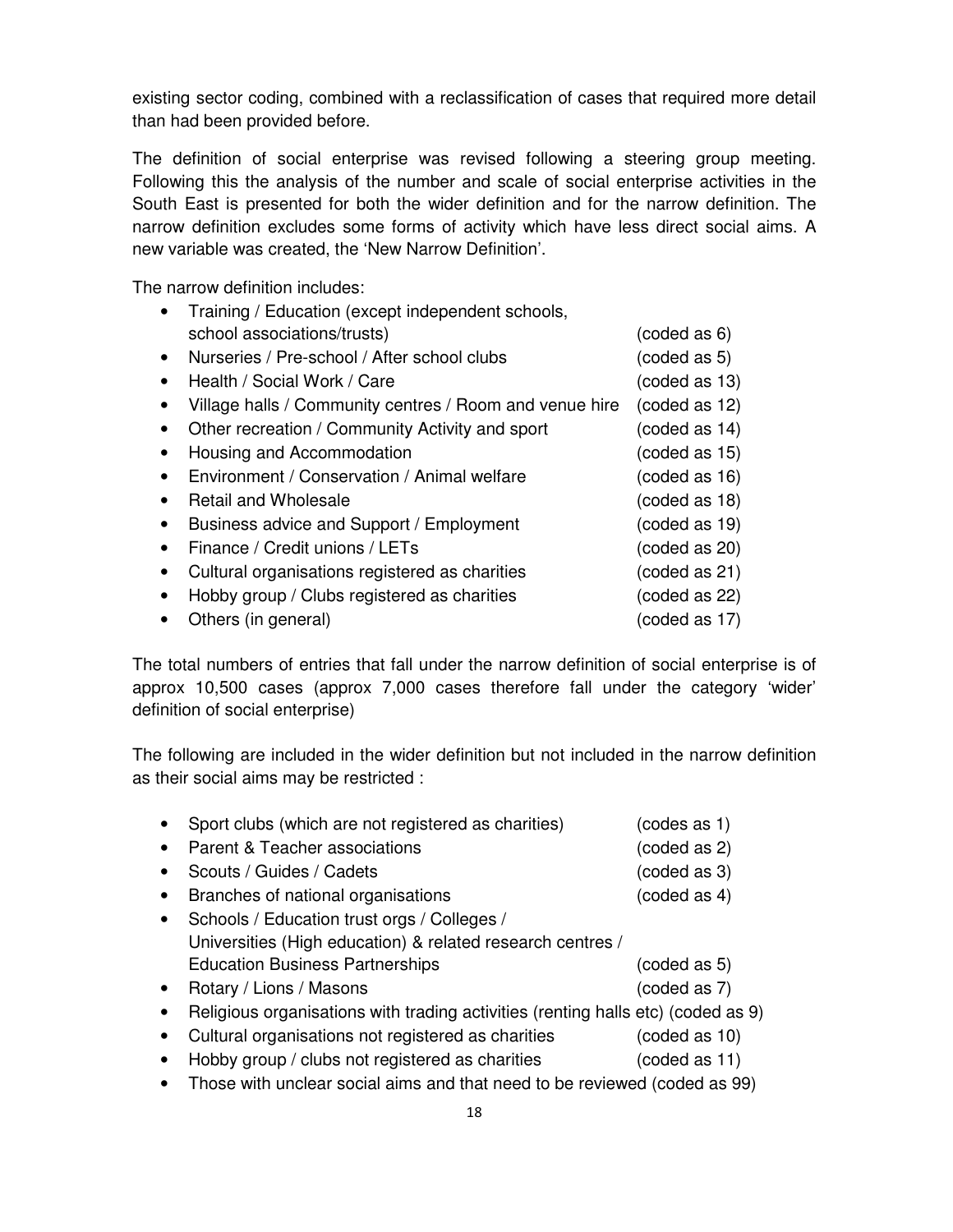existing sector coding, combined with a reclassification of cases that required more detail than had been provided before.

The definition of social enterprise was revised following a steering group meeting. Following this the analysis of the number and scale of social enterprise activities in the South East is presented for both the wider definition and for the narrow definition. The narrow definition excludes some forms of activity which have less direct social aims. A new variable was created, the 'New Narrow Definition'.

The narrow definition includes:

- Training / Education (except independent schools, school associations/trusts) (coded as 6)
- Nurseries / Pre-school / After school clubs (coded as 5)
- Health / Social Work / Care (coded as 13)
- Village halls / Community centres / Room and venue hire (coded as 12)
- Other recreation / Community Activity and sport (coded as 14)
- Housing and Accommodation (coded as 15)
- Environment / Conservation / Animal welfare (coded as 16)
- Retail and Wholesale (coded as 18)
- Business advice and Support / Employment (coded as 19)
- Finance / Credit unions / LETs (coded as 20)
- Cultural organisations registered as charities (coded as 21)
- Hobby group / Clubs registered as charities (coded as 22)
- Others (in general) (coded as 17)

The total numbers of entries that fall under the narrow definition of social enterprise is of approx 10,500 cases (approx 7,000 cases therefore fall under the category 'wider' definition of social enterprise)

The following are included in the wider definition but not included in the narrow definition as their social aims may be restricted :

- Sport clubs (which are not registered as charities) (codes as 1)
- Parent & Teacher associations (coded as 2)
- Scouts / Guides / Cadets (coded as 3)
- Branches of national organisations (coded as 4)
- Schools / Education trust orgs / Colleges / Universities (High education) & related research centres / Education Business Partnerships (coded as 5)
- Rotary / Lions / Masons (coded as 7)
- Religious organisations with trading activities (renting halls etc) (coded as 9)
- Cultural organisations not registered as charities (coded as 10)
- Hobby group / clubs not registered as charities (coded as 11)
- Those with unclear social aims and that need to be reviewed (coded as 99)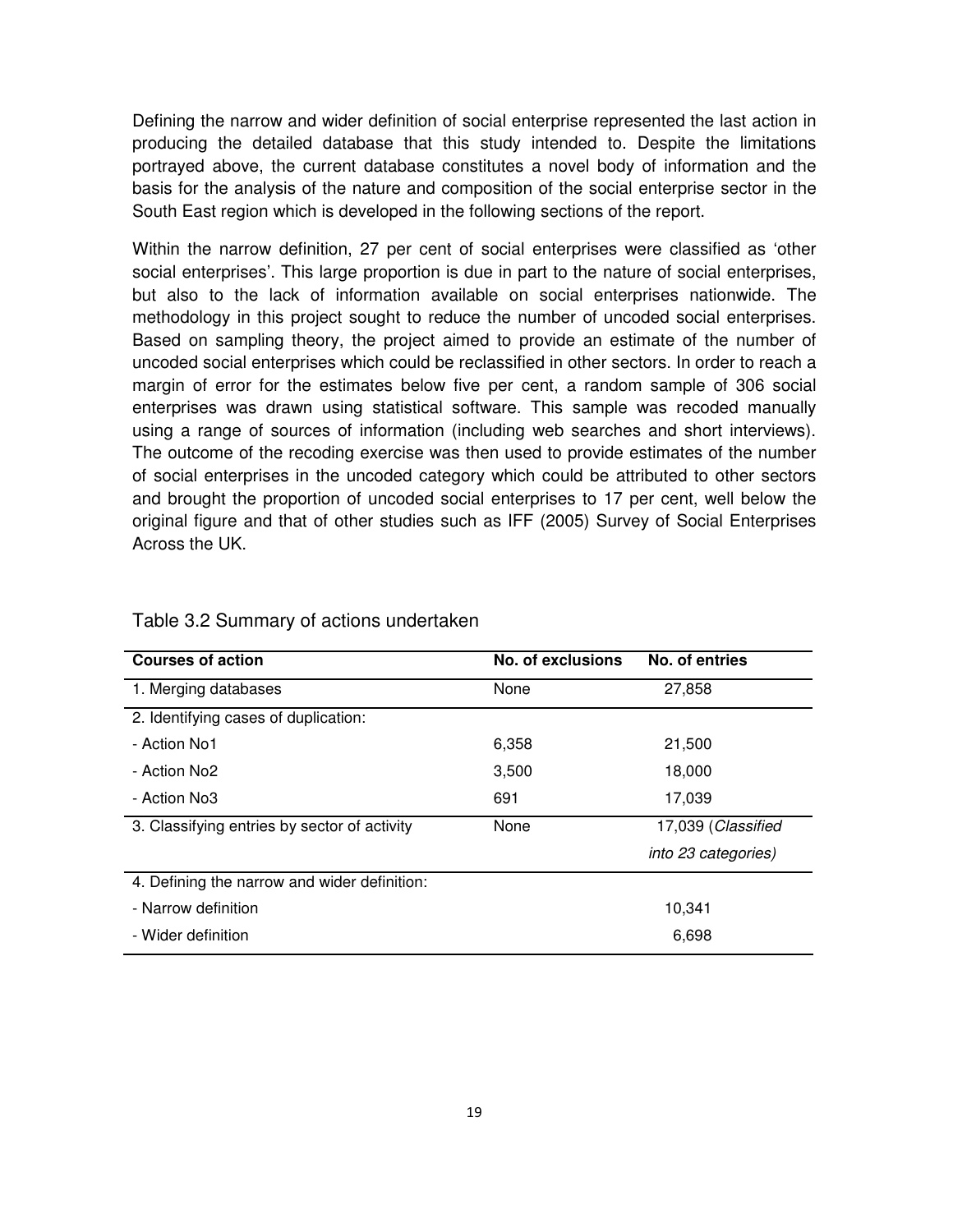Defining the narrow and wider definition of social enterprise represented the last action in producing the detailed database that this study intended to. Despite the limitations portrayed above, the current database constitutes a novel body of information and the basis for the analysis of the nature and composition of the social enterprise sector in the South East region which is developed in the following sections of the report.

Within the narrow definition, 27 per cent of social enterprises were classified as 'other social enterprises'. This large proportion is due in part to the nature of social enterprises, but also to the lack of information available on social enterprises nationwide. The methodology in this project sought to reduce the number of uncoded social enterprises. Based on sampling theory, the project aimed to provide an estimate of the number of uncoded social enterprises which could be reclassified in other sectors. In order to reach a margin of error for the estimates below five per cent, a random sample of 306 social enterprises was drawn using statistical software. This sample was recoded manually using a range of sources of information (including web searches and short interviews). The outcome of the recoding exercise was then used to provide estimates of the number of social enterprises in the uncoded category which could be attributed to other sectors and brought the proportion of uncoded social enterprises to 17 per cent, well below the original figure and that of other studies such as IFF (2005) Survey of Social Enterprises Across the UK.

Table 3.2 Summary of actions undertaken

| Courses of action | No. of exclusions | No. of entries |
|---|---|---|
| 1. Merging databases | None | 27,858 |
| 2. Identifying cases of duplication: | | |
| - Action No1 | 6,358 | 21,500 |
| - Action No2 | 3,500 | 18,000 |
| - Action No3 | 691 | 17,039 |
| 3. Classifying entries by sector of activity | None | 17,039 (*Classified into 23 categories)* |
| 4. Defining the narrow and wider definition: | | |
| - Narrow definition | | 10,341 |
| - Wider definition | | 6,698 |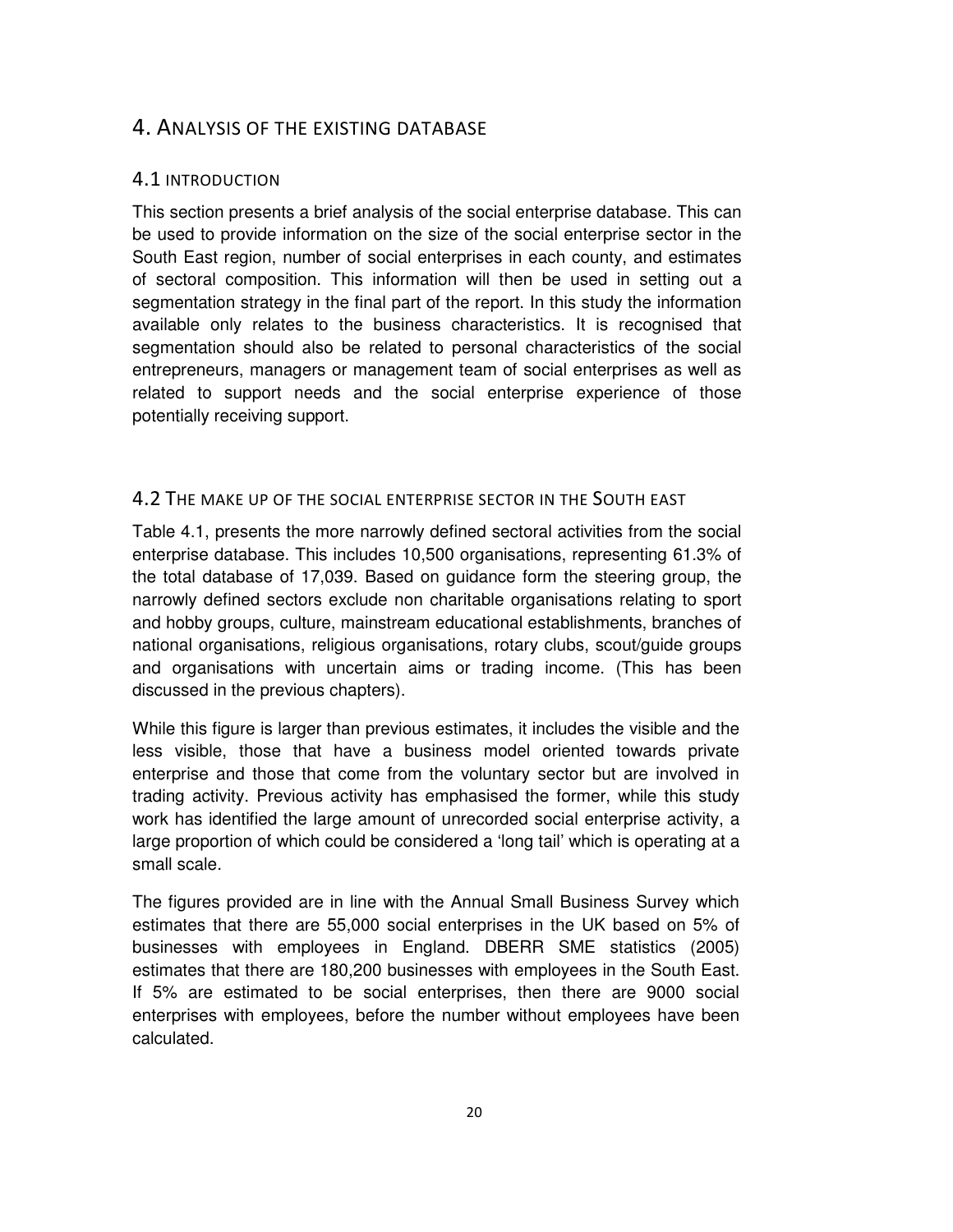# 4. Analysis of the existing database

## 4.1 Introduction

This section presents a brief analysis of the social enterprise database. This can be used to provide information on the size of the social enterprise sector in the South East region, number of social enterprises in each county, and estimates of sectoral composition. This information will then be used in setting out a segmentation strategy in the final part of the report. In this study the information available only relates to the business characteristics. It is recognised that segmentation should also be related to personal characteristics of the social entrepreneurs, managers or management team of social enterprises as well as related to support needs and the social enterprise experience of those potentially receiving support.

## 4.2 The make up of the social enterprise sector in the South east

Table 4.1, presents the more narrowly defined sectoral activities from the social enterprise database. This includes 10,500 organisations, representing 61.3% of the total database of 17,039. Based on guidance form the steering group, the narrowly defined sectors exclude non charitable organisations relating to sport and hobby groups, culture, mainstream educational establishments, branches of national organisations, religious organisations, rotary clubs, scout/guide groups and organisations with uncertain aims or trading income. (This has been discussed in the previous chapters).

While this figure is larger than previous estimates, it includes the visible and the less visible, those that have a business model oriented towards private enterprise and those that come from the voluntary sector but are involved in trading activity. Previous activity has emphasised the former, while this study work has identified the large amount of unrecorded social enterprise activity, a large proportion of which could be considered a 'long tail' which is operating at a small scale.

The figures provided are in line with the Annual Small Business Survey which estimates that there are 55,000 social enterprises in the UK based on 5% of businesses with employees in England. DBERR SME statistics (2005) estimates that there are 180,200 businesses with employees in the South East. If 5% are estimated to be social enterprises, then there are 9000 social enterprises with employees, before the number without employees have been calculated.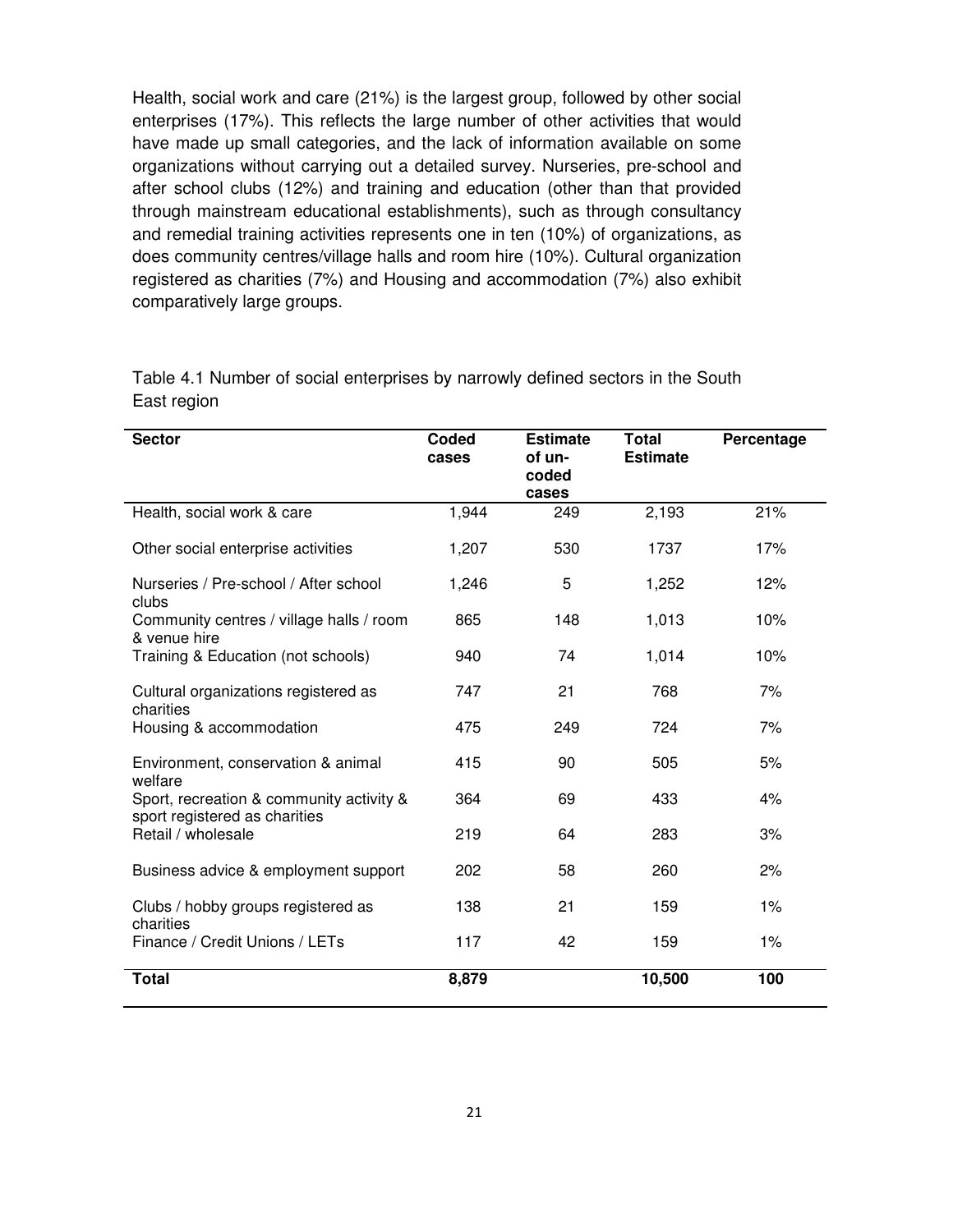Health, social work and care (21%) is the largest group, followed by other social enterprises (17%). This reflects the large number of other activities that would have made up small categories, and the lack of information available on some organizations without carrying out a detailed survey. Nurseries, pre-school and after school clubs (12%) and training and education (other than that provided through mainstream educational establishments), such as through consultancy and remedial training activities represents one in ten (10%) of organizations, as does community centres/village halls and room hire (10%). Cultural organization registered as charities (7%) and Housing and accommodation (7%) also exhibit comparatively large groups.

Table 4.1 Number of social enterprises by narrowly defined sectors in the South East region

| Sector | Coded cases | Estimate of un-coded cases | Total Estimate | Percentage |
|---|---|---|---|---|
| Health, social work & care | 1,944 | 249 | 2,193 | 21% |
| Other social enterprise activities | 1,207 | 530 | 1737 | 17% |
| Nurseries / Pre-school / After school clubs | 1,246 | 5 | 1,252 | 12% |
| Community centres / village halls / room & venue hire | 865 | 148 | 1,013 | 10% |
| Training & Education (not schools) | 940 | 74 | 1,014 | 10% |
| Cultural organizations registered as charities | 747 | 21 | 768 | 7% |
| Housing & accommodation | 475 | 249 | 724 | 7% |
| Environment, conservation & animal welfare | 415 | 90 | 505 | 5% |
| Sport, recreation & community activity & sport registered as charities | 364 | 69 | 433 | 4% |
| Retail / wholesale | 219 | 64 | 283 | 3% |
| Business advice & employment support | 202 | 58 | 260 | 2% |
| Clubs / hobby groups registered as charities | 138 | 21 | 159 | 1% |
| Finance / Credit Unions / LETs | 117 | 42 | 159 | 1% |
| **Total** | **8,879** | | **10,500** | **100** |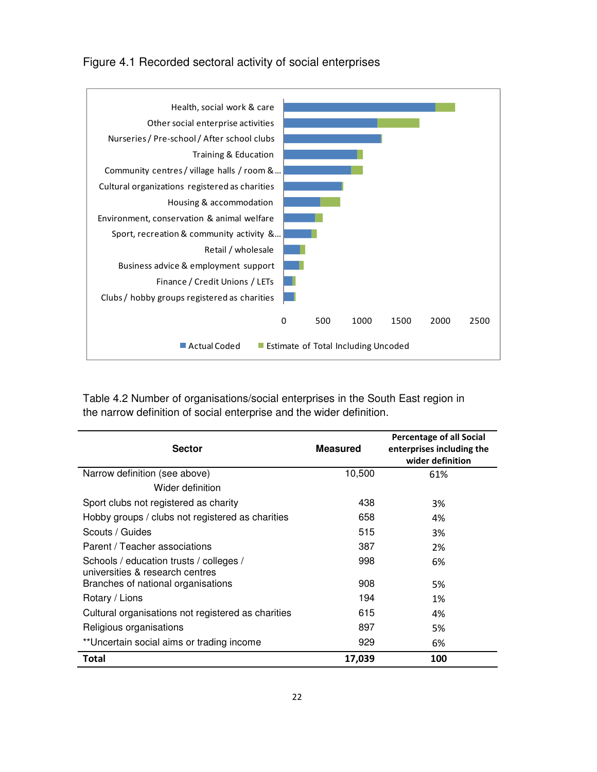Figure 4.1 Recorded sectoral activity of social enterprises

Health, social work & care
Other social enterprise activities
Nurseries / Pre-school / After school clubs
Training & Education
Community centres / village halls / room &...
Cultural organizations registered as charities
Housing & accommodation
Environment, conservation & animal welfare
Sport, recreation & community activity &...
Retail / wholesale
Business advice & employment support
Finance / Credit Unions / LETs
Clubs / hobby groups registered as charities

0 500 1000 1500 2000 2500

Actual Coded   Estimate of Total Including Uncoded

Table 4.2 Number of organisations/social enterprises in the South East region in the narrow definition of social enterprise and the wider definition.

| Sector | Measured | Percentage of all Social enterprises including the wider definition |
|---|---|---|
| Narrow definition (see above) | 10,500 | 61% |
| Wider definition | | |
| Sport clubs not registered as charity | 438 | 3% |
| Hobby groups / clubs not registered as charities | 658 | 4% |
| Scouts / Guides | 515 | 3% |
| Parent / Teacher associations | 387 | 2% |
| Schools / education trusts / colleges / universities & research centres | 998 | 6% |
| Branches of national organisations | 908 | 5% |
| Rotary / Lions | 194 | 1% |
| Cultural organisations not registered as charities | 615 | 4% |
| Religious organisations | 897 | 5% |
| **Uncertain social aims or trading income | 929 | 6% |
| **Total** | **17,039** | **100** |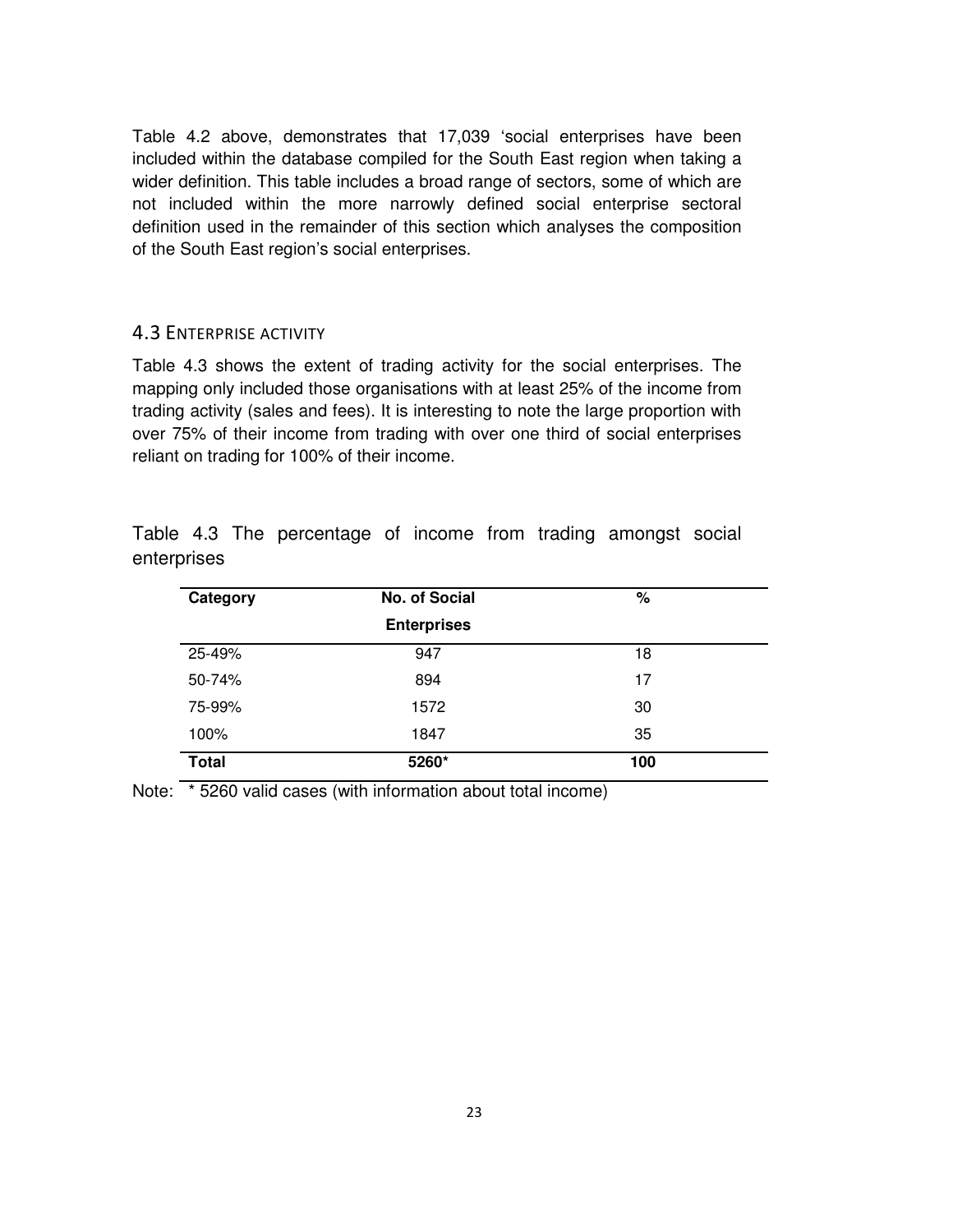Table 4.2 above, demonstrates that 17,039 'social enterprises have been included within the database compiled for the South East region when taking a wider definition. This table includes a broad range of sectors, some of which are not included within the more narrowly defined social enterprise sectoral definition used in the remainder of this section which analyses the composition of the South East region's social enterprises.

## 4.3 Enterprise Activity

Table 4.3 shows the extent of trading activity for the social enterprises. The mapping only included those organisations with at least 25% of the income from trading activity (sales and fees). It is interesting to note the large proportion with over 75% of their income from trading with over one third of social enterprises reliant on trading for 100% of their income.

Table 4.3 The percentage of income from trading amongst social enterprises

| **Category** | **No. of Social Enterprises** | **%** |
|---|---|---|
| 25-49% | 947 | 18 |
| 50-74% | 894 | 17 |
| 75-99% | 1572 | 30 |
| 100% | 1847 | 35 |
| **Total** | **5260*** | **100** |

Note: * 5260 valid cases (with information about total income)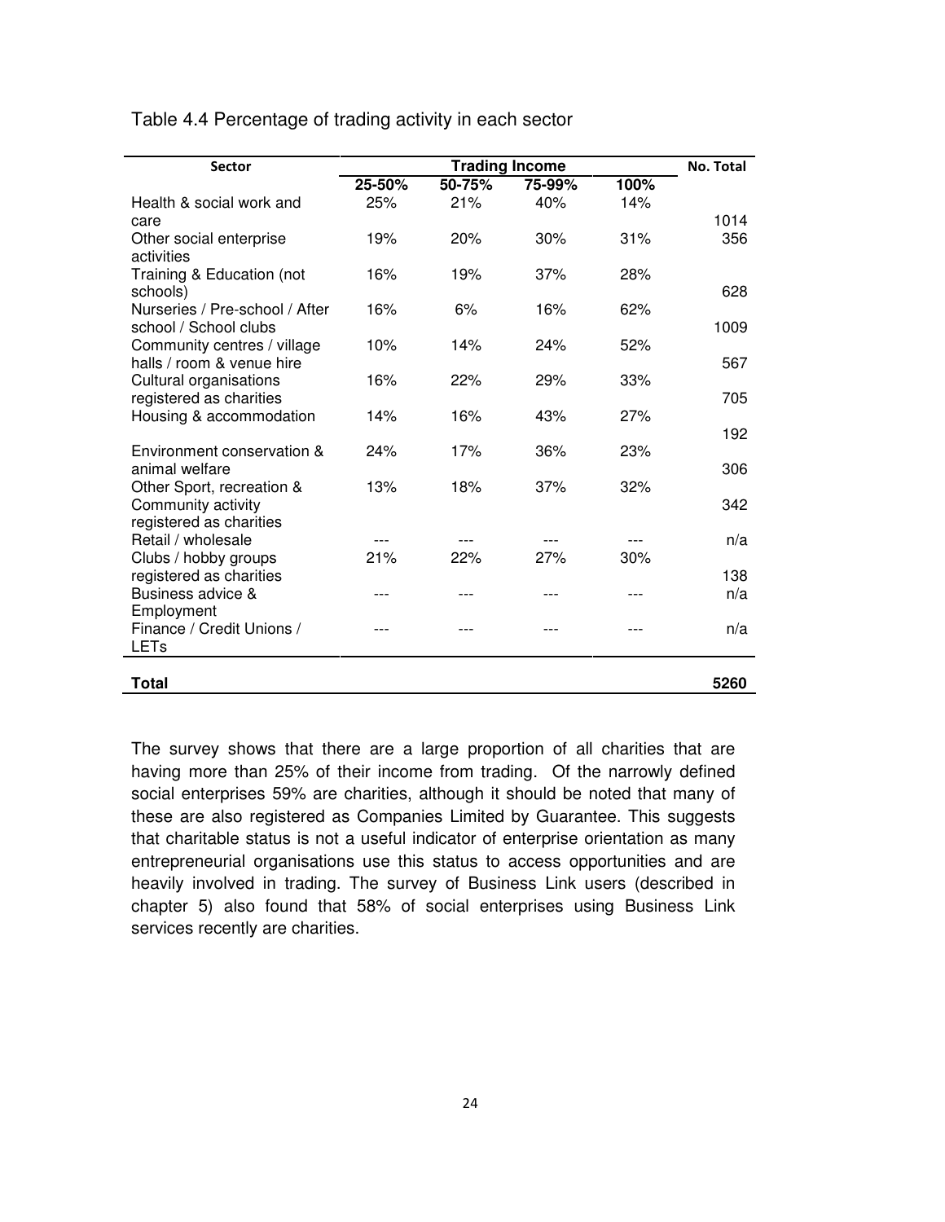Table 4.4 Percentage of trading activity in each sector

| Sector | Trading Income | | | | No. Total |
|---|---|---|---|---|---|
| | 25-50% | 50-75% | 75-99% | 100% | |
| Health & social work and care | 25% | 21% | 40% | 14% | 1014 |
| Other social enterprise activities | 19% | 20% | 30% | 31% | 356 |
| Training & Education (not schools) | 16% | 19% | 37% | 28% | 628 |
| Nurseries / Pre-school / After school / School clubs | 16% | 6% | 16% | 62% | 1009 |
| Community centres / village halls / room & venue hire | 10% | 14% | 24% | 52% | 567 |
| Cultural organisations registered as charities | 16% | 22% | 29% | 33% | 705 |
| Housing & accommodation | 14% | 16% | 43% | 27% | 192 |
| Environment conservation & animal welfare | 24% | 17% | 36% | 23% | 306 |
| Other Sport, recreation & Community activity registered as charities | 13% | 18% | 37% | 32% | 342 |
| Retail / wholesale | --- | --- | --- | --- | n/a |
| Clubs / hobby groups registered as charities | 21% | 22% | 27% | 30% | 138 |
| Business advice & Employment | --- | --- | --- | --- | n/a |
| Finance / Credit Unions / LETs | --- | --- | --- | --- | n/a |
| **Total** | | | | | **5260** |

The survey shows that there are a large proportion of all charities that are having more than 25% of their income from trading. Of the narrowly defined social enterprises 59% are charities, although it should be noted that many of these are also registered as Companies Limited by Guarantee. This suggests that charitable status is not a useful indicator of enterprise orientation as many entrepreneurial organisations use this status to access opportunities and are heavily involved in trading. The survey of Business Link users (described in chapter 5) also found that 58% of social enterprises using Business Link services recently are charities.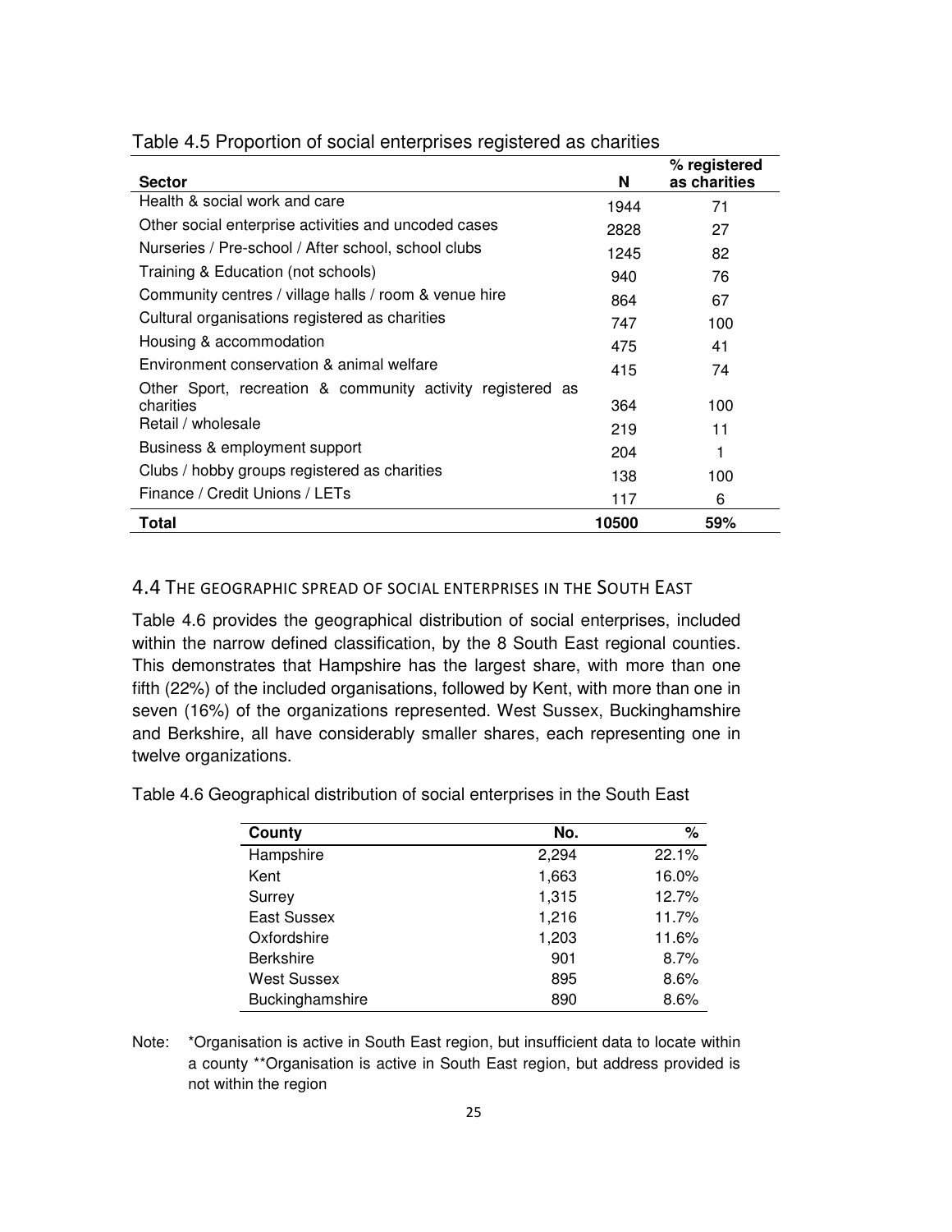Table 4.5 Proportion of social enterprises registered as charities

| Sector | N | % registered as charities |
|---|---|---|
| Health & social work and care | 1944 | 71 |
| Other social enterprise activities and uncoded cases | 2828 | 27 |
| Nurseries / Pre-school / After school, school clubs | 1245 | 82 |
| Training & Education (not schools) | 940 | 76 |
| Community centres / village halls / room & venue hire | 864 | 67 |
| Cultural organisations registered as charities | 747 | 100 |
| Housing & accommodation | 475 | 41 |
| Environment conservation & animal welfare | 415 | 74 |
| Other Sport, recreation & community activity registered as charities | 364 | 100 |
| Retail / wholesale | 219 | 11 |
| Business & employment support | 204 | 1 |
| Clubs / hobby groups registered as charities | 138 | 100 |
| Finance / Credit Unions / LETs | 117 | 6 |
| **Total** | **10500** | **59%** |

## 4.4 The geographic spread of social enterprises in the South East

Table 4.6 provides the geographical distribution of social enterprises, included within the narrow defined classification, by the 8 South East regional counties. This demonstrates that Hampshire has the largest share, with more than one fifth (22%) of the included organisations, followed by Kent, with more than one in seven (16%) of the organizations represented. West Sussex, Buckinghamshire and Berkshire, all have considerably smaller shares, each representing one in twelve organizations.

Table 4.6 Geographical distribution of social enterprises in the South East

| County | No. | % |
|---|---|---|
| Hampshire | 2,294 | 22.1% |
| Kent | 1,663 | 16.0% |
| Surrey | 1,315 | 12.7% |
| East Sussex | 1,216 | 11.7% |
| Oxfordshire | 1,203 | 11.6% |
| Berkshire | 901 | 8.7% |
| West Sussex | 895 | 8.6% |
| Buckinghamshire | 890 | 8.6% |

Note: *Organisation is active in South East region, but insufficient data to locate within a county **Organisation is active in South East region, but address provided is not within the region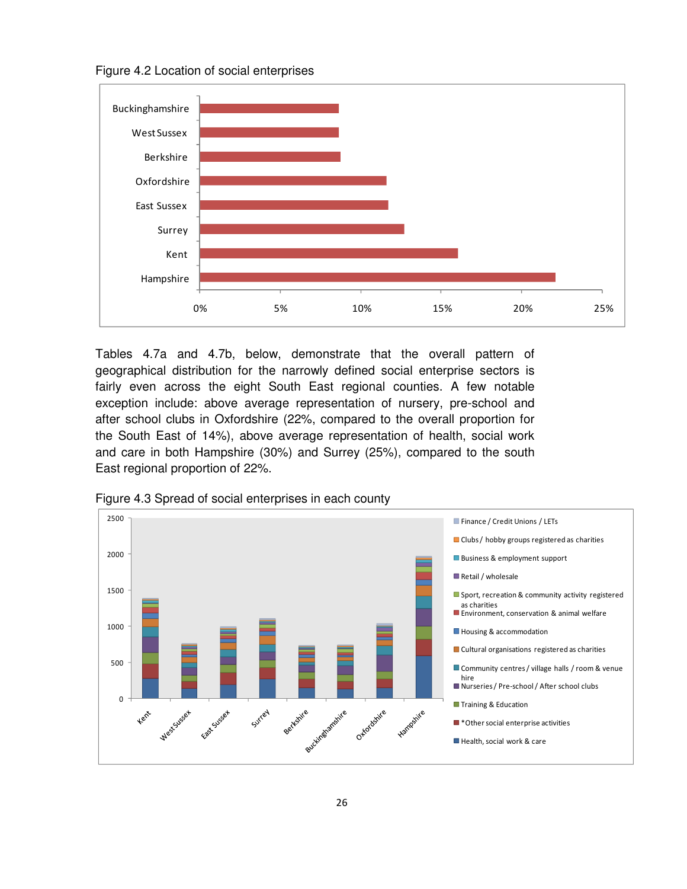Figure 4.2 Location of social enterprises

Tables 4.7a and 4.7b, below, demonstrate that the overall pattern of geographical distribution for the narrowly defined social enterprise sectors is fairly even across the eight South East regional counties. A few notable exception include: above average representation of nursery, pre-school and after school clubs in Oxfordshire (22%, compared to the overall proportion for the South East of 14%), above average representation of health, social work and care in both Hampshire (30%) and Surrey (25%), compared to the south East regional proportion of 22%.

Figure 4.3 Spread of social enterprises in each county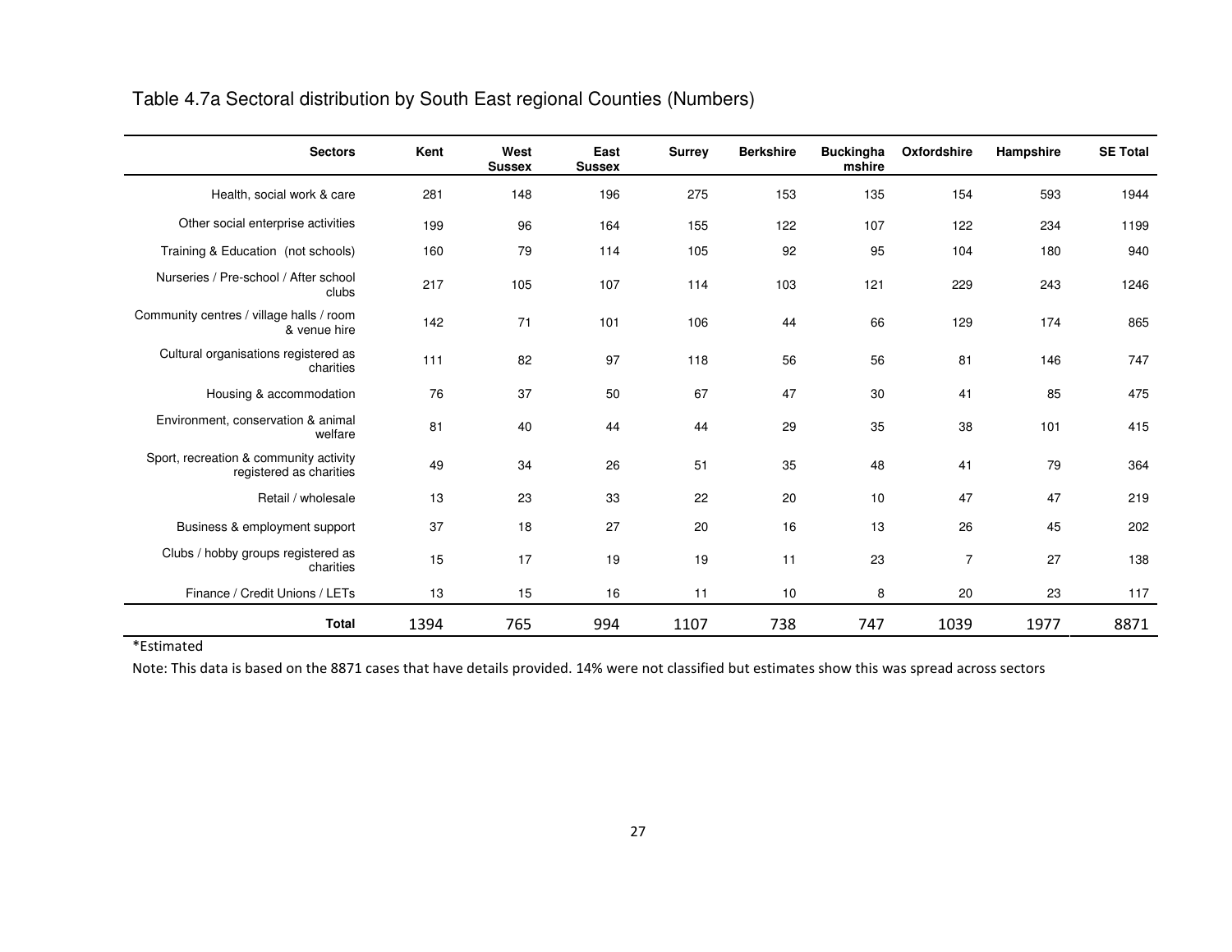Table 4.7a Sectoral distribution by South East regional Counties (Numbers)

| Sectors | Kent | West Sussex | East Sussex | Surrey | Berkshire | Buckinghamshire | Oxfordshire | Hampshire | SE Total |
|---|---|---|---|---|---|---|---|---|---|
| Health, social work & care | 281 | 148 | 196 | 275 | 153 | 135 | 154 | 593 | 1944 |
| Other social enterprise activities | 199 | 96 | 164 | 155 | 122 | 107 | 122 | 234 | 1199 |
| Training & Education (not schools) | 160 | 79 | 114 | 105 | 92 | 95 | 104 | 180 | 940 |
| Nurseries / Pre-school / After school clubs | 217 | 105 | 107 | 114 | 103 | 121 | 229 | 243 | 1246 |
| Community centres / village halls / room & venue hire | 142 | 71 | 101 | 106 | 44 | 66 | 129 | 174 | 865 |
| Cultural organisations registered as charities | 111 | 82 | 97 | 118 | 56 | 56 | 81 | 146 | 747 |
| Housing & accommodation | 76 | 37 | 50 | 67 | 47 | 30 | 41 | 85 | 475 |
| Environment, conservation & animal welfare | 81 | 40 | 44 | 44 | 29 | 35 | 38 | 101 | 415 |
| Sport, recreation & community activity registered as charities | 49 | 34 | 26 | 51 | 35 | 48 | 41 | 79 | 364 |
| Retail / wholesale | 13 | 23 | 33 | 22 | 20 | 10 | 47 | 47 | 219 |
| Business & employment support | 37 | 18 | 27 | 20 | 16 | 13 | 26 | 45 | 202 |
| Clubs / hobby groups registered as charities | 15 | 17 | 19 | 19 | 11 | 23 | 7 | 27 | 138 |
| Finance / Credit Unions / LETs | 13 | 15 | 16 | 11 | 10 | 8 | 20 | 23 | 117 |
| **Total** | 1394 | 765 | 994 | 1107 | 738 | 747 | 1039 | 1977 | 8871 |

*Estimated

Note: This data is based on the 8871 cases that have details provided. 14% were not classified but estimates show this was spread across sectors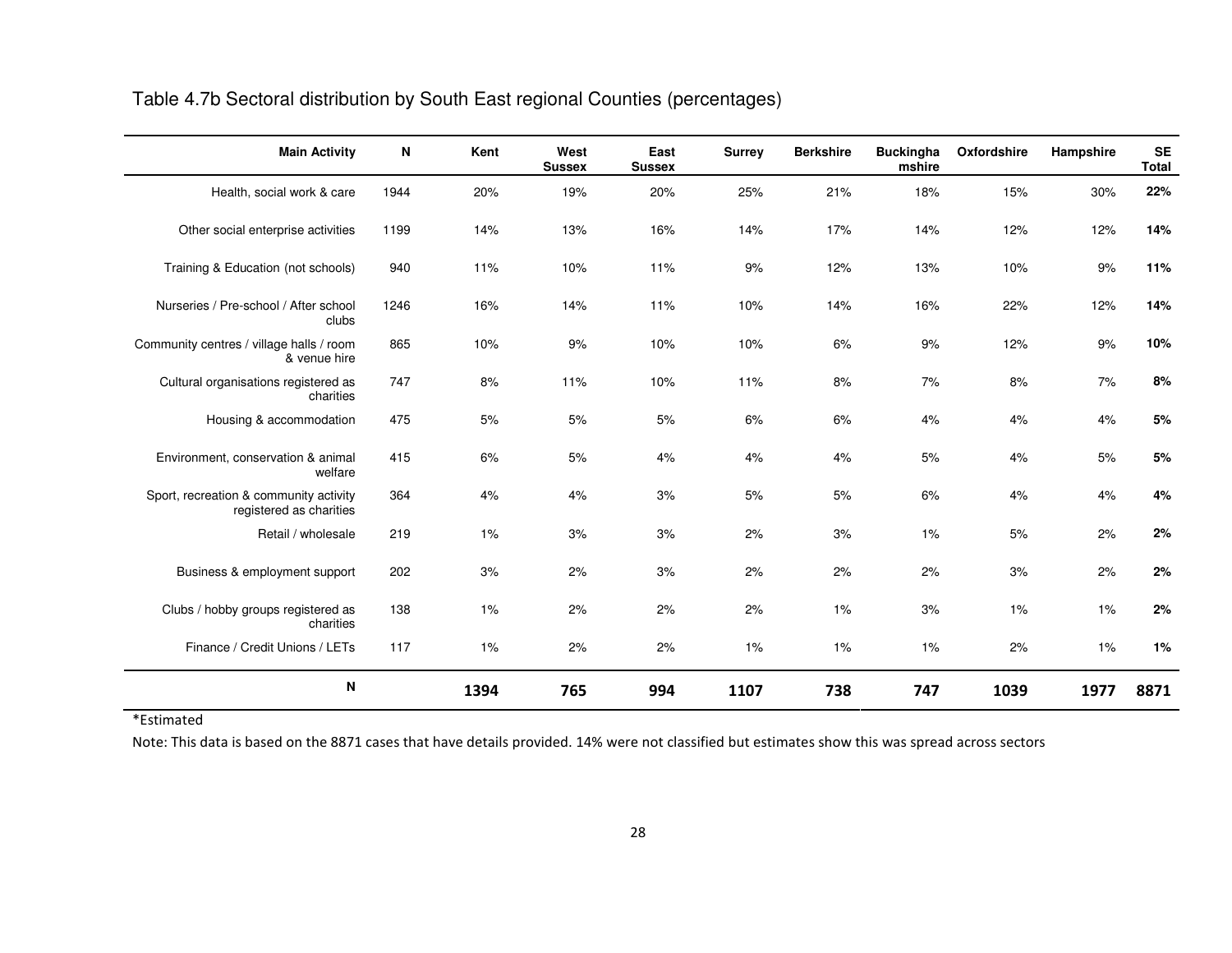Table 4.7b Sectoral distribution by South East regional Counties (percentages)

| Main Activity | N | Kent | West Sussex | East Sussex | Surrey | Berkshire | Buckinghamshire | Oxfordshire | Hampshire | SE Total |
|---|---|---|---|---|---|---|---|---|---|---|
| Health, social work & care | 1944 | 20% | 19% | 20% | 25% | 21% | 18% | 15% | 30% | **22%** |
| Other social enterprise activities | 1199 | 14% | 13% | 16% | 14% | 17% | 14% | 12% | 12% | **14%** |
| Training & Education (not schools) | 940 | 11% | 10% | 11% | 9% | 12% | 13% | 10% | 9% | **11%** |
| Nurseries / Pre-school / After school clubs | 1246 | 16% | 14% | 11% | 10% | 14% | 16% | 22% | 12% | **14%** |
| Community centres / village halls / room & venue hire | 865 | 10% | 9% | 10% | 10% | 6% | 9% | 12% | 9% | **10%** |
| Cultural organisations registered as charities | 747 | 8% | 11% | 10% | 11% | 8% | 7% | 8% | 7% | **8%** |
| Housing & accommodation | 475 | 5% | 5% | 5% | 6% | 6% | 4% | 4% | 4% | **5%** |
| Environment, conservation & animal welfare | 415 | 6% | 5% | 4% | 4% | 4% | 5% | 4% | 5% | **5%** |
| Sport, recreation & community activity registered as charities | 364 | 4% | 4% | 3% | 5% | 5% | 6% | 4% | 4% | **4%** |
| Retail / wholesale | 219 | 1% | 3% | 3% | 2% | 3% | 1% | 5% | 2% | **2%** |
| Business & employment support | 202 | 3% | 2% | 3% | 2% | 2% | 2% | 3% | 2% | **2%** |
| Clubs / hobby groups registered as charities | 138 | 1% | 2% | 2% | 2% | 1% | 3% | 1% | 1% | **2%** |
| Finance / Credit Unions / LETs | 117 | 1% | 2% | 2% | 1% | 1% | 1% | 2% | 1% | **1%** |
| **N** | | **1394** | **765** | **994** | **1107** | **738** | **747** | **1039** | **1977** | **8871** |

*Estimated

Note: This data is based on the 8871 cases that have details provided. 14% were not classified but estimates show this was spread across sectors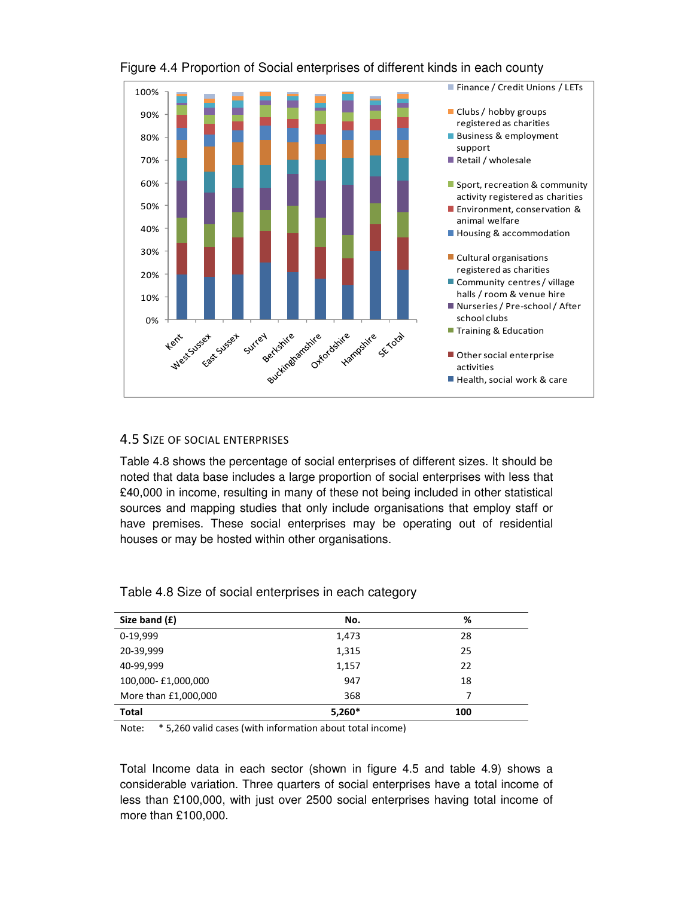Figure 4.4 Proportion of Social enterprises of different kinds in each county

## 4.5 Size of Social Enterprises

Table 4.8 shows the percentage of social enterprises of different sizes. It should be noted that data base includes a large proportion of social enterprises with less that £40,000 in income, resulting in many of these not being included in other statistical sources and mapping studies that only include organisations that employ staff or have premises. These social enterprises may be operating out of residential houses or may be hosted within other organisations.

Table 4.8 Size of social enterprises in each category

| Size band (£) | No. | % |
|---|---|---|
| 0-19,999 | 1,473 | 28 |
| 20-39,999 | 1,315 | 25 |
| 40-99,999 | 1,157 | 22 |
| 100,000- £1,000,000 | 947 | 18 |
| More than £1,000,000 | 368 | 7 |
| **Total** | **5,260*** | **100** |

Note: * 5,260 valid cases (with information about total income)

Total Income data in each sector (shown in figure 4.5 and table 4.9) shows a considerable variation. Three quarters of social enterprises have a total income of less than £100,000, with just over 2500 social enterprises having total income of more than £100,000.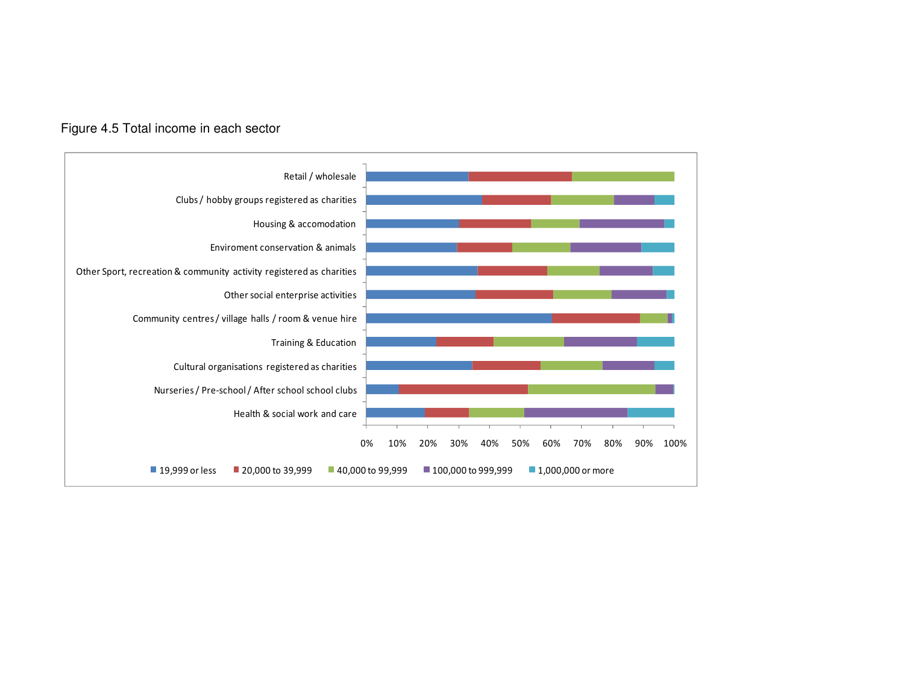Figure 4.5 Total income in each sector

Retail / wholesale

Clubs / hobby groups registered as charities

Housing & accomodation

Enviroment conservation & animals

Other Sport, recreation & community activity registered as charities

Other social enterprise activities

Community centres / village halls / room & venue hire

Training & Education

Cultural organisations registered as charities

Nurseries / Pre-school / After school school clubs

Health & social work and care

0% 10% 20% 30% 40% 50% 60% 70% 80% 90% 100%

19,999 or less | 20,000 to 39,999 | 40,000 to 99,999 | 100,000 to 999,999 | 1,000,000 or more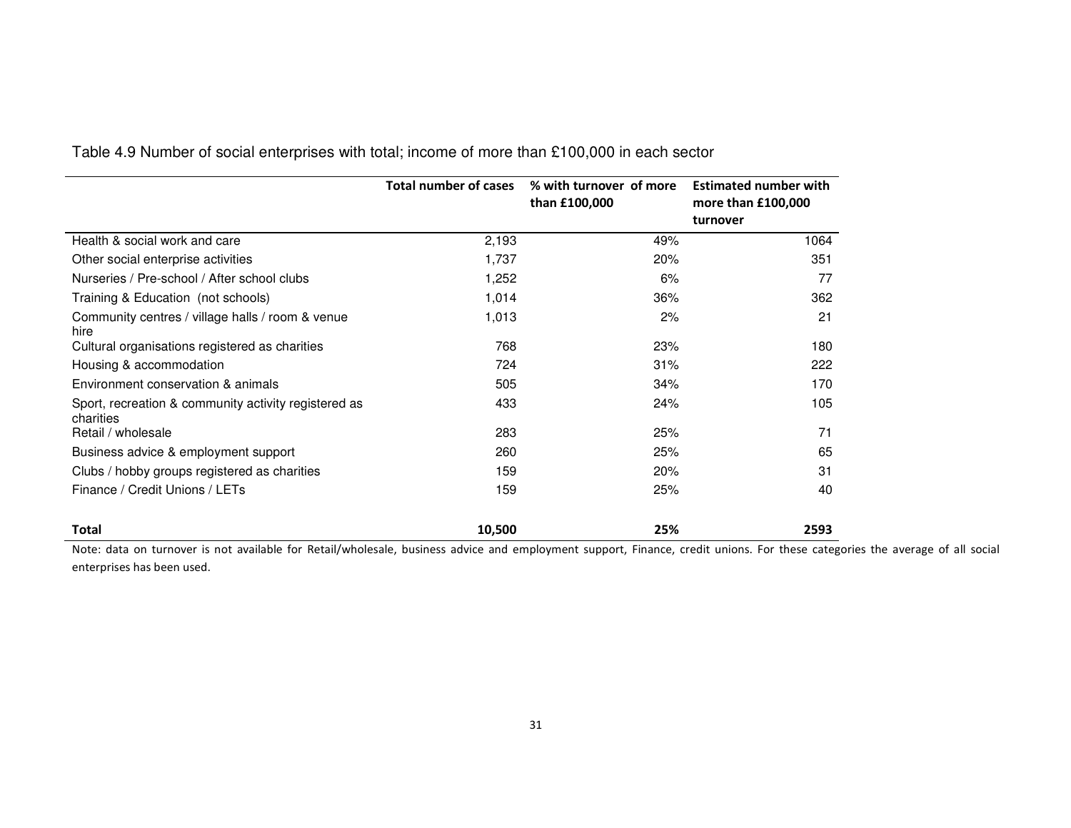Table 4.9 Number of social enterprises with total; income of more than £100,000 in each sector

| | Total number of cases | % with turnover of more than £100,000 | Estimated number with more than £100,000 turnover |
|---|---|---|---|
| Health & social work and care | 2,193 | 49% | 1064 |
| Other social enterprise activities | 1,737 | 20% | 351 |
| Nurseries / Pre-school / After school clubs | 1,252 | 6% | 77 |
| Training & Education (not schools) | 1,014 | 36% | 362 |
| Community centres / village halls / room & venue hire | 1,013 | 2% | 21 |
| Cultural organisations registered as charities | 768 | 23% | 180 |
| Housing & accommodation | 724 | 31% | 222 |
| Environment conservation & animals | 505 | 34% | 170 |
| Sport, recreation & community activity registered as charities | 433 | 24% | 105 |
| Retail / wholesale | 283 | 25% | 71 |
| Business advice & employment support | 260 | 25% | 65 |
| Clubs / hobby groups registered as charities | 159 | 20% | 31 |
| Finance / Credit Unions / LETs | 159 | 25% | 40 |
| **Total** | **10,500** | **25%** | **2593** |

Note: data on turnover is not available for Retail/wholesale, business advice and employment support, Finance, credit unions. For these categories the average of all social enterprises has been used.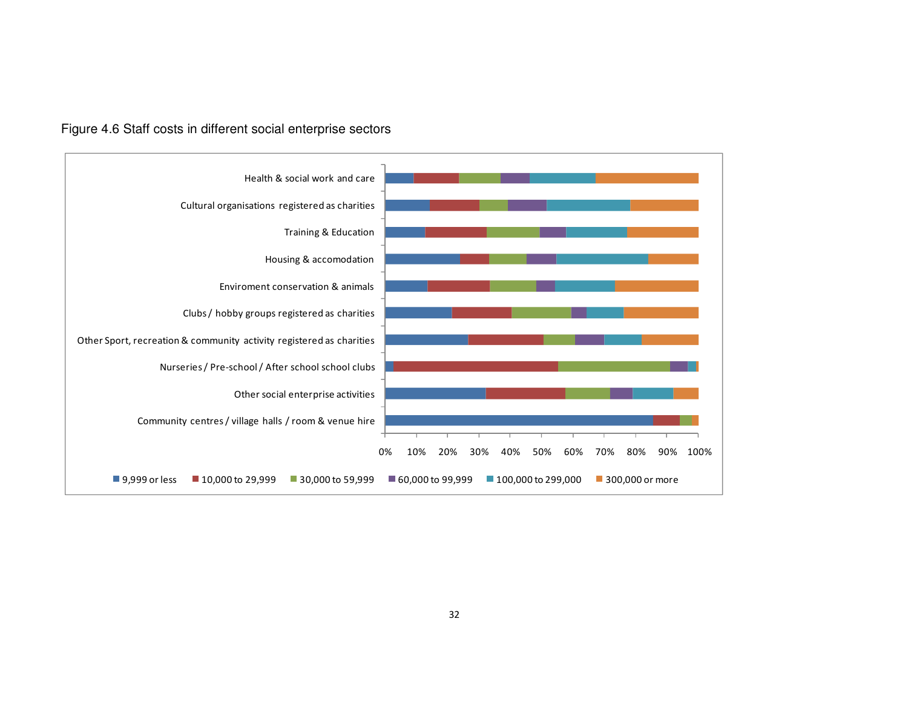Figure 4.6 Staff costs in different social enterprise sectors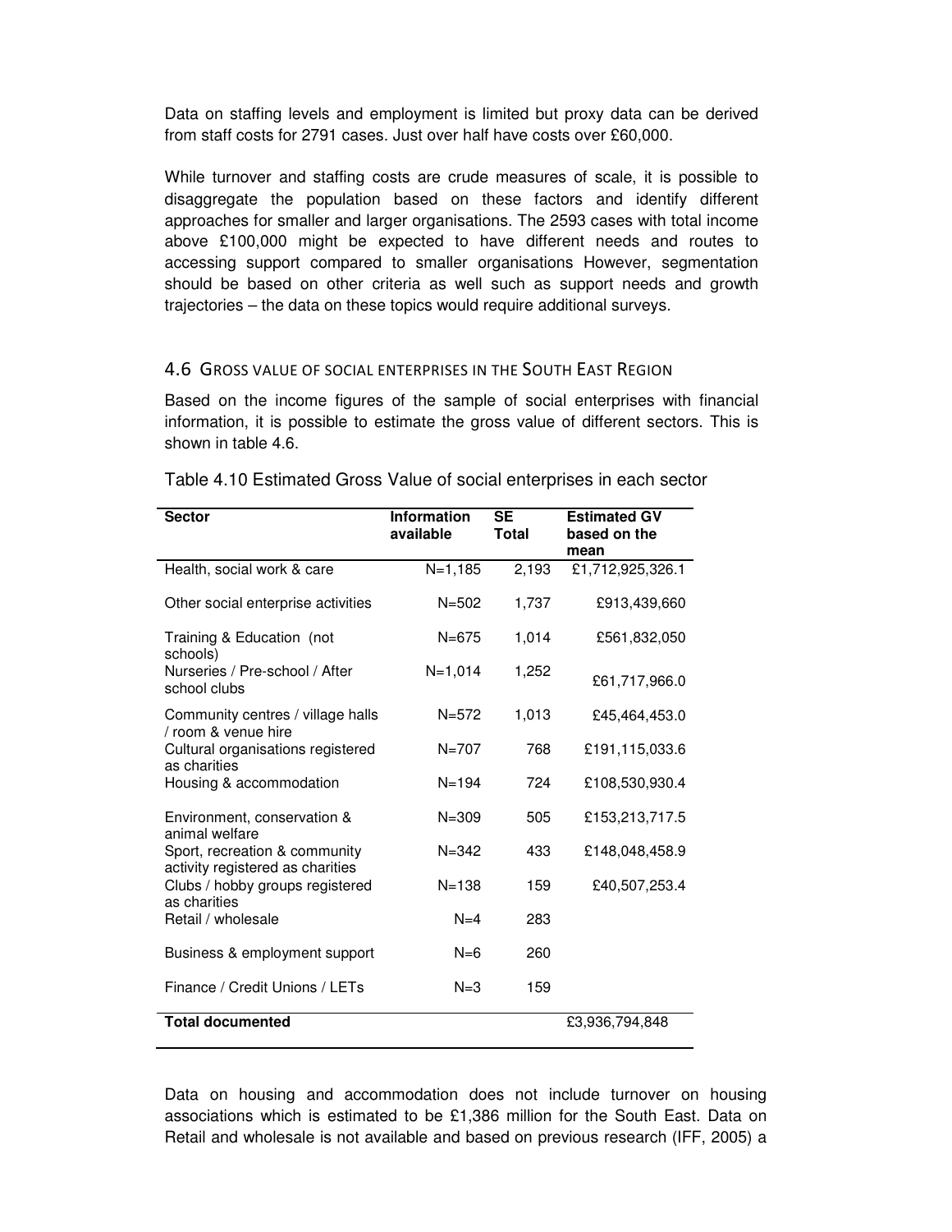Data on staffing levels and employment is limited but proxy data can be derived from staff costs for 2791 cases. Just over half have costs over £60,000.

While turnover and staffing costs are crude measures of scale, it is possible to disaggregate the population based on these factors and identify different approaches for smaller and larger organisations. The 2593 cases with total income above £100,000 might be expected to have different needs and routes to accessing support compared to smaller organisations However, segmentation should be based on other criteria as well such as support needs and growth trajectories – the data on these topics would require additional surveys.

## 4.6 Gross value of social enterprises in the South East Region

Based on the income figures of the sample of social enterprises with financial information, it is possible to estimate the gross value of different sectors. This is shown in table 4.6.

Table 4.10 Estimated Gross Value of social enterprises in each sector

| Sector | Information available | SE Total | Estimated GV based on the mean |
|---|---|---|---|
| Health, social work & care | N=1,185 | 2,193 | £1,712,925,326.1 |
| Other social enterprise activities | N=502 | 1,737 | £913,439,660 |
| Training & Education (not schools) | N=675 | 1,014 | £561,832,050 |
| Nurseries / Pre-school / After school clubs | N=1,014 | 1,252 | £61,717,966.0 |
| Community centres / village halls / room & venue hire | N=572 | 1,013 | £45,464,453.0 |
| Cultural organisations registered as charities | N=707 | 768 | £191,115,033.6 |
| Housing & accommodation | N=194 | 724 | £108,530,930.4 |
| Environment, conservation & animal welfare | N=309 | 505 | £153,213,717.5 |
| Sport, recreation & community activity registered as charities | N=342 | 433 | £148,048,458.9 |
| Clubs / hobby groups registered as charities | N=138 | 159 | £40,507,253.4 |
| Retail / wholesale | N=4 | 283 | |
| Business & employment support | N=6 | 260 | |
| Finance / Credit Unions / LETs | N=3 | 159 | |
| **Total documented** | | | £3,936,794,848 |

Data on housing and accommodation does not include turnover on housing associations which is estimated to be £1,386 million for the South East. Data on Retail and wholesale is not available and based on previous research (IFF, 2005) a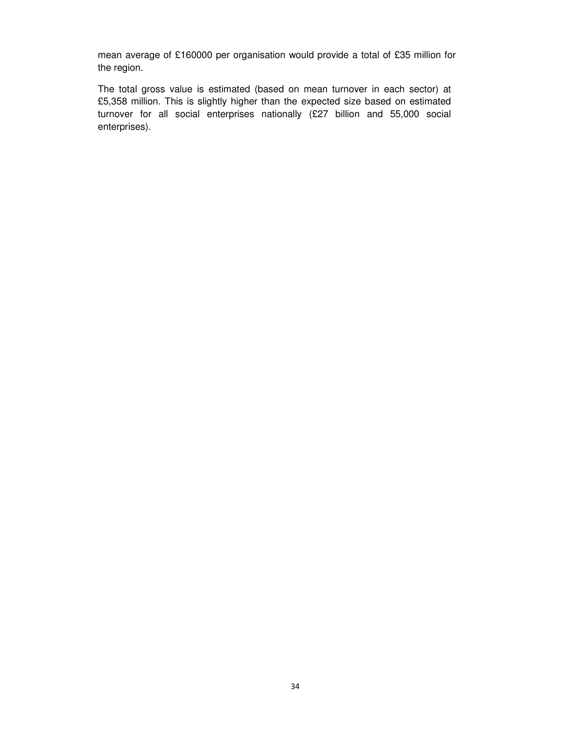mean average of £160000 per organisation would provide a total of £35 million for the region.

The total gross value is estimated (based on mean turnover in each sector) at £5,358 million. This is slightly higher than the expected size based on estimated turnover for all social enterprises nationally (£27 billion and 55,000 social enterprises).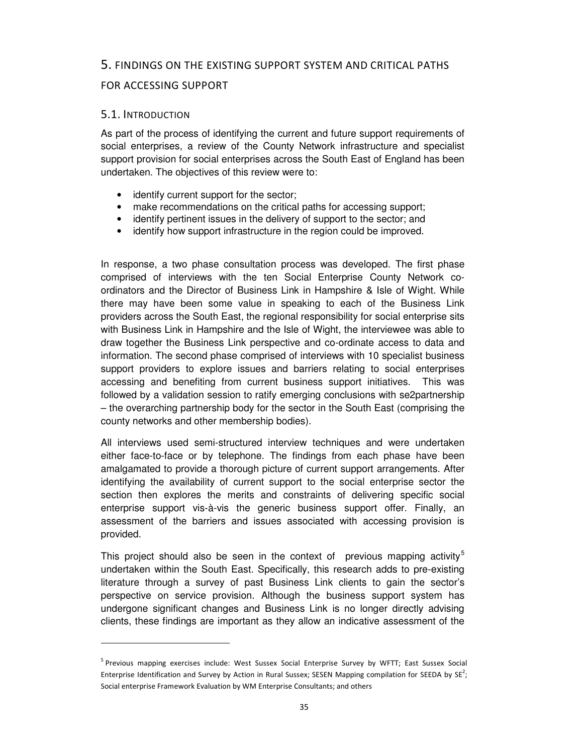# 5. FINDINGS ON THE EXISTING SUPPORT SYSTEM AND CRITICAL PATHS FOR ACCESSING SUPPORT

## 5.1. INTRODUCTION

As part of the process of identifying the current and future support requirements of social enterprises, a review of the County Network infrastructure and specialist support provision for social enterprises across the South East of England has been undertaken. The objectives of this review were to:

- identify current support for the sector;
- make recommendations on the critical paths for accessing support;
- identify pertinent issues in the delivery of support to the sector; and
- identify how support infrastructure in the region could be improved.

In response, a two phase consultation process was developed. The first phase comprised of interviews with the ten Social Enterprise County Network co-ordinators and the Director of Business Link in Hampshire & Isle of Wight. While there may have been some value in speaking to each of the Business Link providers across the South East, the regional responsibility for social enterprise sits with Business Link in Hampshire and the Isle of Wight, the interviewee was able to draw together the Business Link perspective and co-ordinate access to data and information. The second phase comprised of interviews with 10 specialist business support providers to explore issues and barriers relating to social enterprises accessing and benefiting from current business support initiatives. This was followed by a validation session to ratify emerging conclusions with se2partnership – the overarching partnership body for the sector in the South East (comprising the county networks and other membership bodies).

All interviews used semi-structured interview techniques and were undertaken either face-to-face or by telephone. The findings from each phase have been amalgamated to provide a thorough picture of current support arrangements. After identifying the availability of current support to the social enterprise sector the section then explores the merits and constraints of delivering specific social enterprise support vis-à-vis the generic business support offer. Finally, an assessment of the barriers and issues associated with accessing provision is provided.

This project should also be seen in the context of previous mapping activity[5] undertaken within the South East. Specifically, this research adds to pre-existing literature through a survey of past Business Link clients to gain the sector's perspective on service provision. Although the business support system has undergone significant changes and Business Link is no longer directly advising clients, these findings are important as they allow an indicative assessment of the

---

[5] Previous mapping exercises include: West Sussex Social Enterprise Survey by WFTT; East Sussex Social Enterprise Identification and Survey by Action in Rural Sussex; SESEN Mapping compilation for SEEDA by SE$^2$; Social enterprise Framework Evaluation by WM Enterprise Consultants; and others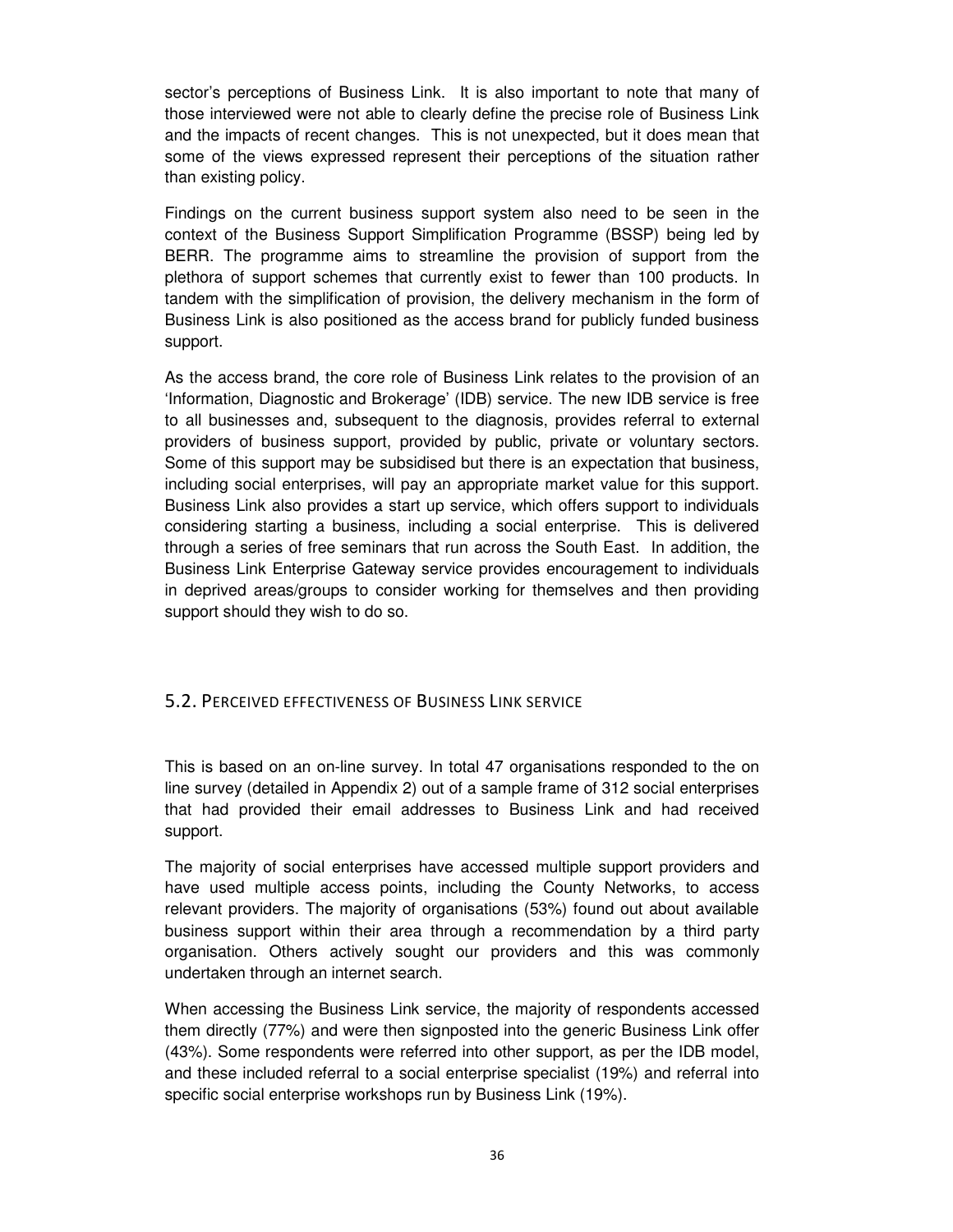sector's perceptions of Business Link. It is also important to note that many of those interviewed were not able to clearly define the precise role of Business Link and the impacts of recent changes. This is not unexpected, but it does mean that some of the views expressed represent their perceptions of the situation rather than existing policy.

Findings on the current business support system also need to be seen in the context of the Business Support Simplification Programme (BSSP) being led by BERR. The programme aims to streamline the provision of support from the plethora of support schemes that currently exist to fewer than 100 products. In tandem with the simplification of provision, the delivery mechanism in the form of Business Link is also positioned as the access brand for publicly funded business support.

As the access brand, the core role of Business Link relates to the provision of an 'Information, Diagnostic and Brokerage' (IDB) service. The new IDB service is free to all businesses and, subsequent to the diagnosis, provides referral to external providers of business support, provided by public, private or voluntary sectors. Some of this support may be subsidised but there is an expectation that business, including social enterprises, will pay an appropriate market value for this support. Business Link also provides a start up service, which offers support to individuals considering starting a business, including a social enterprise. This is delivered through a series of free seminars that run across the South East. In addition, the Business Link Enterprise Gateway service provides encouragement to individuals in deprived areas/groups to consider working for themselves and then providing support should they wish to do so.

## 5.2. Perceived effectiveness of Business Link service

This is based on an on-line survey. In total 47 organisations responded to the on line survey (detailed in Appendix 2) out of a sample frame of 312 social enterprises that had provided their email addresses to Business Link and had received support.

The majority of social enterprises have accessed multiple support providers and have used multiple access points, including the County Networks, to access relevant providers. The majority of organisations (53%) found out about available business support within their area through a recommendation by a third party organisation. Others actively sought our providers and this was commonly undertaken through an internet search.

When accessing the Business Link service, the majority of respondents accessed them directly (77%) and were then signposted into the generic Business Link offer (43%). Some respondents were referred into other support, as per the IDB model, and these included referral to a social enterprise specialist (19%) and referral into specific social enterprise workshops run by Business Link (19%).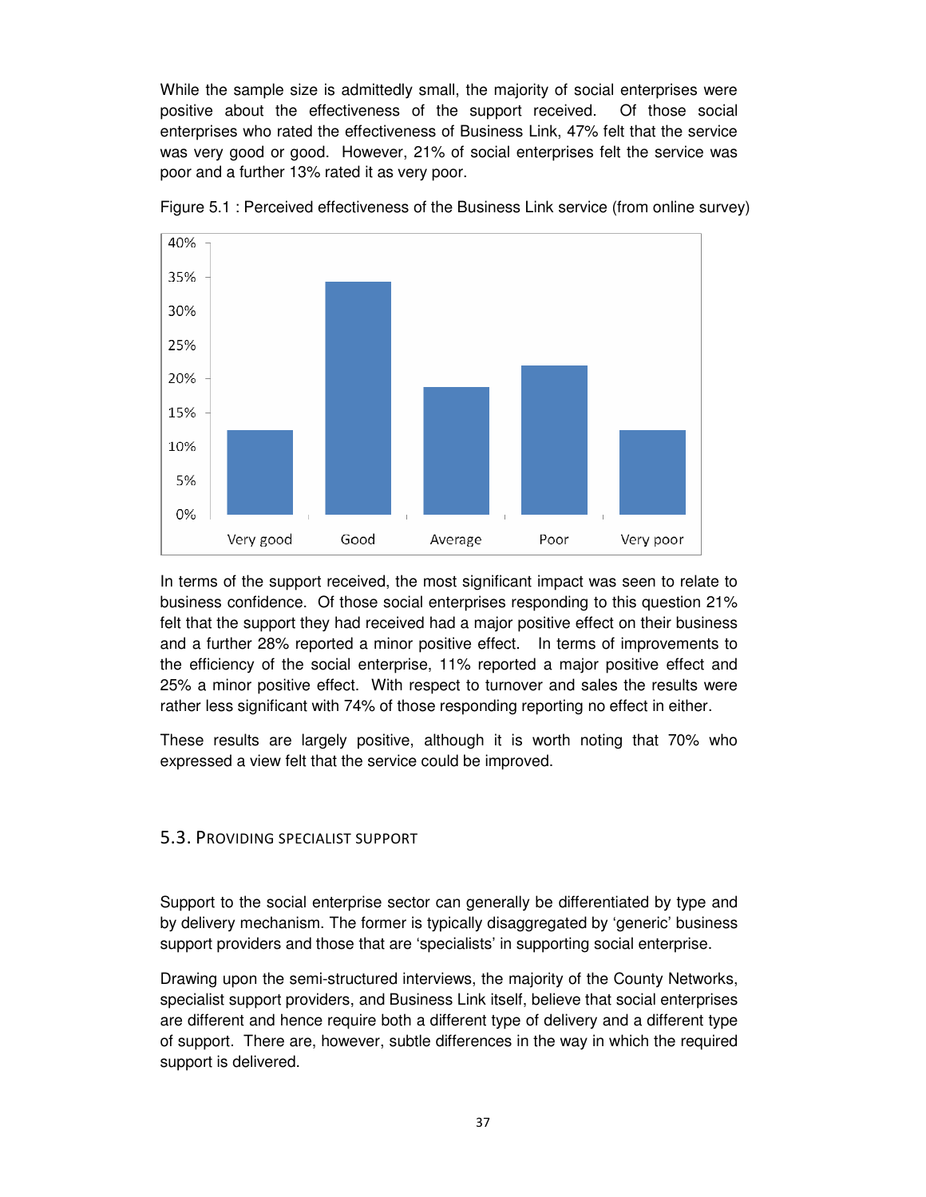While the sample size is admittedly small, the majority of social enterprises were positive about the effectiveness of the support received. Of those social enterprises who rated the effectiveness of Business Link, 47% felt that the service was very good or good. However, 21% of social enterprises felt the service was poor and a further 13% rated it as very poor.

Figure 5.1 : Perceived effectiveness of the Business Link service (from online survey)

In terms of the support received, the most significant impact was seen to relate to business confidence. Of those social enterprises responding to this question 21% felt that the support they had received had a major positive effect on their business and a further 28% reported a minor positive effect. In terms of improvements to the efficiency of the social enterprise, 11% reported a major positive effect and 25% a minor positive effect. With respect to turnover and sales the results were rather less significant with 74% of those responding reporting no effect in either.

These results are largely positive, although it is worth noting that 70% who expressed a view felt that the service could be improved.

## 5.3. Providing specialist support

Support to the social enterprise sector can generally be differentiated by type and by delivery mechanism. The former is typically disaggregated by 'generic' business support providers and those that are 'specialists' in supporting social enterprise.

Drawing upon the semi-structured interviews, the majority of the County Networks, specialist support providers, and Business Link itself, believe that social enterprises are different and hence require both a different type of delivery and a different type of support. There are, however, subtle differences in the way in which the required support is delivered.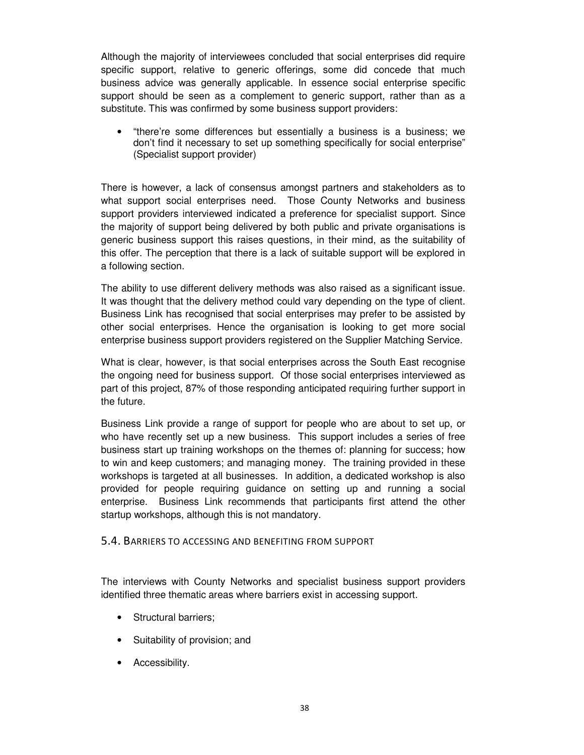Although the majority of interviewees concluded that social enterprises did require specific support, relative to generic offerings, some did concede that much business advice was generally applicable. In essence social enterprise specific support should be seen as a complement to generic support, rather than as a substitute. This was confirmed by some business support providers:

- "there're some differences but essentially a business is a business; we don't find it necessary to set up something specifically for social enterprise" (Specialist support provider)

There is however, a lack of consensus amongst partners and stakeholders as to what support social enterprises need. Those County Networks and business support providers interviewed indicated a preference for specialist support. Since the majority of support being delivered by both public and private organisations is generic business support this raises questions, in their mind, as the suitability of this offer. The perception that there is a lack of suitable support will be explored in a following section.

The ability to use different delivery methods was also raised as a significant issue. It was thought that the delivery method could vary depending on the type of client. Business Link has recognised that social enterprises may prefer to be assisted by other social enterprises. Hence the organisation is looking to get more social enterprise business support providers registered on the Supplier Matching Service.

What is clear, however, is that social enterprises across the South East recognise the ongoing need for business support. Of those social enterprises interviewed as part of this project, 87% of those responding anticipated requiring further support in the future.

Business Link provide a range of support for people who are about to set up, or who have recently set up a new business. This support includes a series of free business start up training workshops on the themes of: planning for success; how to win and keep customers; and managing money. The training provided in these workshops is targeted at all businesses. In addition, a dedicated workshop is also provided for people requiring guidance on setting up and running a social enterprise. Business Link recommends that participants first attend the other startup workshops, although this is not mandatory.

## 5.4. Barriers to accessing and benefiting from support

The interviews with County Networks and specialist business support providers identified three thematic areas where barriers exist in accessing support.

- Structural barriers;
- Suitability of provision; and
- Accessibility.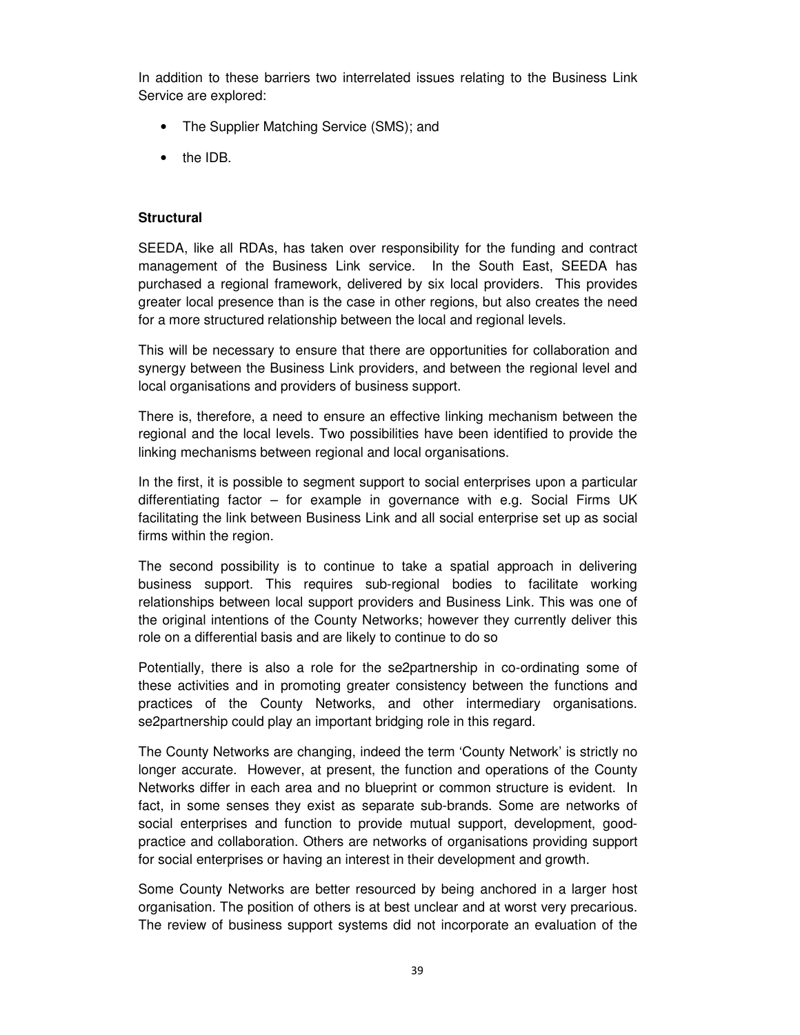In addition to these barriers two interrelated issues relating to the Business Link Service are explored:

- The Supplier Matching Service (SMS); and
- the IDB.

**Structural**

SEEDA, like all RDAs, has taken over responsibility for the funding and contract management of the Business Link service. In the South East, SEEDA has purchased a regional framework, delivered by six local providers. This provides greater local presence than is the case in other regions, but also creates the need for a more structured relationship between the local and regional levels.

This will be necessary to ensure that there are opportunities for collaboration and synergy between the Business Link providers, and between the regional level and local organisations and providers of business support.

There is, therefore, a need to ensure an effective linking mechanism between the regional and the local levels. Two possibilities have been identified to provide the linking mechanisms between regional and local organisations.

In the first, it is possible to segment support to social enterprises upon a particular differentiating factor – for example in governance with e.g. Social Firms UK facilitating the link between Business Link and all social enterprise set up as social firms within the region.

The second possibility is to continue to take a spatial approach in delivering business support. This requires sub-regional bodies to facilitate working relationships between local support providers and Business Link. This was one of the original intentions of the County Networks; however they currently deliver this role on a differential basis and are likely to continue to do so

Potentially, there is also a role for the se2partnership in co-ordinating some of these activities and in promoting greater consistency between the functions and practices of the County Networks, and other intermediary organisations. se2partnership could play an important bridging role in this regard.

The County Networks are changing, indeed the term 'County Network' is strictly no longer accurate. However, at present, the function and operations of the County Networks differ in each area and no blueprint or common structure is evident. In fact, in some senses they exist as separate sub-brands. Some are networks of social enterprises and function to provide mutual support, development, good-practice and collaboration. Others are networks of organisations providing support for social enterprises or having an interest in their development and growth.

Some County Networks are better resourced by being anchored in a larger host organisation. The position of others is at best unclear and at worst very precarious. The review of business support systems did not incorporate an evaluation of the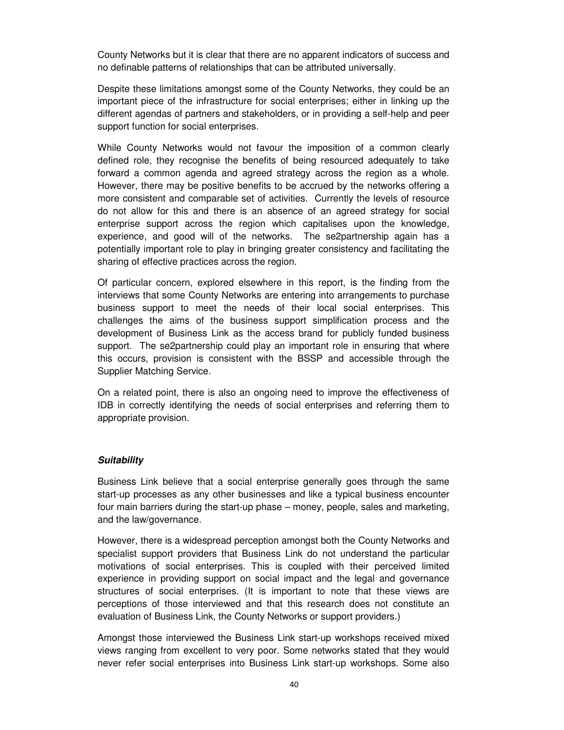County Networks but it is clear that there are no apparent indicators of success and no definable patterns of relationships that can be attributed universally.

Despite these limitations amongst some of the County Networks, they could be an important piece of the infrastructure for social enterprises; either in linking up the different agendas of partners and stakeholders, or in providing a self-help and peer support function for social enterprises.

While County Networks would not favour the imposition of a common clearly defined role, they recognise the benefits of being resourced adequately to take forward a common agenda and agreed strategy across the region as a whole. However, there may be positive benefits to be accrued by the networks offering a more consistent and comparable set of activities. Currently the levels of resource do not allow for this and there is an absence of an agreed strategy for social enterprise support across the region which capitalises upon the knowledge, experience, and good will of the networks. The se2partnership again has a potentially important role to play in bringing greater consistency and facilitating the sharing of effective practices across the region.

Of particular concern, explored elsewhere in this report, is the finding from the interviews that some County Networks are entering into arrangements to purchase business support to meet the needs of their local social enterprises. This challenges the aims of the business support simplification process and the development of Business Link as the access brand for publicly funded business support. The se2partnership could play an important role in ensuring that where this occurs, provision is consistent with the BSSP and accessible through the Supplier Matching Service.

On a related point, there is also an ongoing need to improve the effectiveness of IDB in correctly identifying the needs of social enterprises and referring them to appropriate provision.

***Suitability***

Business Link believe that a social enterprise generally goes through the same start-up processes as any other businesses and like a typical business encounter four main barriers during the start-up phase – money, people, sales and marketing, and the law/governance.

However, there is a widespread perception amongst both the County Networks and specialist support providers that Business Link do not understand the particular motivations of social enterprises. This is coupled with their perceived limited experience in providing support on social impact and the legal and governance structures of social enterprises. (It is important to note that these views are perceptions of those interviewed and that this research does not constitute an evaluation of Business Link, the County Networks or support providers.)

Amongst those interviewed the Business Link start-up workshops received mixed views ranging from excellent to very poor. Some networks stated that they would never refer social enterprises into Business Link start-up workshops. Some also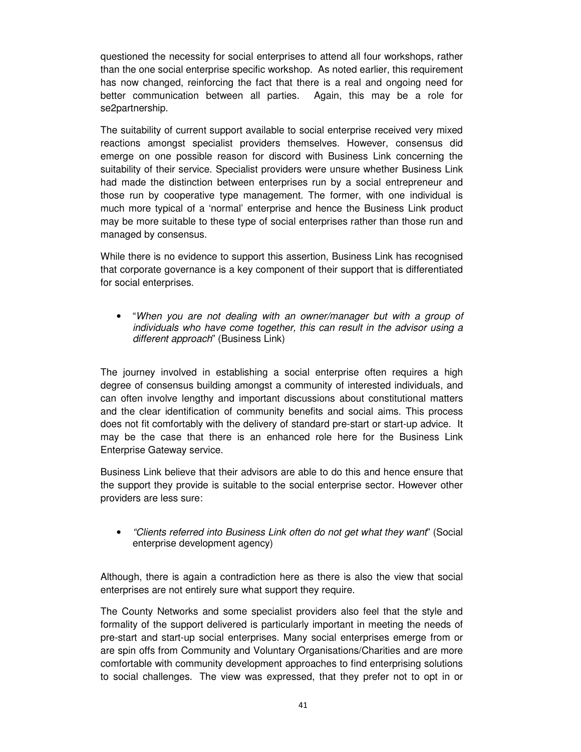questioned the necessity for social enterprises to attend all four workshops, rather than the one social enterprise specific workshop. As noted earlier, this requirement has now changed, reinforcing the fact that there is a real and ongoing need for better communication between all parties. Again, this may be a role for se2partnership.

The suitability of current support available to social enterprise received very mixed reactions amongst specialist providers themselves. However, consensus did emerge on one possible reason for discord with Business Link concerning the suitability of their service. Specialist providers were unsure whether Business Link had made the distinction between enterprises run by a social entrepreneur and those run by cooperative type management. The former, with one individual is much more typical of a 'normal' enterprise and hence the Business Link product may be more suitable to these type of social enterprises rather than those run and managed by consensus.

While there is no evidence to support this assertion, Business Link has recognised that corporate governance is a key component of their support that is differentiated for social enterprises.

- "*When you are not dealing with an owner/manager but with a group of individuals who have come together, this can result in the advisor using a different approach*" (Business Link)

The journey involved in establishing a social enterprise often requires a high degree of consensus building amongst a community of interested individuals, and can often involve lengthy and important discussions about constitutional matters and the clear identification of community benefits and social aims. This process does not fit comfortably with the delivery of standard pre-start or start-up advice. It may be the case that there is an enhanced role here for the Business Link Enterprise Gateway service.

Business Link believe that their advisors are able to do this and hence ensure that the support they provide is suitable to the social enterprise sector. However other providers are less sure:

- "*Clients referred into Business Link often do not get what they want*" (Social enterprise development agency)

Although, there is again a contradiction here as there is also the view that social enterprises are not entirely sure what support they require.

The County Networks and some specialist providers also feel that the style and formality of the support delivered is particularly important in meeting the needs of pre-start and start-up social enterprises. Many social enterprises emerge from or are spin offs from Community and Voluntary Organisations/Charities and are more comfortable with community development approaches to find enterprising solutions to social challenges. The view was expressed, that they prefer not to opt in or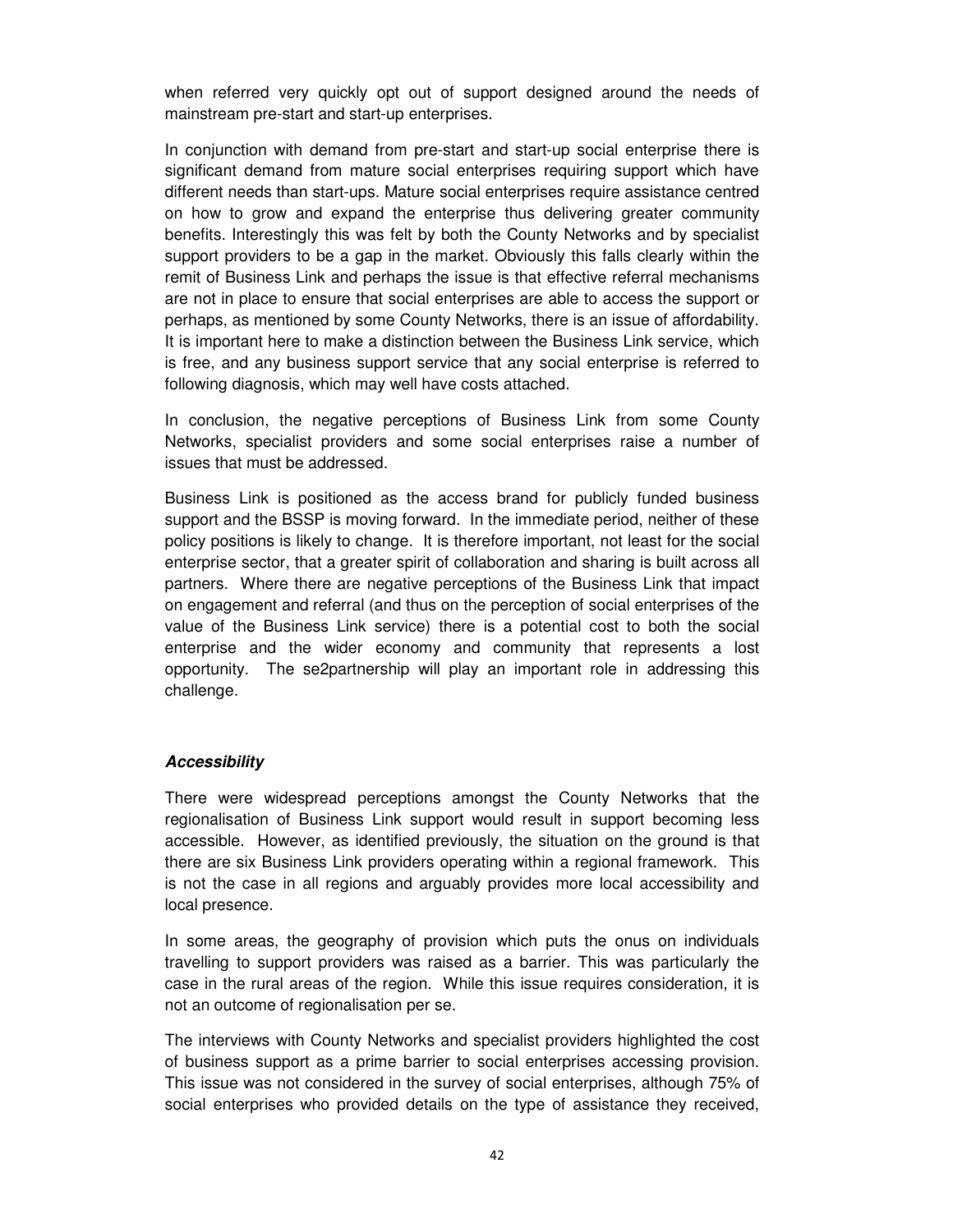when referred very quickly opt out of support designed around the needs of mainstream pre-start and start-up enterprises.

In conjunction with demand from pre-start and start-up social enterprise there is significant demand from mature social enterprises requiring support which have different needs than start-ups. Mature social enterprises require assistance centred on how to grow and expand the enterprise thus delivering greater community benefits. Interestingly this was felt by both the County Networks and by specialist support providers to be a gap in the market. Obviously this falls clearly within the remit of Business Link and perhaps the issue is that effective referral mechanisms are not in place to ensure that social enterprises are able to access the support or perhaps, as mentioned by some County Networks, there is an issue of affordability. It is important here to make a distinction between the Business Link service, which is free, and any business support service that any social enterprise is referred to following diagnosis, which may well have costs attached.

In conclusion, the negative perceptions of Business Link from some County Networks, specialist providers and some social enterprises raise a number of issues that must be addressed.

Business Link is positioned as the access brand for publicly funded business support and the BSSP is moving forward. In the immediate period, neither of these policy positions is likely to change. It is therefore important, not least for the social enterprise sector, that a greater spirit of collaboration and sharing is built across all partners. Where there are negative perceptions of the Business Link that impact on engagement and referral (and thus on the perception of social enterprises of the value of the Business Link service) there is a potential cost to both the social enterprise and the wider economy and community that represents a lost opportunity. The se2partnership will play an important role in addressing this challenge.

***Accessibility***

There were widespread perceptions amongst the County Networks that the regionalisation of Business Link support would result in support becoming less accessible. However, as identified previously, the situation on the ground is that there are six Business Link providers operating within a regional framework. This is not the case in all regions and arguably provides more local accessibility and local presence.

In some areas, the geography of provision which puts the onus on individuals travelling to support providers was raised as a barrier. This was particularly the case in the rural areas of the region. While this issue requires consideration, it is not an outcome of regionalisation per se.

The interviews with County Networks and specialist providers highlighted the cost of business support as a prime barrier to social enterprises accessing provision. This issue was not considered in the survey of social enterprises, although 75% of social enterprises who provided details on the type of assistance they received,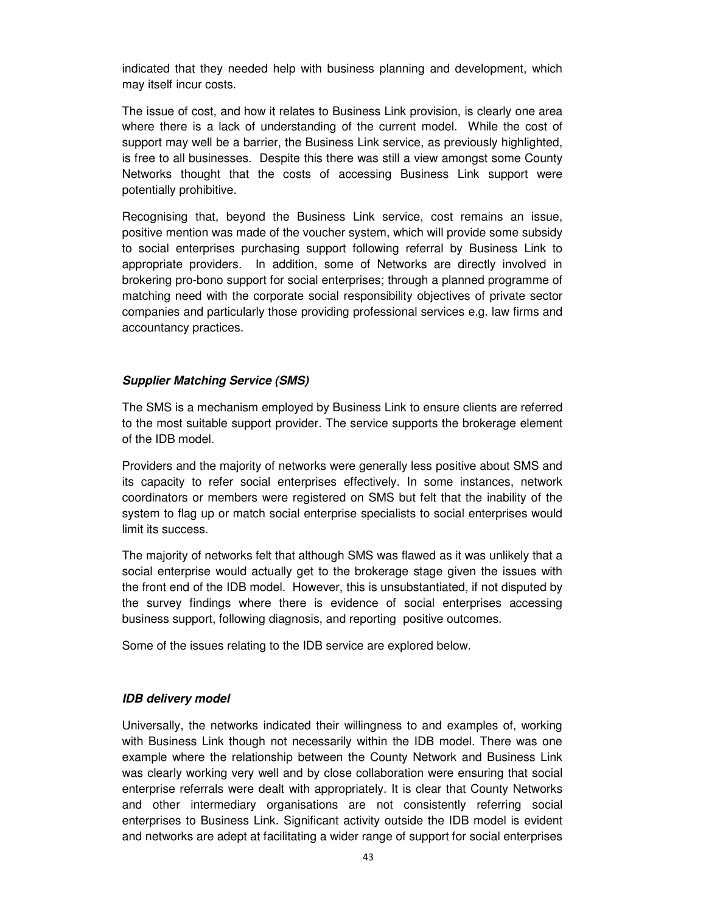indicated that they needed help with business planning and development, which may itself incur costs.

The issue of cost, and how it relates to Business Link provision, is clearly one area where there is a lack of understanding of the current model. While the cost of support may well be a barrier, the Business Link service, as previously highlighted, is free to all businesses. Despite this there was still a view amongst some County Networks thought that the costs of accessing Business Link support were potentially prohibitive.

Recognising that, beyond the Business Link service, cost remains an issue, positive mention was made of the voucher system, which will provide some subsidy to social enterprises purchasing support following referral by Business Link to appropriate providers. In addition, some of Networks are directly involved in brokering pro-bono support for social enterprises; through a planned programme of matching need with the corporate social responsibility objectives of private sector companies and particularly those providing professional services e.g. law firms and accountancy practices.

#### ***Supplier Matching Service (SMS)***

The SMS is a mechanism employed by Business Link to ensure clients are referred to the most suitable support provider. The service supports the brokerage element of the IDB model.

Providers and the majority of networks were generally less positive about SMS and its capacity to refer social enterprises effectively. In some instances, network coordinators or members were registered on SMS but felt that the inability of the system to flag up or match social enterprise specialists to social enterprises would limit its success.

The majority of networks felt that although SMS was flawed as it was unlikely that a social enterprise would actually get to the brokerage stage given the issues with the front end of the IDB model. However, this is unsubstantiated, if not disputed by the survey findings where there is evidence of social enterprises accessing business support, following diagnosis, and reporting positive outcomes.

Some of the issues relating to the IDB service are explored below.

#### ***IDB delivery model***

Universally, the networks indicated their willingness to and examples of, working with Business Link though not necessarily within the IDB model. There was one example where the relationship between the County Network and Business Link was clearly working very well and by close collaboration were ensuring that social enterprise referrals were dealt with appropriately. It is clear that County Networks and other intermediary organisations are not consistently referring social enterprises to Business Link. Significant activity outside the IDB model is evident and networks are adept at facilitating a wider range of support for social enterprises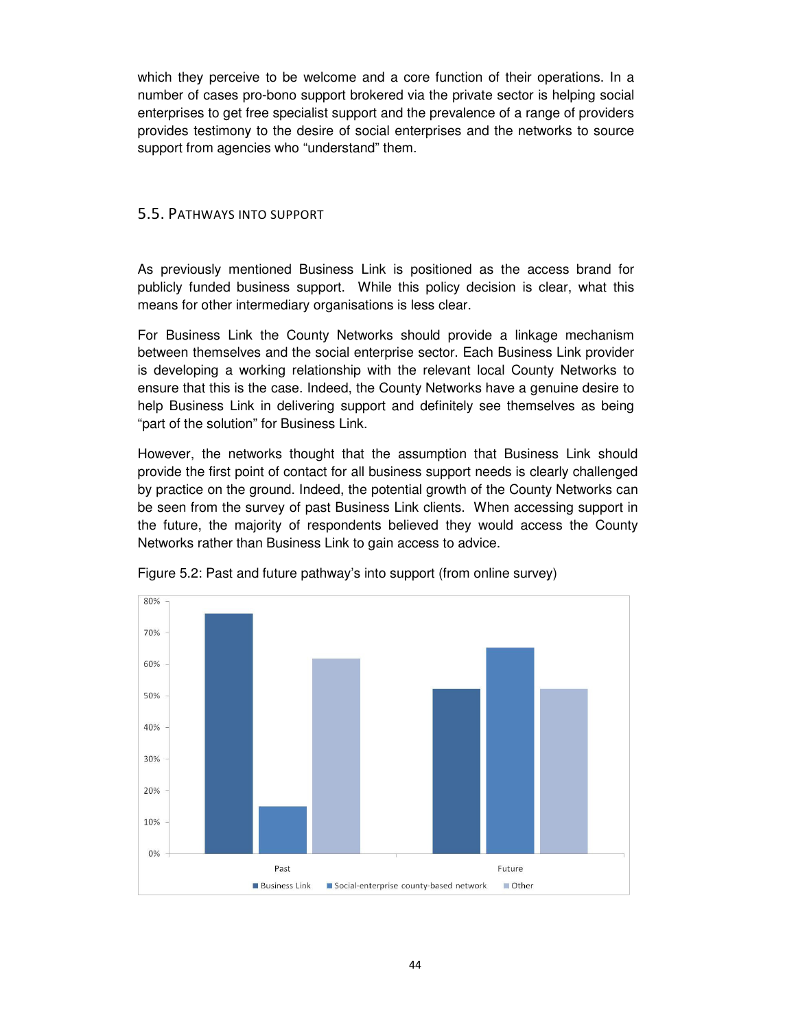which they perceive to be welcome and a core function of their operations. In a number of cases pro-bono support brokered via the private sector is helping social enterprises to get free specialist support and the prevalence of a range of providers provides testimony to the desire of social enterprises and the networks to source support from agencies who "understand" them.

## 5.5. Pathways into support

As previously mentioned Business Link is positioned as the access brand for publicly funded business support. While this policy decision is clear, what this means for other intermediary organisations is less clear.

For Business Link the County Networks should provide a linkage mechanism between themselves and the social enterprise sector. Each Business Link provider is developing a working relationship with the relevant local County Networks to ensure that this is the case. Indeed, the County Networks have a genuine desire to help Business Link in delivering support and definitely see themselves as being "part of the solution" for Business Link.

However, the networks thought that the assumption that Business Link should provide the first point of contact for all business support needs is clearly challenged by practice on the ground. Indeed, the potential growth of the County Networks can be seen from the survey of past Business Link clients. When accessing support in the future, the majority of respondents believed they would access the County Networks rather than Business Link to gain access to advice.

Figure 5.2: Past and future pathway's into support (from online survey)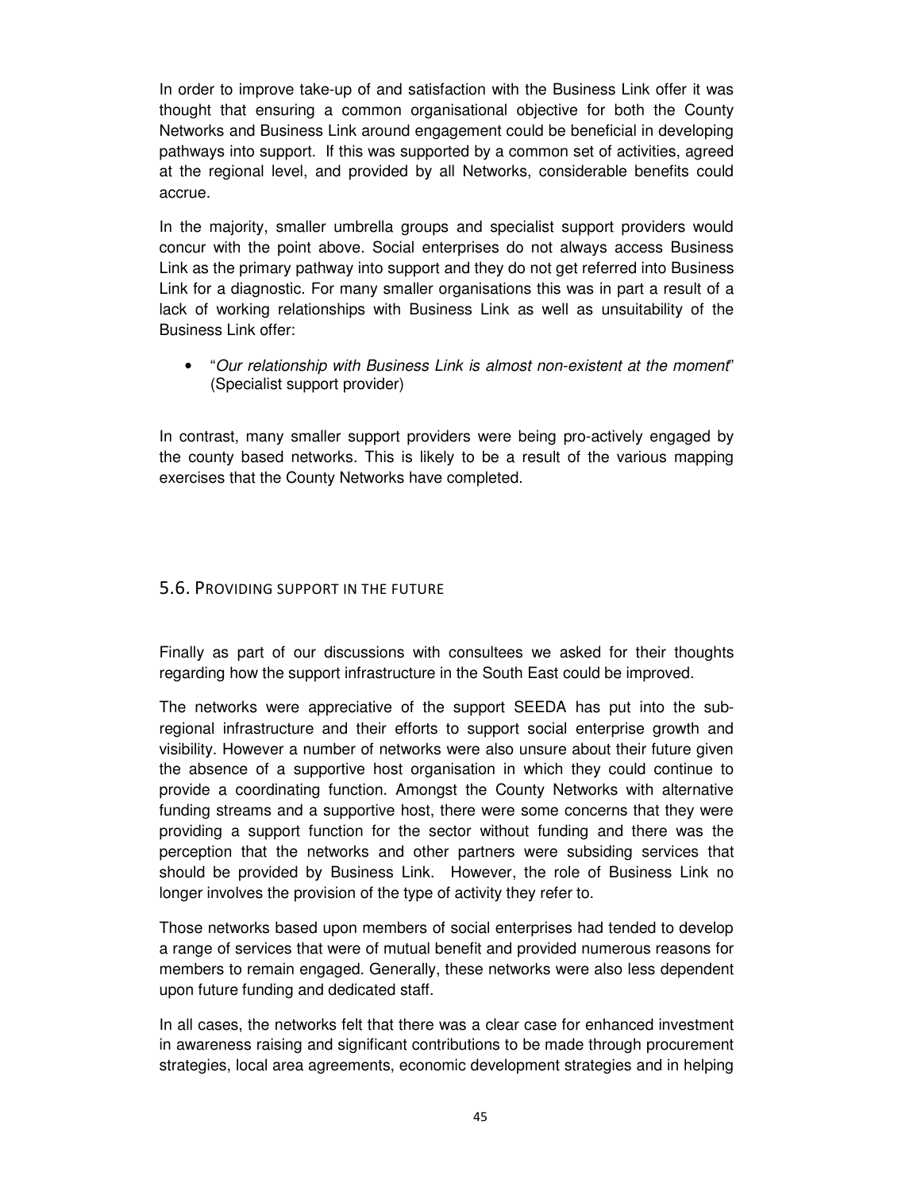In order to improve take-up of and satisfaction with the Business Link offer it was thought that ensuring a common organisational objective for both the County Networks and Business Link around engagement could be beneficial in developing pathways into support. If this was supported by a common set of activities, agreed at the regional level, and provided by all Networks, considerable benefits could accrue.

In the majority, smaller umbrella groups and specialist support providers would concur with the point above. Social enterprises do not always access Business Link as the primary pathway into support and they do not get referred into Business Link for a diagnostic. For many smaller organisations this was in part a result of a lack of working relationships with Business Link as well as unsuitability of the Business Link offer:

- "*Our relationship with Business Link is almost non-existent at the moment*" (Specialist support provider)

In contrast, many smaller support providers were being pro-actively engaged by the county based networks. This is likely to be a result of the various mapping exercises that the County Networks have completed.

## 5.6. Providing support in the future

Finally as part of our discussions with consultees we asked for their thoughts regarding how the support infrastructure in the South East could be improved.

The networks were appreciative of the support SEEDA has put into the sub-regional infrastructure and their efforts to support social enterprise growth and visibility. However a number of networks were also unsure about their future given the absence of a supportive host organisation in which they could continue to provide a coordinating function. Amongst the County Networks with alternative funding streams and a supportive host, there were some concerns that they were providing a support function for the sector without funding and there was the perception that the networks and other partners were subsiding services that should be provided by Business Link. However, the role of Business Link no longer involves the provision of the type of activity they refer to.

Those networks based upon members of social enterprises had tended to develop a range of services that were of mutual benefit and provided numerous reasons for members to remain engaged. Generally, these networks were also less dependent upon future funding and dedicated staff.

In all cases, the networks felt that there was a clear case for enhanced investment in awareness raising and significant contributions to be made through procurement strategies, local area agreements, economic development strategies and in helping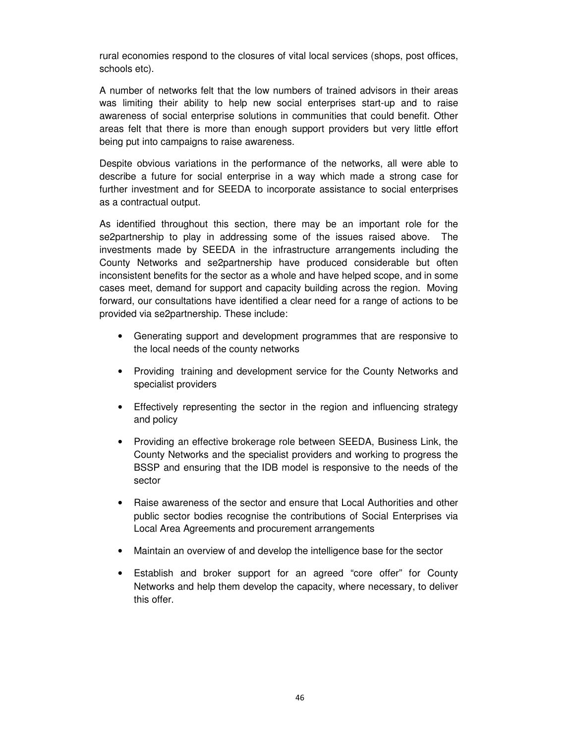rural economies respond to the closures of vital local services (shops, post offices, schools etc).

A number of networks felt that the low numbers of trained advisors in their areas was limiting their ability to help new social enterprises start-up and to raise awareness of social enterprise solutions in communities that could benefit. Other areas felt that there is more than enough support providers but very little effort being put into campaigns to raise awareness.

Despite obvious variations in the performance of the networks, all were able to describe a future for social enterprise in a way which made a strong case for further investment and for SEEDA to incorporate assistance to social enterprises as a contractual output.

As identified throughout this section, there may be an important role for the se2partnership to play in addressing some of the issues raised above. The investments made by SEEDA in the infrastructure arrangements including the County Networks and se2partnership have produced considerable but often inconsistent benefits for the sector as a whole and have helped scope, and in some cases meet, demand for support and capacity building across the region. Moving forward, our consultations have identified a clear need for a range of actions to be provided via se2partnership. These include:

- Generating support and development programmes that are responsive to the local needs of the county networks
- Providing training and development service for the County Networks and specialist providers
- Effectively representing the sector in the region and influencing strategy and policy
- Providing an effective brokerage role between SEEDA, Business Link, the County Networks and the specialist providers and working to progress the BSSP and ensuring that the IDB model is responsive to the needs of the sector
- Raise awareness of the sector and ensure that Local Authorities and other public sector bodies recognise the contributions of Social Enterprises via Local Area Agreements and procurement arrangements
- Maintain an overview of and develop the intelligence base for the sector
- Establish and broker support for an agreed “core offer” for County Networks and help them develop the capacity, where necessary, to deliver this offer.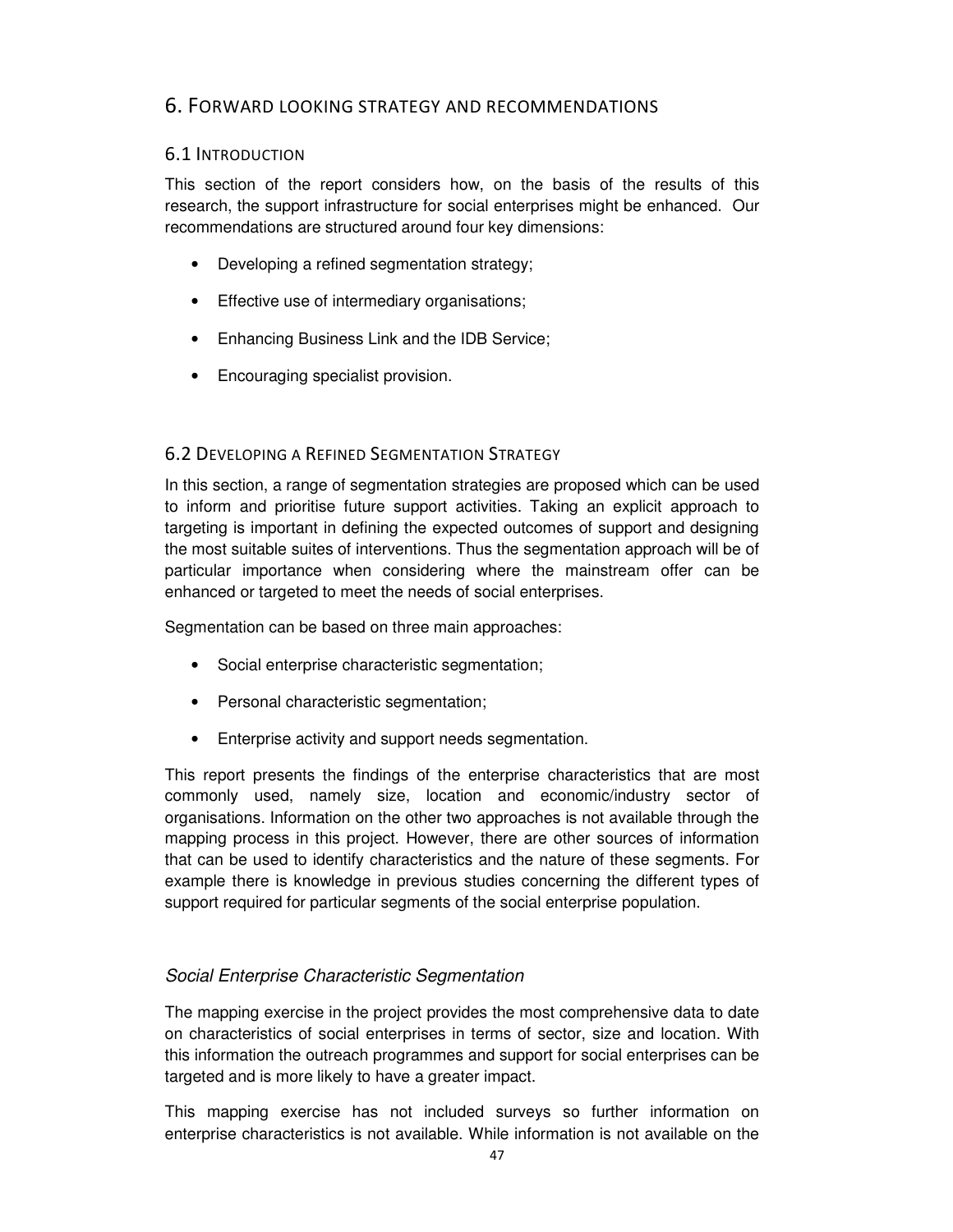# 6. Forward Looking Strategy and Recommendations

## 6.1 Introduction

This section of the report considers how, on the basis of the results of this research, the support infrastructure for social enterprises might be enhanced. Our recommendations are structured around four key dimensions:

- Developing a refined segmentation strategy;
- Effective use of intermediary organisations;
- Enhancing Business Link and the IDB Service;
- Encouraging specialist provision.

## 6.2 Developing a Refined Segmentation Strategy

In this section, a range of segmentation strategies are proposed which can be used to inform and prioritise future support activities. Taking an explicit approach to targeting is important in defining the expected outcomes of support and designing the most suitable suites of interventions. Thus the segmentation approach will be of particular importance when considering where the mainstream offer can be enhanced or targeted to meet the needs of social enterprises.

Segmentation can be based on three main approaches:

- Social enterprise characteristic segmentation;
- Personal characteristic segmentation;
- Enterprise activity and support needs segmentation.

This report presents the findings of the enterprise characteristics that are most commonly used, namely size, location and economic/industry sector of organisations. Information on the other two approaches is not available through the mapping process in this project. However, there are other sources of information that can be used to identify characteristics and the nature of these segments. For example there is knowledge in previous studies concerning the different types of support required for particular segments of the social enterprise population.

### *Social Enterprise Characteristic Segmentation*

The mapping exercise in the project provides the most comprehensive data to date on characteristics of social enterprises in terms of sector, size and location. With this information the outreach programmes and support for social enterprises can be targeted and is more likely to have a greater impact.

This mapping exercise has not included surveys so further information on enterprise characteristics is not available. While information is not available on the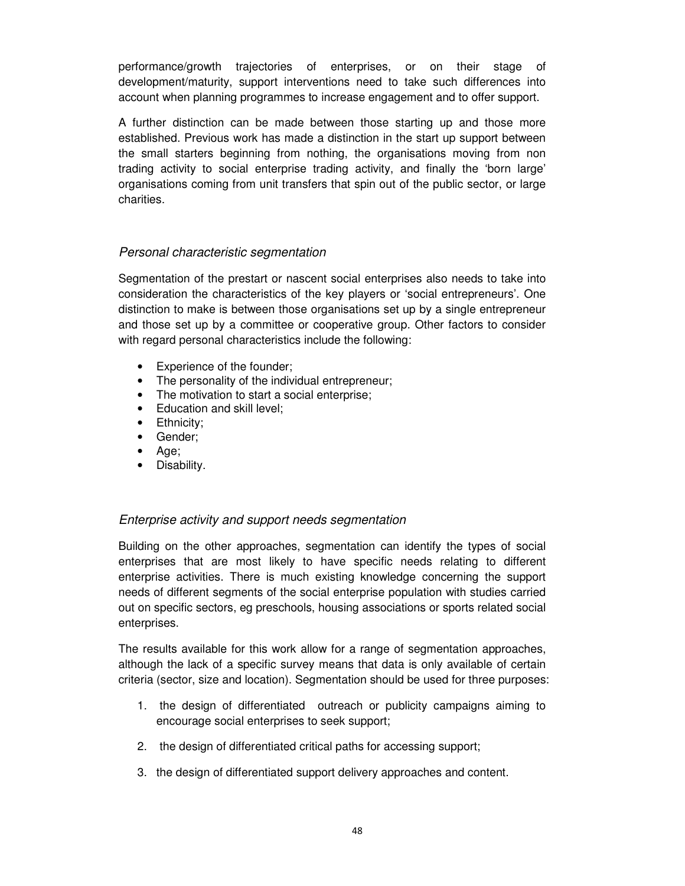performance/growth trajectories of enterprises, or on their stage of development/maturity, support interventions need to take such differences into account when planning programmes to increase engagement and to offer support.

A further distinction can be made between those starting up and those more established. Previous work has made a distinction in the start up support between the small starters beginning from nothing, the organisations moving from non trading activity to social enterprise trading activity, and finally the 'born large' organisations coming from unit transfers that spin out of the public sector, or large charities.

### *Personal characteristic segmentation*

Segmentation of the prestart or nascent social enterprises also needs to take into consideration the characteristics of the key players or 'social entrepreneurs'. One distinction to make is between those organisations set up by a single entrepreneur and those set up by a committee or cooperative group. Other factors to consider with regard personal characteristics include the following:

- Experience of the founder;
- The personality of the individual entrepreneur;
- The motivation to start a social enterprise;
- Education and skill level;
- Ethnicity;
- Gender;
- Age;
- Disability.

### *Enterprise activity and support needs segmentation*

Building on the other approaches, segmentation can identify the types of social enterprises that are most likely to have specific needs relating to different enterprise activities. There is much existing knowledge concerning the support needs of different segments of the social enterprise population with studies carried out on specific sectors, eg preschools, housing associations or sports related social enterprises.

The results available for this work allow for a range of segmentation approaches, although the lack of a specific survey means that data is only available of certain criteria (sector, size and location). Segmentation should be used for three purposes:

1. the design of differentiated outreach or publicity campaigns aiming to encourage social enterprises to seek support;
2. the design of differentiated critical paths for accessing support;
3. the design of differentiated support delivery approaches and content.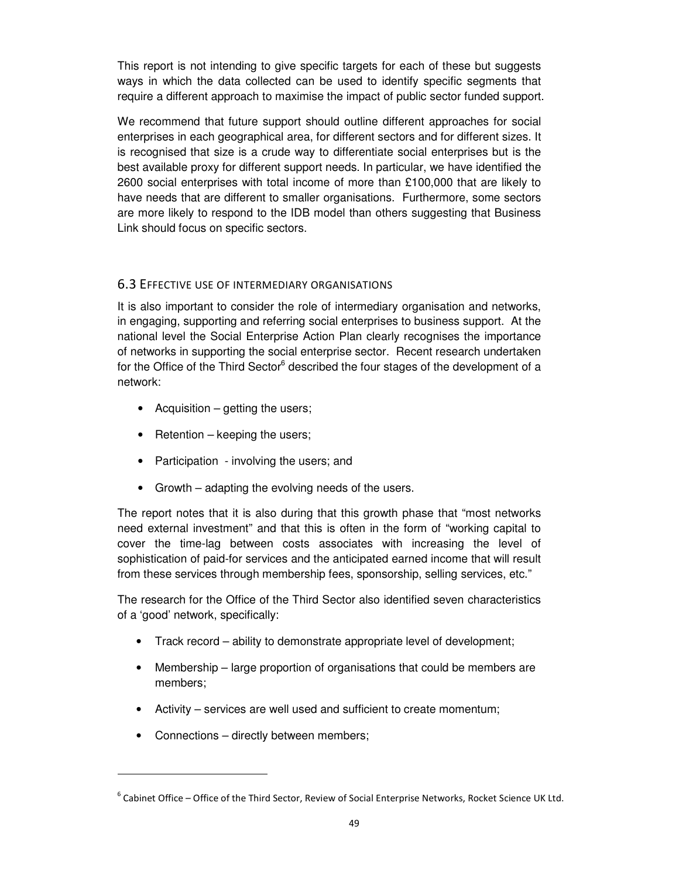This report is not intending to give specific targets for each of these but suggests ways in which the data collected can be used to identify specific segments that require a different approach to maximise the impact of public sector funded support.

We recommend that future support should outline different approaches for social enterprises in each geographical area, for different sectors and for different sizes. It is recognised that size is a crude way to differentiate social enterprises but is the best available proxy for different support needs. In particular, we have identified the 2600 social enterprises with total income of more than £100,000 that are likely to have needs that are different to smaller organisations. Furthermore, some sectors are more likely to respond to the IDB model than others suggesting that Business Link should focus on specific sectors.

### 6.3 Effective use of intermediary organisations

It is also important to consider the role of intermediary organisation and networks, in engaging, supporting and referring social enterprises to business support. At the national level the Social Enterprise Action Plan clearly recognises the importance of networks in supporting the social enterprise sector. Recent research undertaken for the Office of the Third Sector[6] described the four stages of the development of a network:

- Acquisition – getting the users;
- Retention – keeping the users;
- Participation - involving the users; and
- Growth – adapting the evolving needs of the users.

The report notes that it is also during that this growth phase that "most networks need external investment" and that this is often in the form of "working capital to cover the time-lag between costs associates with increasing the level of sophistication of paid-for services and the anticipated earned income that will result from these services through membership fees, sponsorship, selling services, etc."

The research for the Office of the Third Sector also identified seven characteristics of a 'good' network, specifically:

- Track record – ability to demonstrate appropriate level of development;
- Membership – large proportion of organisations that could be members are members;
- Activity – services are well used and sufficient to create momentum;
- Connections – directly between members;

[6] Cabinet Office – Office of the Third Sector, Review of Social Enterprise Networks, Rocket Science UK Ltd.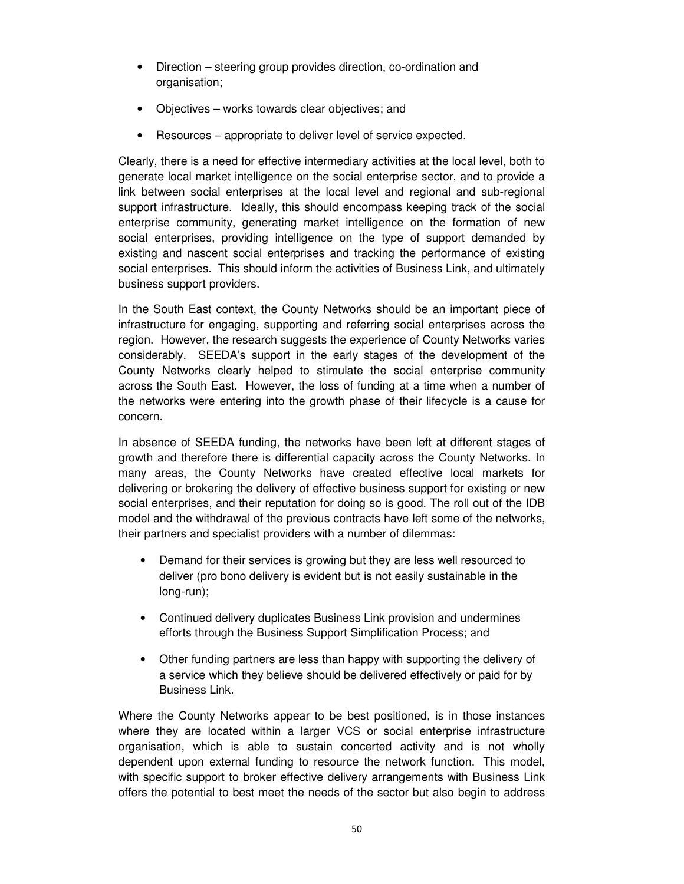- Direction – steering group provides direction, co-ordination and organisation;
- Objectives – works towards clear objectives; and
- Resources – appropriate to deliver level of service expected.

Clearly, there is a need for effective intermediary activities at the local level, both to generate local market intelligence on the social enterprise sector, and to provide a link between social enterprises at the local level and regional and sub-regional support infrastructure. Ideally, this should encompass keeping track of the social enterprise community, generating market intelligence on the formation of new social enterprises, providing intelligence on the type of support demanded by existing and nascent social enterprises and tracking the performance of existing social enterprises. This should inform the activities of Business Link, and ultimately business support providers.

In the South East context, the County Networks should be an important piece of infrastructure for engaging, supporting and referring social enterprises across the region. However, the research suggests the experience of County Networks varies considerably. SEEDA's support in the early stages of the development of the County Networks clearly helped to stimulate the social enterprise community across the South East. However, the loss of funding at a time when a number of the networks were entering into the growth phase of their lifecycle is a cause for concern.

In absence of SEEDA funding, the networks have been left at different stages of growth and therefore there is differential capacity across the County Networks. In many areas, the County Networks have created effective local markets for delivering or brokering the delivery of effective business support for existing or new social enterprises, and their reputation for doing so is good. The roll out of the IDB model and the withdrawal of the previous contracts have left some of the networks, their partners and specialist providers with a number of dilemmas:

- Demand for their services is growing but they are less well resourced to deliver (pro bono delivery is evident but is not easily sustainable in the long-run);
- Continued delivery duplicates Business Link provision and undermines efforts through the Business Support Simplification Process; and
- Other funding partners are less than happy with supporting the delivery of a service which they believe should be delivered effectively or paid for by Business Link.

Where the County Networks appear to be best positioned, is in those instances where they are located within a larger VCS or social enterprise infrastructure organisation, which is able to sustain concerted activity and is not wholly dependent upon external funding to resource the network function. This model, with specific support to broker effective delivery arrangements with Business Link offers the potential to best meet the needs of the sector but also begin to address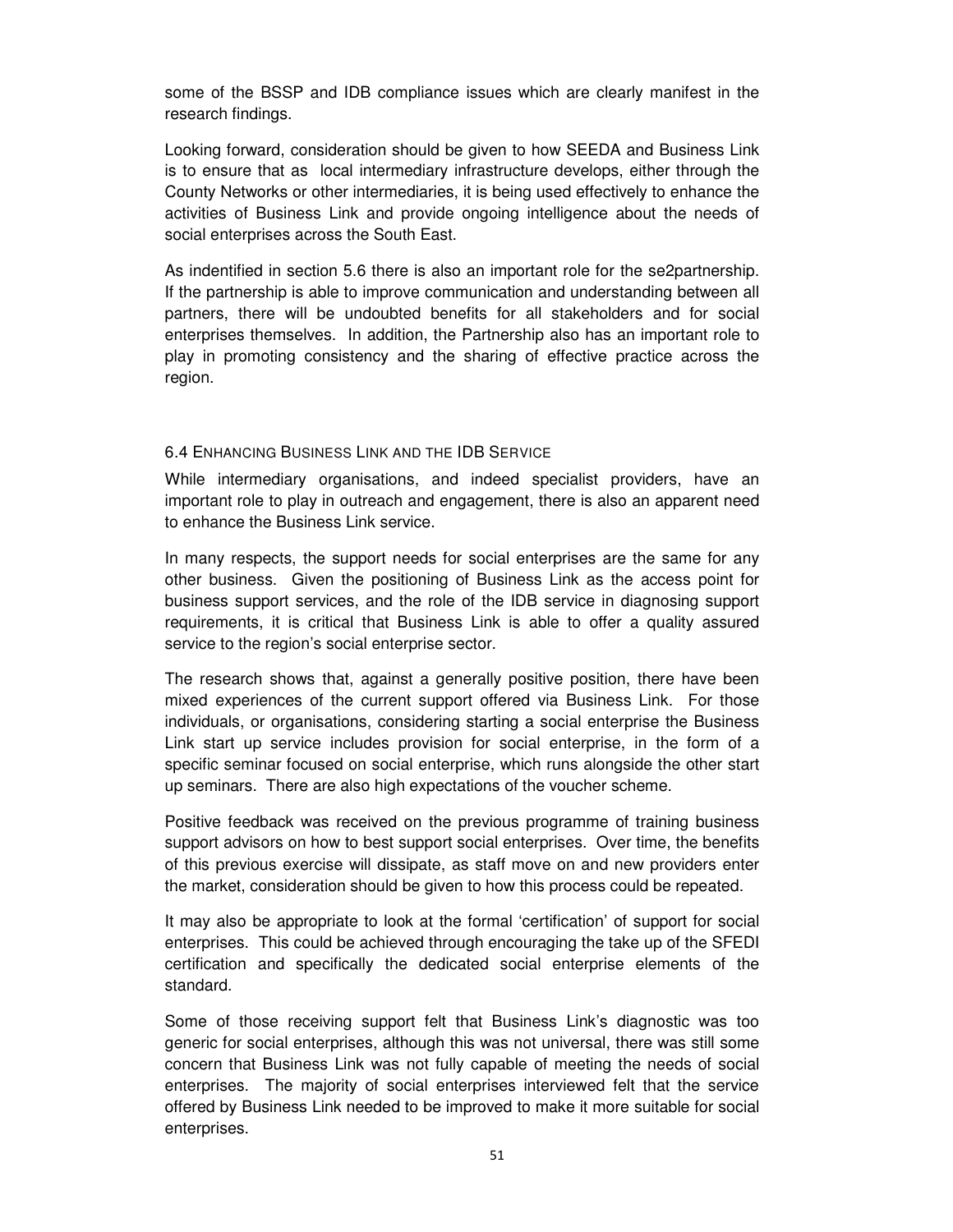some of the BSSP and IDB compliance issues which are clearly manifest in the research findings.

Looking forward, consideration should be given to how SEEDA and Business Link is to ensure that as local intermediary infrastructure develops, either through the County Networks or other intermediaries, it is being used effectively to enhance the activities of Business Link and provide ongoing intelligence about the needs of social enterprises across the South East.

As indentified in section 5.6 there is also an important role for the se2partnership. If the partnership is able to improve communication and understanding between all partners, there will be undoubted benefits for all stakeholders and for social enterprises themselves. In addition, the Partnership also has an important role to play in promoting consistency and the sharing of effective practice across the region.

### 6.4 Enhancing Business Link and the IDB Service

While intermediary organisations, and indeed specialist providers, have an important role to play in outreach and engagement, there is also an apparent need to enhance the Business Link service.

In many respects, the support needs for social enterprises are the same for any other business. Given the positioning of Business Link as the access point for business support services, and the role of the IDB service in diagnosing support requirements, it is critical that Business Link is able to offer a quality assured service to the region's social enterprise sector.

The research shows that, against a generally positive position, there have been mixed experiences of the current support offered via Business Link. For those individuals, or organisations, considering starting a social enterprise the Business Link start up service includes provision for social enterprise, in the form of a specific seminar focused on social enterprise, which runs alongside the other start up seminars. There are also high expectations of the voucher scheme.

Positive feedback was received on the previous programme of training business support advisors on how to best support social enterprises. Over time, the benefits of this previous exercise will dissipate, as staff move on and new providers enter the market, consideration should be given to how this process could be repeated.

It may also be appropriate to look at the formal 'certification' of support for social enterprises. This could be achieved through encouraging the take up of the SFEDI certification and specifically the dedicated social enterprise elements of the standard.

Some of those receiving support felt that Business Link's diagnostic was too generic for social enterprises, although this was not universal, there was still some concern that Business Link was not fully capable of meeting the needs of social enterprises. The majority of social enterprises interviewed felt that the service offered by Business Link needed to be improved to make it more suitable for social enterprises.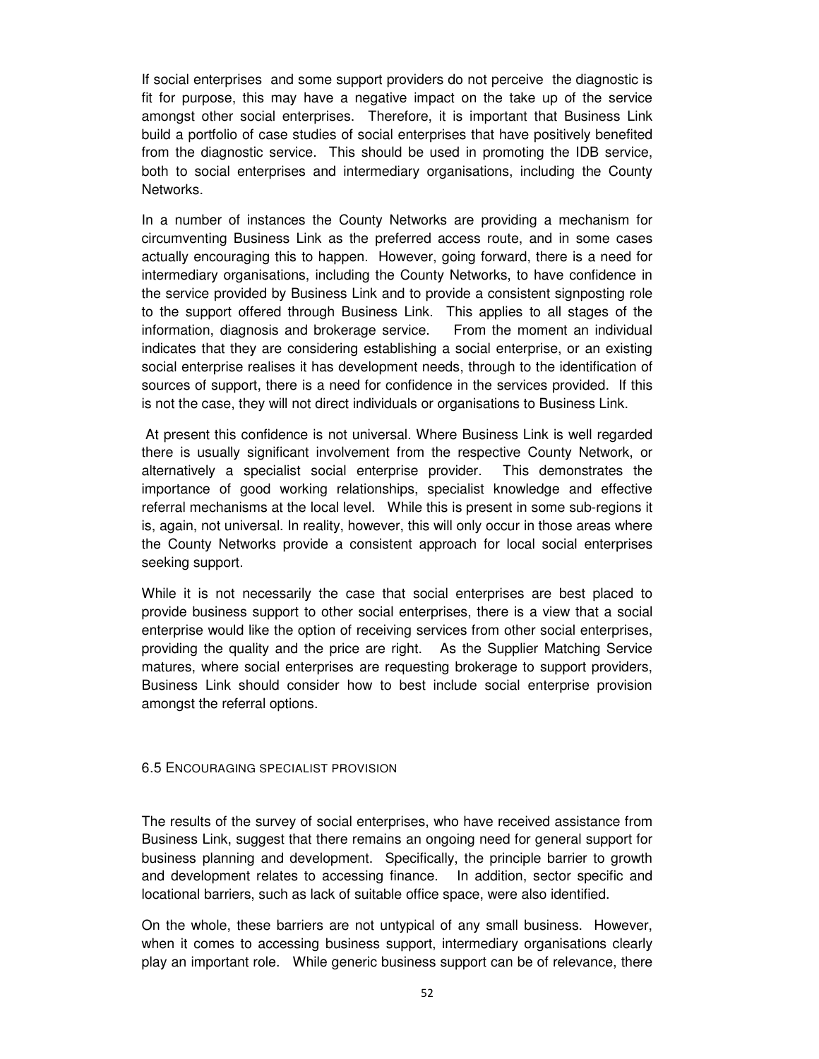If social enterprises and some support providers do not perceive the diagnostic is fit for purpose, this may have a negative impact on the take up of the service amongst other social enterprises. Therefore, it is important that Business Link build a portfolio of case studies of social enterprises that have positively benefited from the diagnostic service. This should be used in promoting the IDB service, both to social enterprises and intermediary organisations, including the County Networks.

In a number of instances the County Networks are providing a mechanism for circumventing Business Link as the preferred access route, and in some cases actually encouraging this to happen. However, going forward, there is a need for intermediary organisations, including the County Networks, to have confidence in the service provided by Business Link and to provide a consistent signposting role to the support offered through Business Link. This applies to all stages of the information, diagnosis and brokerage service. From the moment an individual indicates that they are considering establishing a social enterprise, or an existing social enterprise realises it has development needs, through to the identification of sources of support, there is a need for confidence in the services provided. If this is not the case, they will not direct individuals or organisations to Business Link.

At present this confidence is not universal. Where Business Link is well regarded there is usually significant involvement from the respective County Network, or alternatively a specialist social enterprise provider. This demonstrates the importance of good working relationships, specialist knowledge and effective referral mechanisms at the local level. While this is present in some sub-regions it is, again, not universal. In reality, however, this will only occur in those areas where the County Networks provide a consistent approach for local social enterprises seeking support.

While it is not necessarily the case that social enterprises are best placed to provide business support to other social enterprises, there is a view that a social enterprise would like the option of receiving services from other social enterprises, providing the quality and the price are right. As the Supplier Matching Service matures, where social enterprises are requesting brokerage to support providers, Business Link should consider how to best include social enterprise provision amongst the referral options.

### 6.5 Encouraging specialist provision

The results of the survey of social enterprises, who have received assistance from Business Link, suggest that there remains an ongoing need for general support for business planning and development. Specifically, the principle barrier to growth and development relates to accessing finance. In addition, sector specific and locational barriers, such as lack of suitable office space, were also identified.

On the whole, these barriers are not untypical of any small business. However, when it comes to accessing business support, intermediary organisations clearly play an important role. While generic business support can be of relevance, there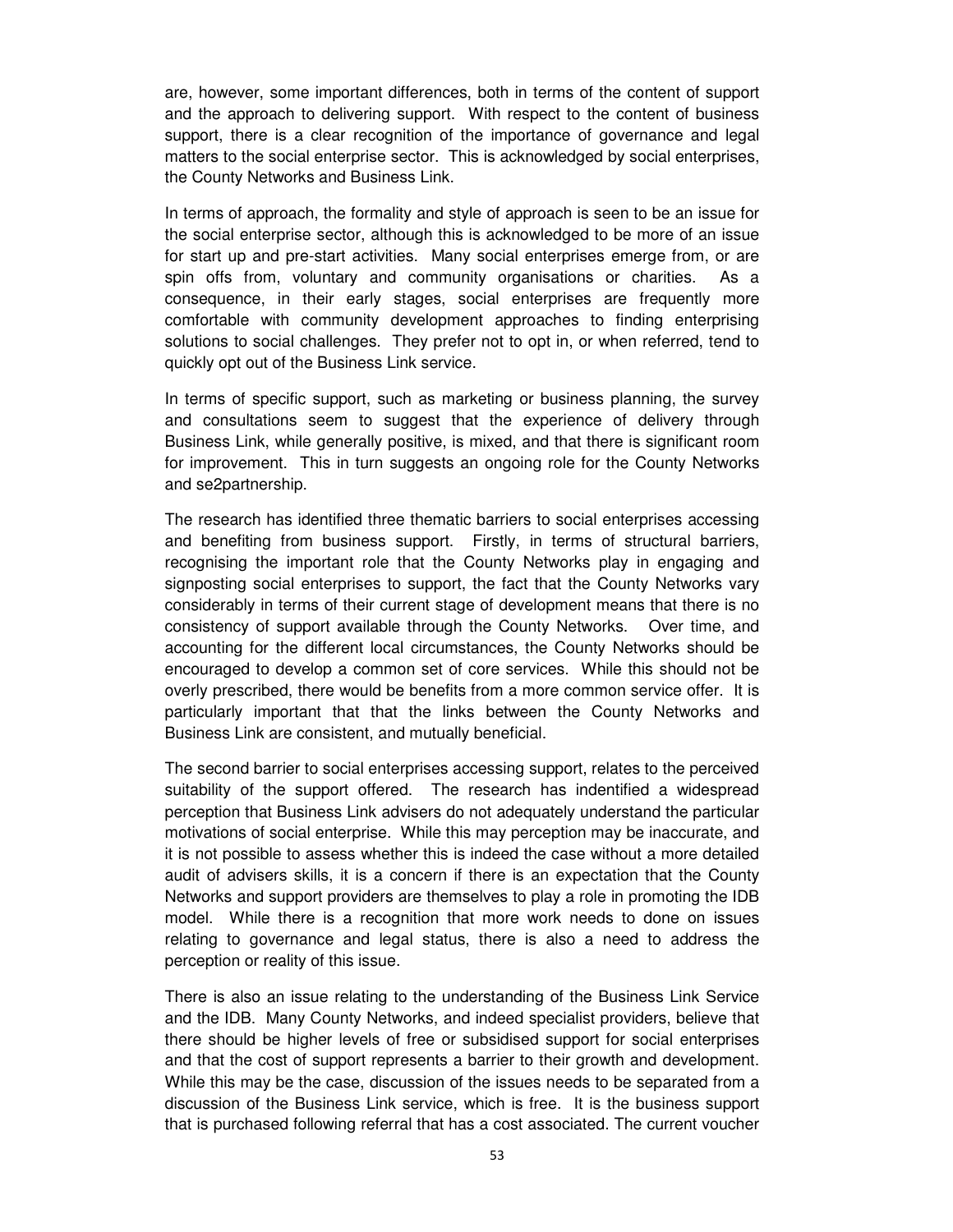are, however, some important differences, both in terms of the content of support and the approach to delivering support. With respect to the content of business support, there is a clear recognition of the importance of governance and legal matters to the social enterprise sector. This is acknowledged by social enterprises, the County Networks and Business Link.

In terms of approach, the formality and style of approach is seen to be an issue for the social enterprise sector, although this is acknowledged to be more of an issue for start up and pre-start activities. Many social enterprises emerge from, or are spin offs from, voluntary and community organisations or charities. As a consequence, in their early stages, social enterprises are frequently more comfortable with community development approaches to finding enterprising solutions to social challenges. They prefer not to opt in, or when referred, tend to quickly opt out of the Business Link service.

In terms of specific support, such as marketing or business planning, the survey and consultations seem to suggest that the experience of delivery through Business Link, while generally positive, is mixed, and that there is significant room for improvement. This in turn suggests an ongoing role for the County Networks and se2partnership.

The research has identified three thematic barriers to social enterprises accessing and benefiting from business support. Firstly, in terms of structural barriers, recognising the important role that the County Networks play in engaging and signposting social enterprises to support, the fact that the County Networks vary considerably in terms of their current stage of development means that there is no consistency of support available through the County Networks. Over time, and accounting for the different local circumstances, the County Networks should be encouraged to develop a common set of core services. While this should not be overly prescribed, there would be benefits from a more common service offer. It is particularly important that that the links between the County Networks and Business Link are consistent, and mutually beneficial.

The second barrier to social enterprises accessing support, relates to the perceived suitability of the support offered. The research has indentified a widespread perception that Business Link advisers do not adequately understand the particular motivations of social enterprise. While this may perception may be inaccurate, and it is not possible to assess whether this is indeed the case without a more detailed audit of advisers skills, it is a concern if there is an expectation that the County Networks and support providers are themselves to play a role in promoting the IDB model. While there is a recognition that more work needs to done on issues relating to governance and legal status, there is also a need to address the perception or reality of this issue.

There is also an issue relating to the understanding of the Business Link Service and the IDB. Many County Networks, and indeed specialist providers, believe that there should be higher levels of free or subsidised support for social enterprises and that the cost of support represents a barrier to their growth and development. While this may be the case, discussion of the issues needs to be separated from a discussion of the Business Link service, which is free. It is the business support that is purchased following referral that has a cost associated. The current voucher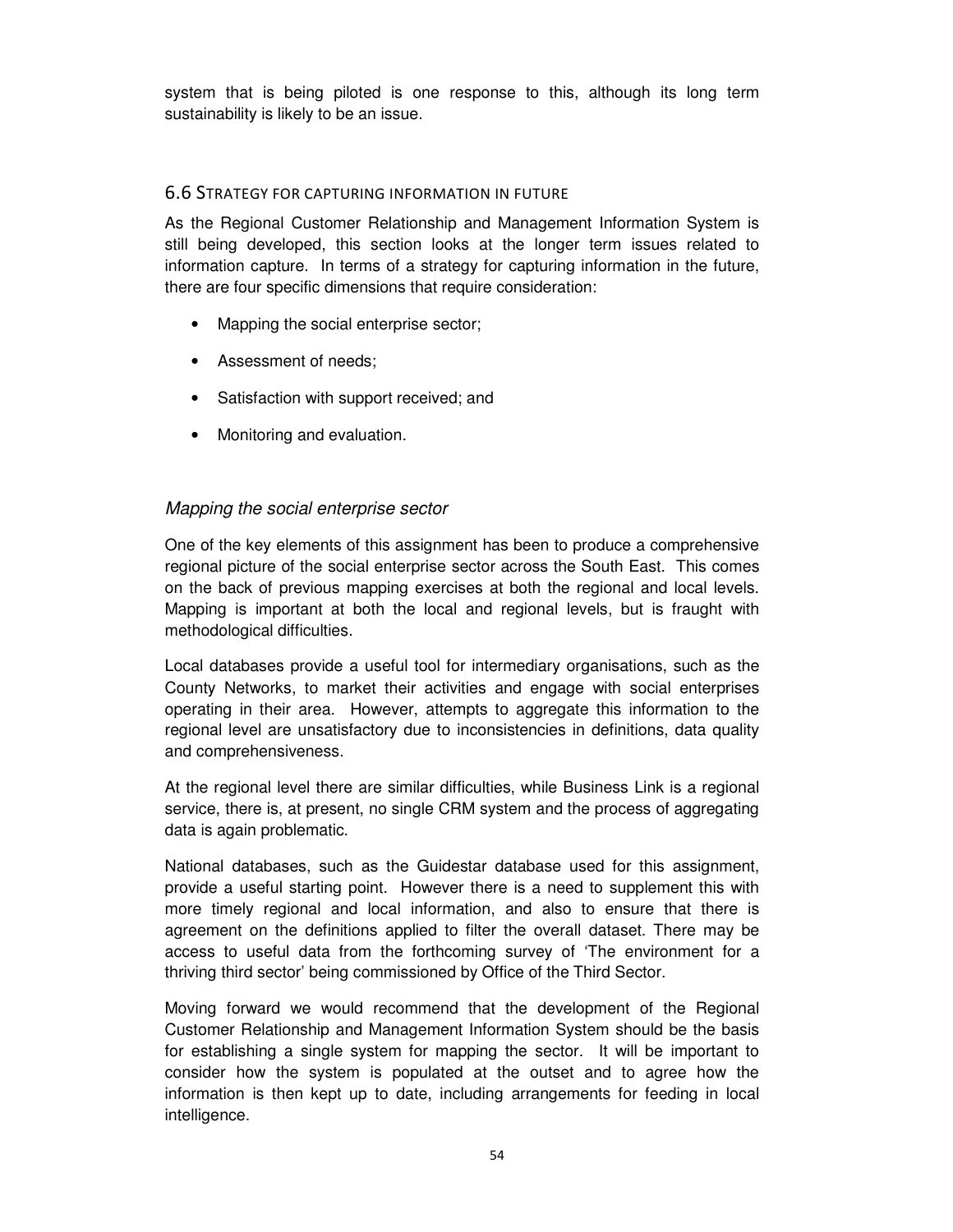system that is being piloted is one response to this, although its long term sustainability is likely to be an issue.

## 6.6 Strategy for capturing information in future

As the Regional Customer Relationship and Management Information System is still being developed, this section looks at the longer term issues related to information capture. In terms of a strategy for capturing information in the future, there are four specific dimensions that require consideration:

- Mapping the social enterprise sector;
- Assessment of needs;
- Satisfaction with support received; and
- Monitoring and evaluation.

### *Mapping the social enterprise sector*

One of the key elements of this assignment has been to produce a comprehensive regional picture of the social enterprise sector across the South East. This comes on the back of previous mapping exercises at both the regional and local levels. Mapping is important at both the local and regional levels, but is fraught with methodological difficulties.

Local databases provide a useful tool for intermediary organisations, such as the County Networks, to market their activities and engage with social enterprises operating in their area. However, attempts to aggregate this information to the regional level are unsatisfactory due to inconsistencies in definitions, data quality and comprehensiveness.

At the regional level there are similar difficulties, while Business Link is a regional service, there is, at present, no single CRM system and the process of aggregating data is again problematic.

National databases, such as the Guidestar database used for this assignment, provide a useful starting point. However there is a need to supplement this with more timely regional and local information, and also to ensure that there is agreement on the definitions applied to filter the overall dataset. There may be access to useful data from the forthcoming survey of 'The environment for a thriving third sector' being commissioned by Office of the Third Sector.

Moving forward we would recommend that the development of the Regional Customer Relationship and Management Information System should be the basis for establishing a single system for mapping the sector. It will be important to consider how the system is populated at the outset and to agree how the information is then kept up to date, including arrangements for feeding in local intelligence.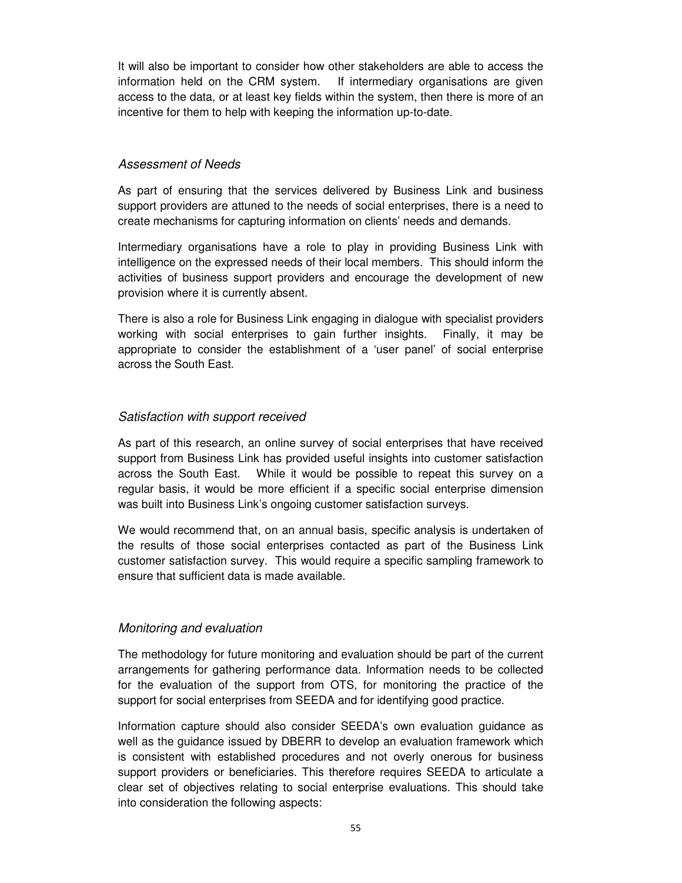It will also be important to consider how other stakeholders are able to access the information held on the CRM system. If intermediary organisations are given access to the data, or at least key fields within the system, then there is more of an incentive for them to help with keeping the information up-to-date.

### *Assessment of Needs*

As part of ensuring that the services delivered by Business Link and business support providers are attuned to the needs of social enterprises, there is a need to create mechanisms for capturing information on clients' needs and demands.

Intermediary organisations have a role to play in providing Business Link with intelligence on the expressed needs of their local members. This should inform the activities of business support providers and encourage the development of new provision where it is currently absent.

There is also a role for Business Link engaging in dialogue with specialist providers working with social enterprises to gain further insights. Finally, it may be appropriate to consider the establishment of a 'user panel' of social enterprise across the South East.

### *Satisfaction with support received*

As part of this research, an online survey of social enterprises that have received support from Business Link has provided useful insights into customer satisfaction across the South East. While it would be possible to repeat this survey on a regular basis, it would be more efficient if a specific social enterprise dimension was built into Business Link's ongoing customer satisfaction surveys.

We would recommend that, on an annual basis, specific analysis is undertaken of the results of those social enterprises contacted as part of the Business Link customer satisfaction survey. This would require a specific sampling framework to ensure that sufficient data is made available.

### *Monitoring and evaluation*

The methodology for future monitoring and evaluation should be part of the current arrangements for gathering performance data. Information needs to be collected for the evaluation of the support from OTS, for monitoring the practice of the support for social enterprises from SEEDA and for identifying good practice.

Information capture should also consider SEEDA's own evaluation guidance as well as the guidance issued by DBERR to develop an evaluation framework which is consistent with established procedures and not overly onerous for business support providers or beneficiaries. This therefore requires SEEDA to articulate a clear set of objectives relating to social enterprise evaluations. This should take into consideration the following aspects: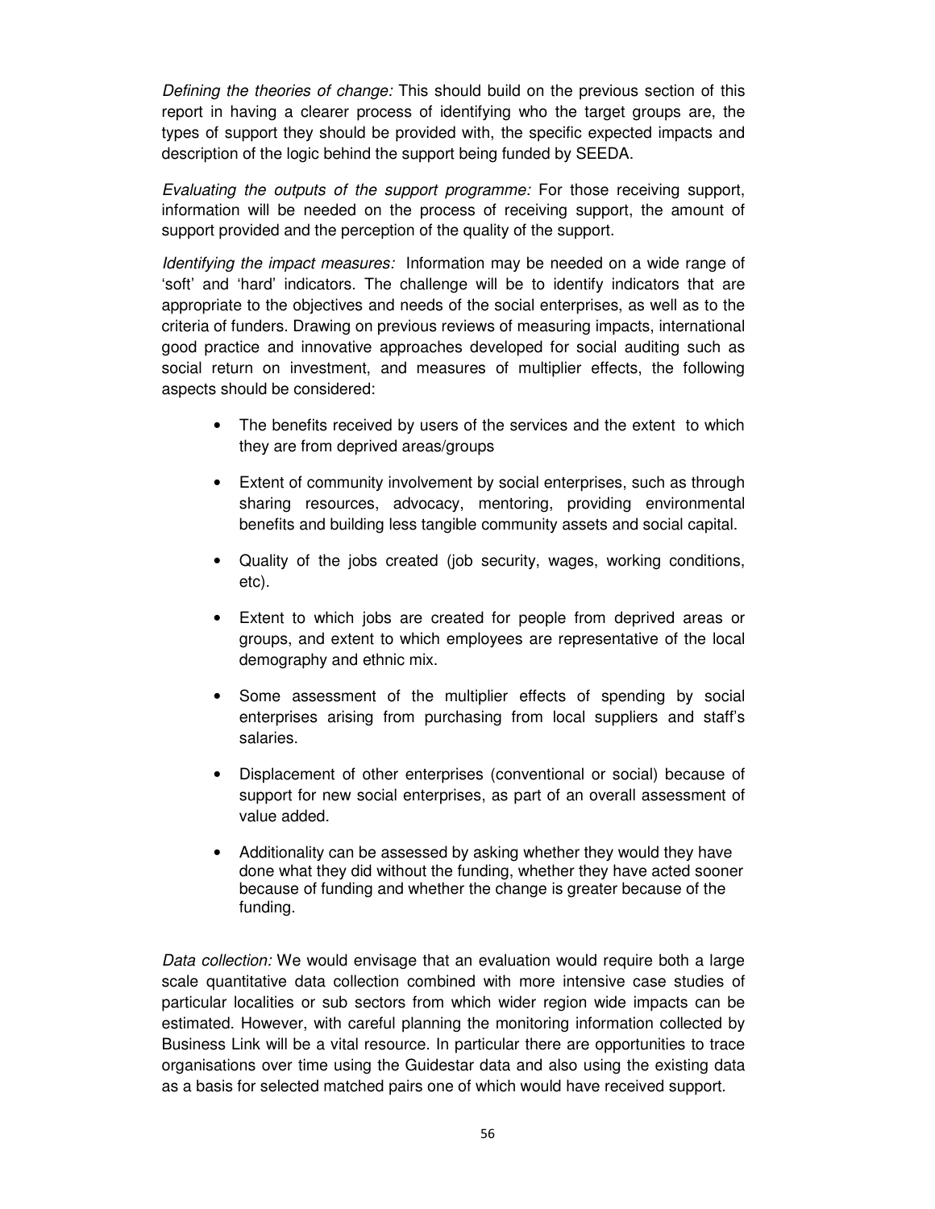*Defining the theories of change:* This should build on the previous section of this report in having a clearer process of identifying who the target groups are, the types of support they should be provided with, the specific expected impacts and description of the logic behind the support being funded by SEEDA.

*Evaluating the outputs of the support programme:* For those receiving support, information will be needed on the process of receiving support, the amount of support provided and the perception of the quality of the support.

*Identifying the impact measures:* Information may be needed on a wide range of 'soft' and 'hard' indicators. The challenge will be to identify indicators that are appropriate to the objectives and needs of the social enterprises, as well as to the criteria of funders. Drawing on previous reviews of measuring impacts, international good practice and innovative approaches developed for social auditing such as social return on investment, and measures of multiplier effects, the following aspects should be considered:

- The benefits received by users of the services and the extent to which they are from deprived areas/groups
- Extent of community involvement by social enterprises, such as through sharing resources, advocacy, mentoring, providing environmental benefits and building less tangible community assets and social capital.
- Quality of the jobs created (job security, wages, working conditions, etc).
- Extent to which jobs are created for people from deprived areas or groups, and extent to which employees are representative of the local demography and ethnic mix.
- Some assessment of the multiplier effects of spending by social enterprises arising from purchasing from local suppliers and staff's salaries.
- Displacement of other enterprises (conventional or social) because of support for new social enterprises, as part of an overall assessment of value added.
- Additionality can be assessed by asking whether they would they have done what they did without the funding, whether they have acted sooner because of funding and whether the change is greater because of the funding.

*Data collection:* We would envisage that an evaluation would require both a large scale quantitative data collection combined with more intensive case studies of particular localities or sub sectors from which wider region wide impacts can be estimated. However, with careful planning the monitoring information collected by Business Link will be a vital resource. In particular there are opportunities to trace organisations over time using the Guidestar data and also using the existing data as a basis for selected matched pairs one of which would have received support.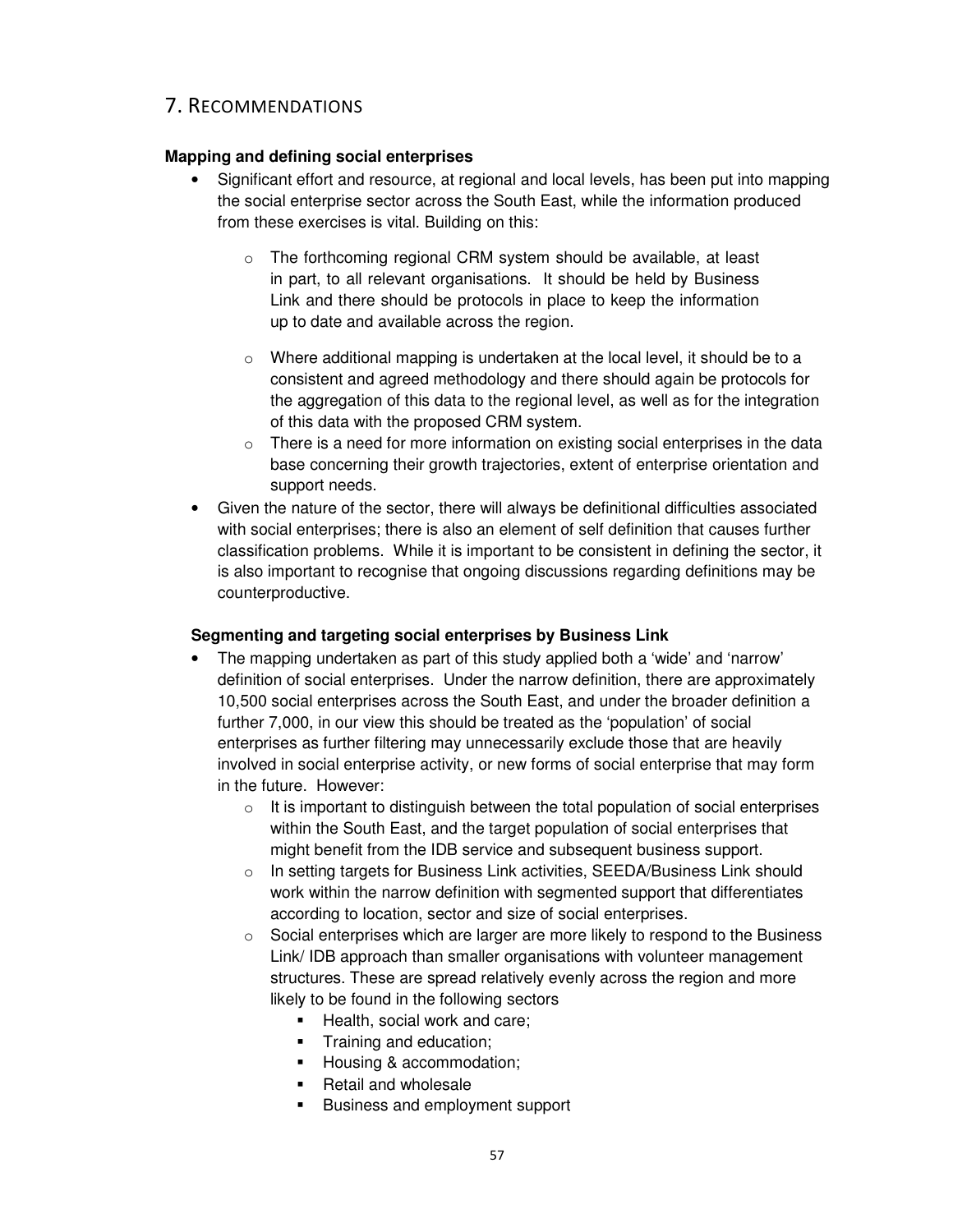# 7. Recommendations

**Mapping and defining social enterprises**

- Significant effort and resource, at regional and local levels, has been put into mapping the social enterprise sector across the South East, while the information produced from these exercises is vital. Building on this:
  - The forthcoming regional CRM system should be available, at least in part, to all relevant organisations. It should be held by Business Link and there should be protocols in place to keep the information up to date and available across the region.
  - Where additional mapping is undertaken at the local level, it should be to a consistent and agreed methodology and there should again be protocols for the aggregation of this data to the regional level, as well as for the integration of this data with the proposed CRM system.
  - There is a need for more information on existing social enterprises in the data base concerning their growth trajectories, extent of enterprise orientation and support needs.
- Given the nature of the sector, there will always be definitional difficulties associated with social enterprises; there is also an element of self definition that causes further classification problems. While it is important to be consistent in defining the sector, it is also important to recognise that ongoing discussions regarding definitions may be counterproductive.

**Segmenting and targeting social enterprises by Business Link**

- The mapping undertaken as part of this study applied both a 'wide' and 'narrow' definition of social enterprises. Under the narrow definition, there are approximately 10,500 social enterprises across the South East, and under the broader definition a further 7,000, in our view this should be treated as the 'population' of social enterprises as further filtering may unnecessarily exclude those that are heavily involved in social enterprise activity, or new forms of social enterprise that may form in the future. However:
  - It is important to distinguish between the total population of social enterprises within the South East, and the target population of social enterprises that might benefit from the IDB service and subsequent business support.
  - In setting targets for Business Link activities, SEEDA/Business Link should work within the narrow definition with segmented support that differentiates according to location, sector and size of social enterprises.
  - Social enterprises which are larger are more likely to respond to the Business Link/ IDB approach than smaller organisations with volunteer management structures. These are spread relatively evenly across the region and more likely to be found in the following sectors
    - Health, social work and care;
    - Training and education;
    - Housing & accommodation;
    - Retail and wholesale
    - Business and employment support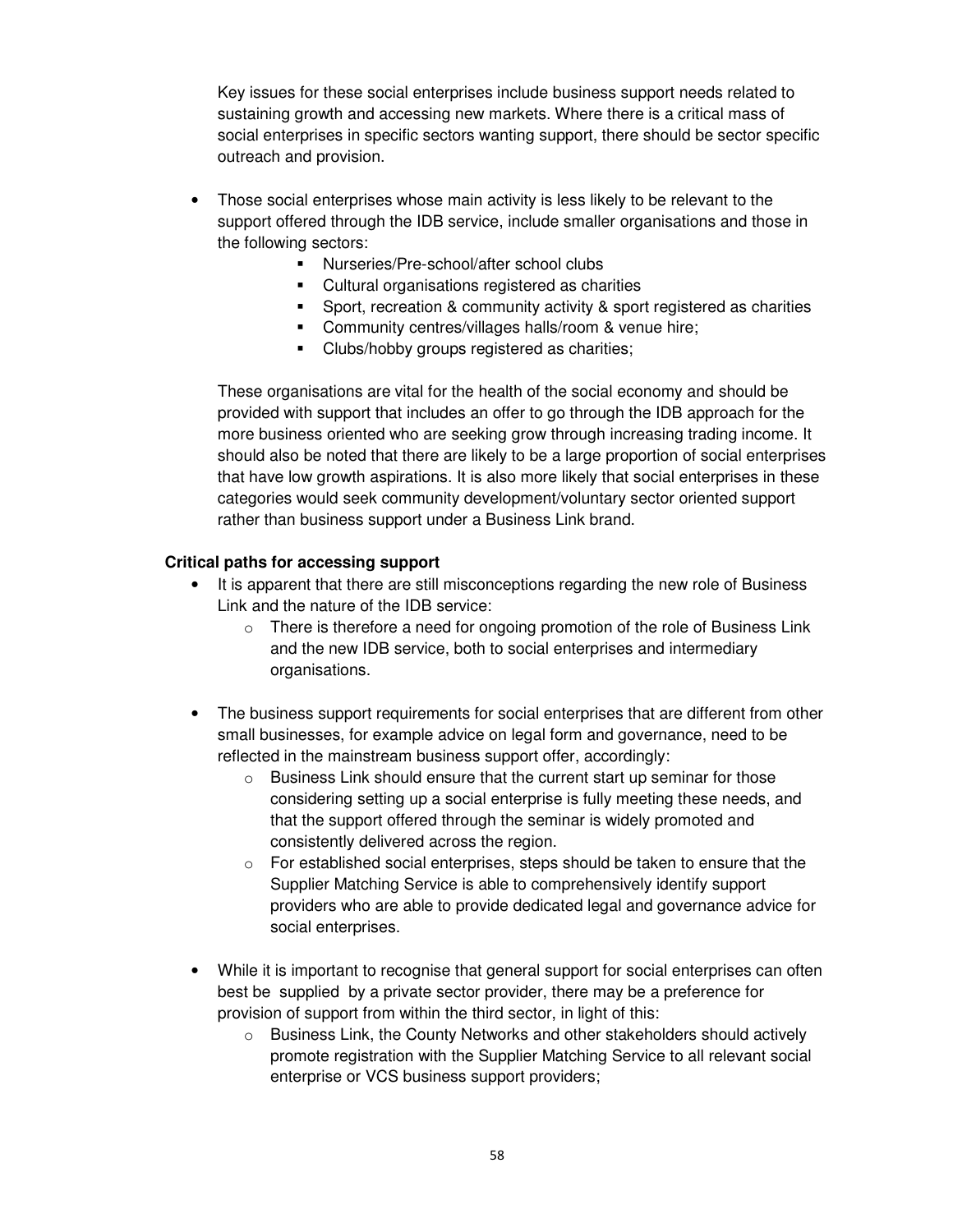Key issues for these social enterprises include business support needs related to sustaining growth and accessing new markets. Where there is a critical mass of social enterprises in specific sectors wanting support, there should be sector specific outreach and provision.

- Those social enterprises whose main activity is less likely to be relevant to the support offered through the IDB service, include smaller organisations and those in the following sectors:
  - Nurseries/Pre-school/after school clubs
  - Cultural organisations registered as charities
  - Sport, recreation & community activity & sport registered as charities
  - Community centres/villages halls/room & venue hire;
  - Clubs/hobby groups registered as charities;

  These organisations are vital for the health of the social economy and should be provided with support that includes an offer to go through the IDB approach for the more business oriented who are seeking grow through increasing trading income. It should also be noted that there are likely to be a large proportion of social enterprises that have low growth aspirations. It is also more likely that social enterprises in these categories would seek community development/voluntary sector oriented support rather than business support under a Business Link brand.

**Critical paths for accessing support**

- It is apparent that there are still misconceptions regarding the new role of Business Link and the nature of the IDB service:
  - There is therefore a need for ongoing promotion of the role of Business Link and the new IDB service, both to social enterprises and intermediary organisations.

- The business support requirements for social enterprises that are different from other small businesses, for example advice on legal form and governance, need to be reflected in the mainstream business support offer, accordingly:
  - Business Link should ensure that the current start up seminar for those considering setting up a social enterprise is fully meeting these needs, and that the support offered through the seminar is widely promoted and consistently delivered across the region.
  - For established social enterprises, steps should be taken to ensure that the Supplier Matching Service is able to comprehensively identify support providers who are able to provide dedicated legal and governance advice for social enterprises.

- While it is important to recognise that general support for social enterprises can often best be supplied by a private sector provider, there may be a preference for provision of support from within the third sector, in light of this:
  - Business Link, the County Networks and other stakeholders should actively promote registration with the Supplier Matching Service to all relevant social enterprise or VCS business support providers;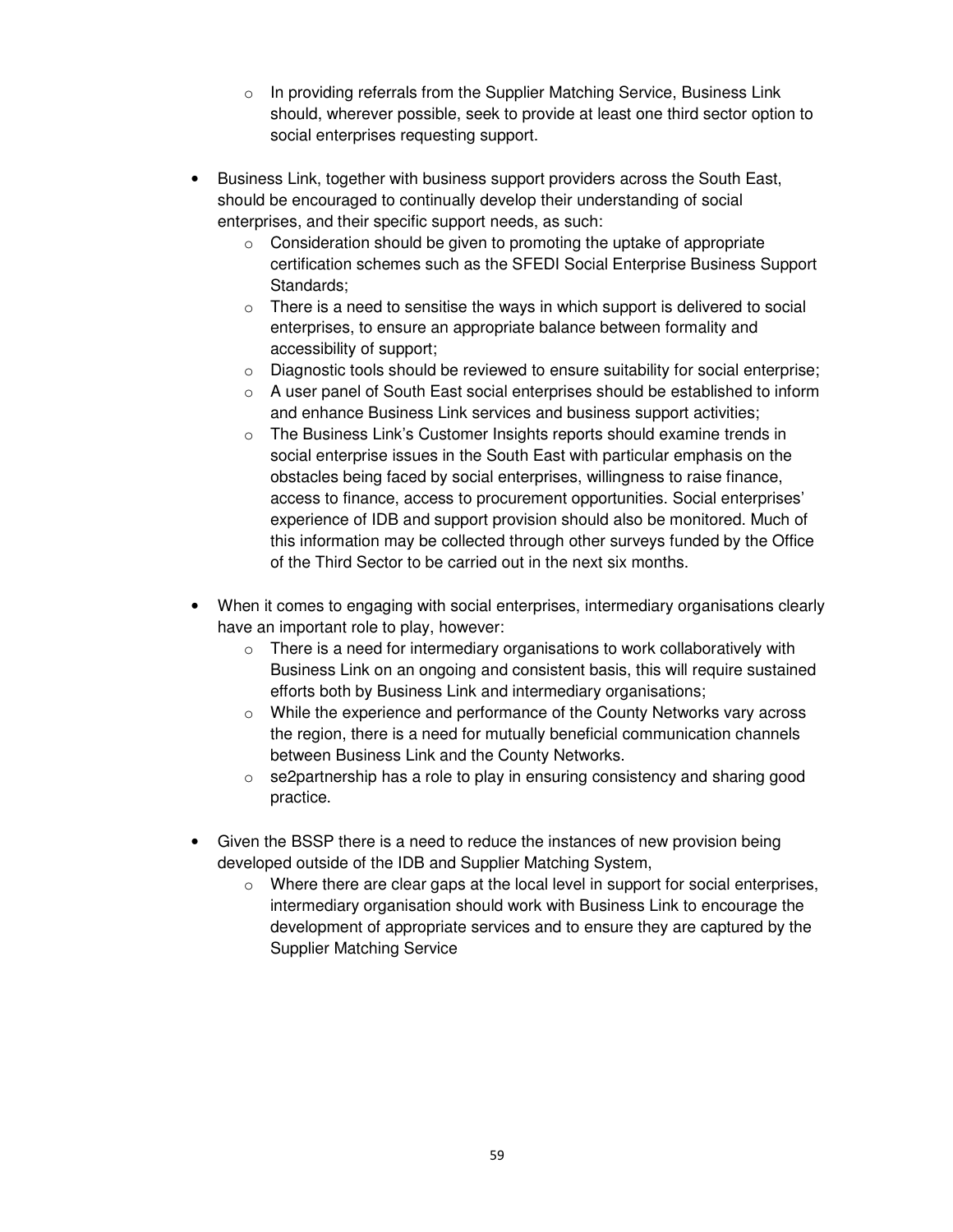- In providing referrals from the Supplier Matching Service, Business Link should, wherever possible, seek to provide at least one third sector option to social enterprises requesting support.

- Business Link, together with business support providers across the South East, should be encouraged to continually develop their understanding of social enterprises, and their specific support needs, as such:
  - Consideration should be given to promoting the uptake of appropriate certification schemes such as the SFEDI Social Enterprise Business Support Standards;
  - There is a need to sensitise the ways in which support is delivered to social enterprises, to ensure an appropriate balance between formality and accessibility of support;
  - Diagnostic tools should be reviewed to ensure suitability for social enterprise;
  - A user panel of South East social enterprises should be established to inform and enhance Business Link services and business support activities;
  - The Business Link's Customer Insights reports should examine trends in social enterprise issues in the South East with particular emphasis on the obstacles being faced by social enterprises, willingness to raise finance, access to finance, access to procurement opportunities. Social enterprises' experience of IDB and support provision should also be monitored. Much of this information may be collected through other surveys funded by the Office of the Third Sector to be carried out in the next six months.

- When it comes to engaging with social enterprises, intermediary organisations clearly have an important role to play, however:
  - There is a need for intermediary organisations to work collaboratively with Business Link on an ongoing and consistent basis, this will require sustained efforts both by Business Link and intermediary organisations;
  - While the experience and performance of the County Networks vary across the region, there is a need for mutually beneficial communication channels between Business Link and the County Networks.
  - se2partnership has a role to play in ensuring consistency and sharing good practice.

- Given the BSSP there is a need to reduce the instances of new provision being developed outside of the IDB and Supplier Matching System,
  - Where there are clear gaps at the local level in support for social enterprises, intermediary organisation should work with Business Link to encourage the development of appropriate services and to ensure they are captured by the Supplier Matching Service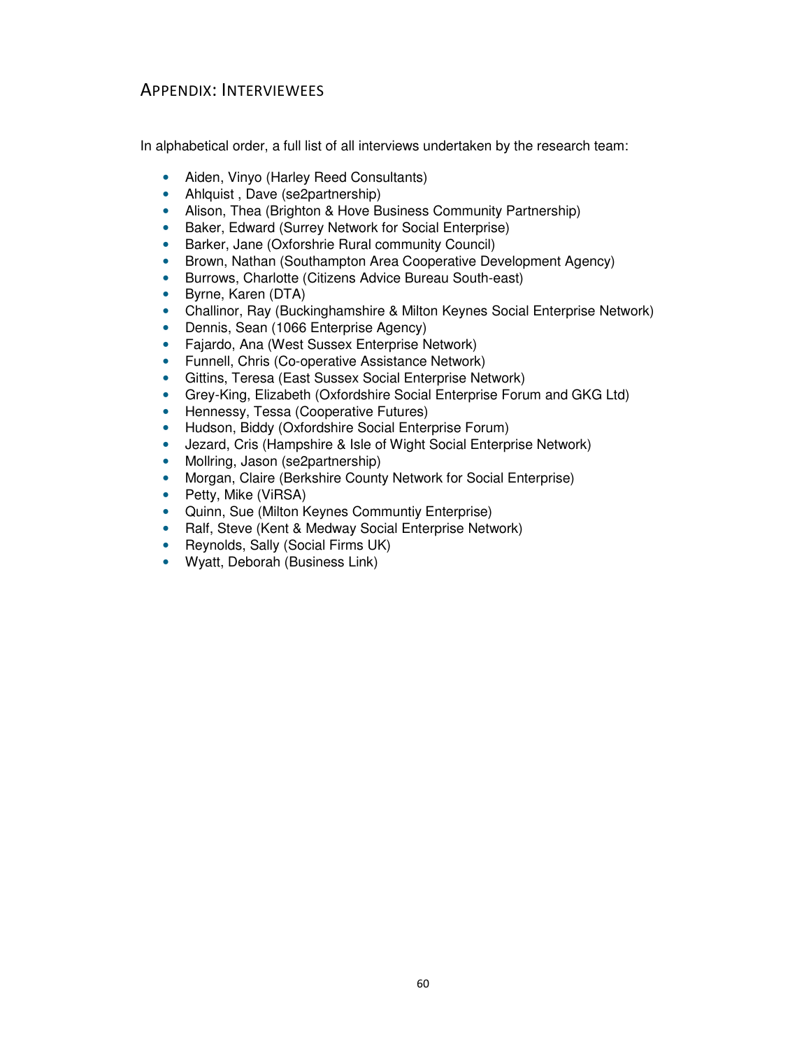## Appendix: Interviewees

In alphabetical order, a full list of all interviews undertaken by the research team:

- Aiden, Vinyo (Harley Reed Consultants)
- Ahlquist , Dave (se2partnership)
- Alison, Thea (Brighton & Hove Business Community Partnership)
- Baker, Edward (Surrey Network for Social Enterprise)
- Barker, Jane (Oxforshrie Rural community Council)
- Brown, Nathan (Southampton Area Cooperative Development Agency)
- Burrows, Charlotte (Citizens Advice Bureau South-east)
- Byrne, Karen (DTA)
- Challinor, Ray (Buckinghamshire & Milton Keynes Social Enterprise Network)
- Dennis, Sean (1066 Enterprise Agency)
- Fajardo, Ana (West Sussex Enterprise Network)
- Funnell, Chris (Co-operative Assistance Network)
- Gittins, Teresa (East Sussex Social Enterprise Network)
- Grey-King, Elizabeth (Oxfordshire Social Enterprise Forum and GKG Ltd)
- Hennessy, Tessa (Cooperative Futures)
- Hudson, Biddy (Oxfordshire Social Enterprise Forum)
- Jezard, Cris (Hampshire & Isle of Wight Social Enterprise Network)
- Mollring, Jason (se2partnership)
- Morgan, Claire (Berkshire County Network for Social Enterprise)
- Petty, Mike (ViRSA)
- Quinn, Sue (Milton Keynes Communtiy Enterprise)
- Ralf, Steve (Kent & Medway Social Enterprise Network)
- Reynolds, Sally (Social Firms UK)
- Wyatt, Deborah (Business Link)